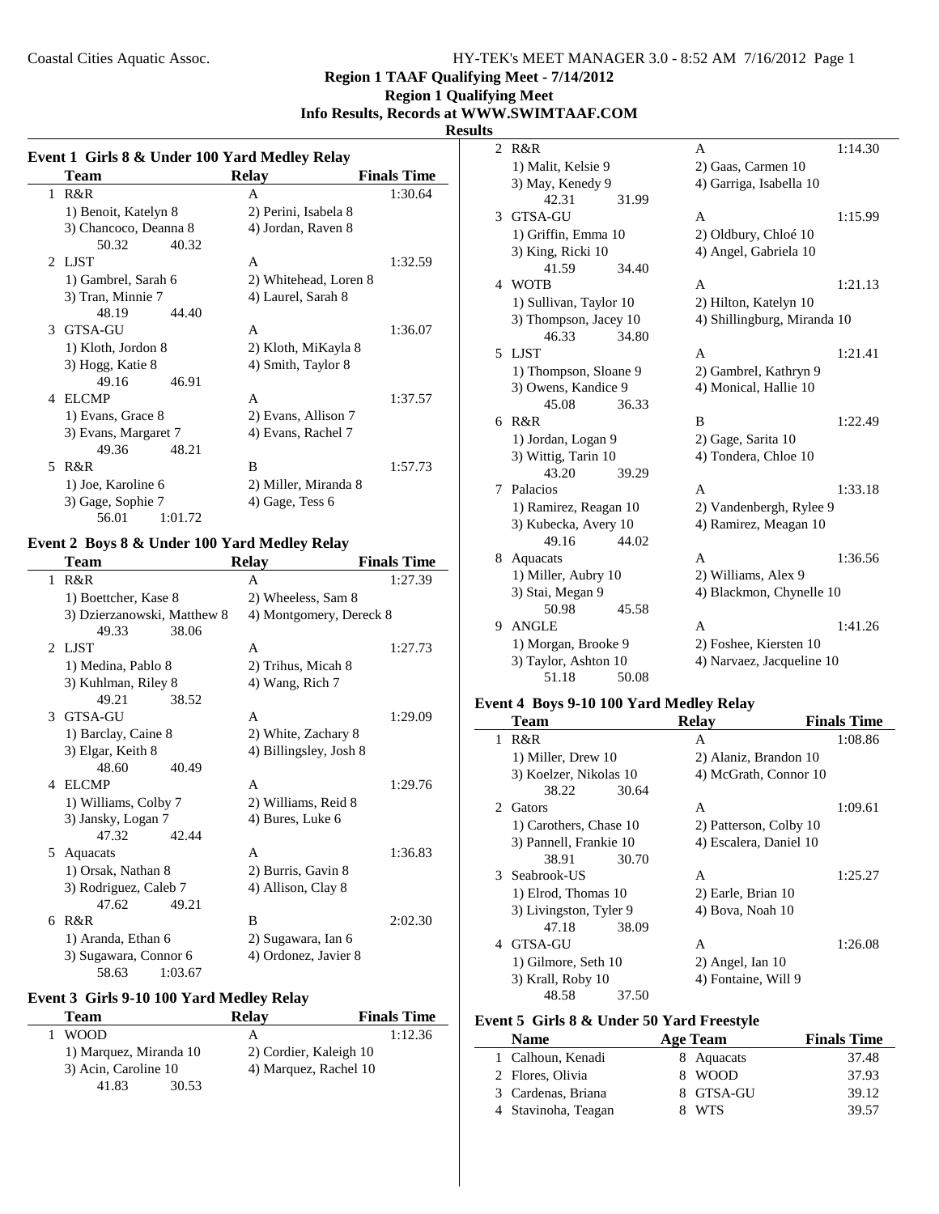Region 1 TAAF Qualifying Meet - 7/14/2012

Region 1 Qualifying Meet

Info Results, Records at WWW.SWIMTAAF.COM

**Results**

### Event 1 Girls 8 & Under 100 Yard Medley Relay

| | Team | Relay | Finals Time |
|---|---|---|---|
| 1 | R&R | A | 1:30.64 |
| | 1) Benoit, Katelyn 8 | 2) Perini, Isabela 8 | |
| | 3) Chancoco, Deanna 8 | 4) Jordan, Raven 8 | |
| | 50.32 40.32 | | |
| 2 | LJST | A | 1:32.59 |
| | 1) Gambrel, Sarah 6 | 2) Whitehead, Loren 8 | |
| | 3) Tran, Minnie 7 | 4) Laurel, Sarah 8 | |
| | 48.19 44.40 | | |
| 3 | GTSA-GU | A | 1:36.07 |
| | 1) Kloth, Jordon 8 | 2) Kloth, MiKayla 8 | |
| | 3) Hogg, Katie 8 | 4) Smith, Taylor 8 | |
| | 49.16 46.91 | | |
| 4 | ELCMP | A | 1:37.57 |
| | 1) Evans, Grace 8 | 2) Evans, Allison 7 | |
| | 3) Evans, Margaret 7 | 4) Evans, Rachel 7 | |
| | 49.36 48.21 | | |
| 5 | R&R | B | 1:57.73 |
| | 1) Joe, Karoline 6 | 2) Miller, Miranda 8 | |
| | 3) Gage, Sophie 7 | 4) Gage, Tess 6 | |
| | 56.01 1:01.72 | | |

### Event 2 Boys 8 & Under 100 Yard Medley Relay

| | Team | Relay | Finals Time |
|---|---|---|---|
| 1 | R&R | A | 1:27.39 |
| | 1) Boettcher, Kase 8 | 2) Wheeless, Sam 8 | |
| | 3) Dzierzanowski, Matthew 8 | 4) Montgomery, Dereck 8 | |
| | 49.33 38.06 | | |
| 2 | LJST | A | 1:27.73 |
| | 1) Medina, Pablo 8 | 2) Trihus, Micah 8 | |
| | 3) Kuhlman, Riley 8 | 4) Wang, Rich 7 | |
| | 49.21 38.52 | | |
| 3 | GTSA-GU | A | 1:29.09 |
| | 1) Barclay, Caine 8 | 2) White, Zachary 8 | |
| | 3) Elgar, Keith 8 | 4) Billingsley, Josh 8 | |
| | 48.60 40.49 | | |
| 4 | ELCMP | A | 1:29.76 |
| | 1) Williams, Colby 7 | 2) Williams, Reid 8 | |
| | 3) Jansky, Logan 7 | 4) Bures, Luke 6 | |
| | 47.32 42.44 | | |
| 5 | Aquacats | A | 1:36.83 |
| | 1) Orsak, Nathan 8 | 2) Burris, Gavin 8 | |
| | 3) Rodriguez, Caleb 7 | 4) Allison, Clay 8 | |
| | 47.62 49.21 | | |
| 6 | R&R | B | 2:02.30 |
| | 1) Aranda, Ethan 6 | 2) Sugawara, Ian 6 | |
| | 3) Sugawara, Connor 6 | 4) Ordonez, Javier 8 | |
| | 58.63 1:03.67 | | |

### Event 3 Girls 9-10 100 Yard Medley Relay

| | Team | Relay | Finals Time |
|---|---|---|---|
| 1 | WOOD | A | 1:12.36 |
| | 1) Marquez, Miranda 10 | 2) Cordier, Kaleigh 10 | |
| | 3) Acin, Caroline 10 | 4) Marquez, Rachel 10 | |
| | 41.83 30.53 | | |
| 2 | R&R | A | 1:14.30 |
| | 1) Malit, Kelsie 9 | 2) Gaas, Carmen 10 | |
| | 3) May, Kenedy 9 | 4) Garriga, Isabella 10 | |
| | 42.31 31.99 | | |
| 3 | GTSA-GU | A | 1:15.99 |
| | 1) Griffin, Emma 10 | 2) Oldbury, Chloé 10 | |
| | 3) King, Ricki 10 | 4) Angel, Gabriela 10 | |
| | 41.59 34.40 | | |
| 4 | WOTB | A | 1:21.13 |
| | 1) Sullivan, Taylor 10 | 2) Hilton, Katelyn 10 | |
| | 3) Thompson, Jacey 10 | 4) Shillingburg, Miranda 10 | |
| | 46.33 34.80 | | |
| 5 | LJST | A | 1:21.41 |
| | 1) Thompson, Sloane 9 | 2) Gambrel, Kathryn 9 | |
| | 3) Owens, Kandice 9 | 4) Monical, Hallie 10 | |
| | 45.08 36.33 | | |
| 6 | R&R | B | 1:22.49 |
| | 1) Jordan, Logan 9 | 2) Gage, Sarita 10 | |
| | 3) Wittig, Tarin 10 | 4) Tondera, Chloe 10 | |
| | 43.20 39.29 | | |
| 7 | Palacios | A | 1:33.18 |
| | 1) Ramirez, Reagan 10 | 2) Vandenbergh, Rylee 9 | |
| | 3) Kubecka, Avery 10 | 4) Ramirez, Meagan 10 | |
| | 49.16 44.02 | | |
| 8 | Aquacats | A | 1:36.56 |
| | 1) Miller, Aubry 10 | 2) Williams, Alex 9 | |
| | 3) Stai, Megan 9 | 4) Blackmon, Chynelle 10 | |
| | 50.98 45.58 | | |
| 9 | ANGLE | A | 1:41.26 |
| | 1) Morgan, Brooke 9 | 2) Foshee, Kiersten 10 | |
| | 3) Taylor, Ashton 10 | 4) Narvaez, Jacqueline 10 | |
| | 51.18 50.08 | | |

### Event 4 Boys 9-10 100 Yard Medley Relay

| | Team | Relay | Finals Time |
|---|---|---|---|
| 1 | R&R | A | 1:08.86 |
| | 1) Miller, Drew 10 | 2) Alaniz, Brandon 10 | |
| | 3) Koelzer, Nikolas 10 | 4) McGrath, Connor 10 | |
| | 38.22 30.64 | | |
| 2 | Gators | A | 1:09.61 |
| | 1) Carothers, Chase 10 | 2) Patterson, Colby 10 | |
| | 3) Pannell, Frankie 10 | 4) Escalera, Daniel 10 | |
| | 38.91 30.70 | | |
| 3 | Seabrook-US | A | 1:25.27 |
| | 1) Elrod, Thomas 10 | 2) Earle, Brian 10 | |
| | 3) Livingston, Tyler 9 | 4) Bova, Noah 10 | |
| | 47.18 38.09 | | |
| 4 | GTSA-GU | A | 1:26.08 |
| | 1) Gilmore, Seth 10 | 2) Angel, Ian 10 | |
| | 3) Krall, Roby 10 | 4) Fontaine, Will 9 | |
| | 48.58 37.50 | | |

### Event 5 Girls 8 & Under 50 Yard Freestyle

| | Name | Age | Team | Finals Time |
|---|---|---|---|---|
| 1 | Calhoun, Kenadi | 8 | Aquacats | 37.48 |
| 2 | Flores, Olivia | 8 | WOOD | 37.93 |
| 3 | Cardenas, Briana | 8 | GTSA-GU | 39.12 |
| 4 | Stavinoha, Teagan | 8 | WTS | 39.57 |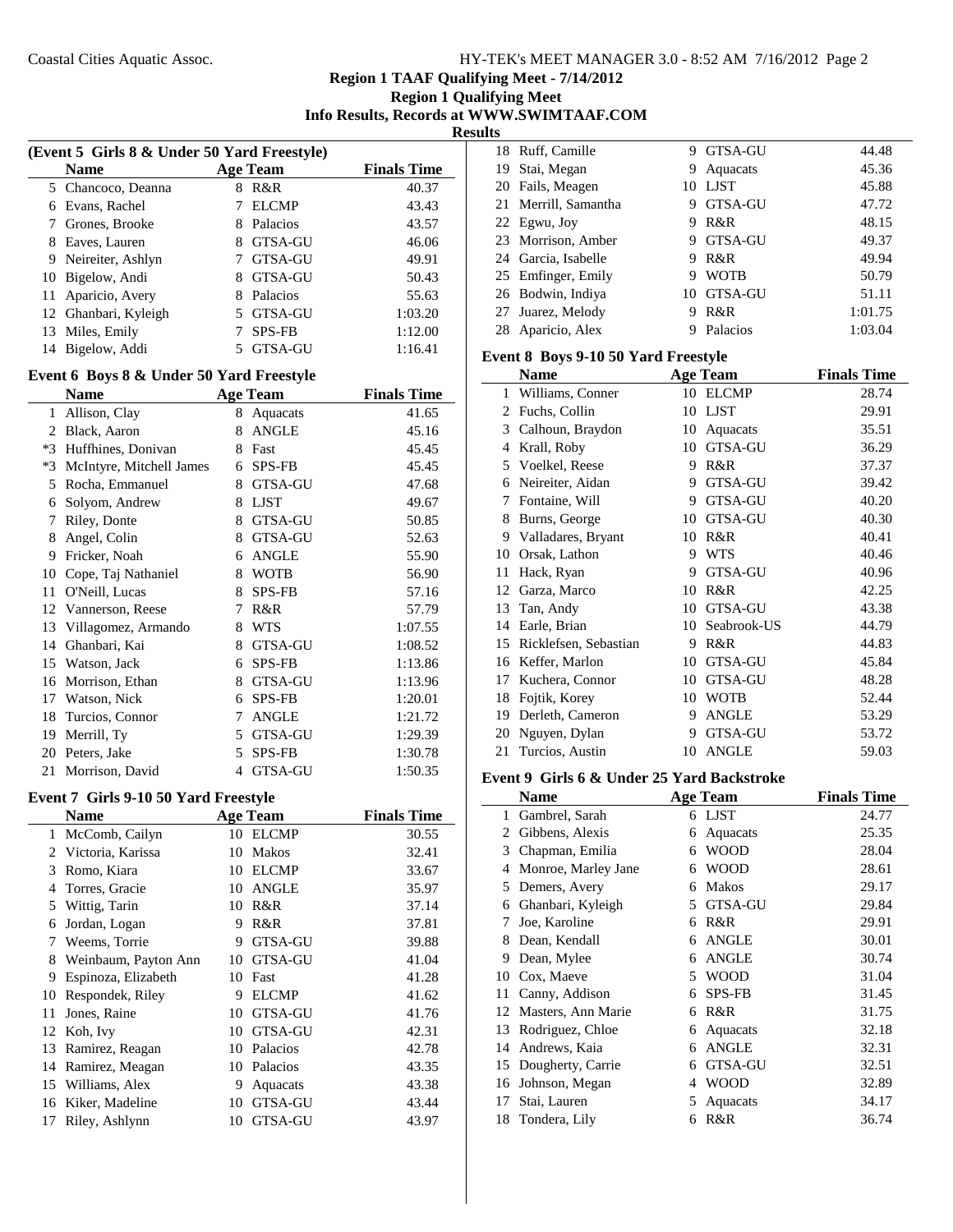# Region 1 TAAF Qualifying Meet - 7/14/2012

## Region 1 Qualifying Meet

**Info Results, Records at WWW.SWIMTAAF.COM**

**Results**

### (Event 5 Girls 8 & Under 50 Yard Freestyle)

| | Name | Age | Team | Finals Time |
|---|---|---|---|---|
| 5 | Chancoco, Deanna | 8 | R&R | 40.37 |
| 6 | Evans, Rachel | 7 | ELCMP | 43.43 |
| 7 | Grones, Brooke | 8 | Palacios | 43.57 |
| 8 | Eaves, Lauren | 8 | GTSA-GU | 46.06 |
| 9 | Neireiter, Ashlyn | 7 | GTSA-GU | 49.91 |
| 10 | Bigelow, Andi | 8 | GTSA-GU | 50.43 |
| 11 | Aparicio, Avery | 8 | Palacios | 55.63 |
| 12 | Ghanbari, Kyleigh | 5 | GTSA-GU | 1:03.20 |
| 13 | Miles, Emily | 7 | SPS-FB | 1:12.00 |
| 14 | Bigelow, Addi | 5 | GTSA-GU | 1:16.41 |

### Event 6 Boys 8 & Under 50 Yard Freestyle

| | Name | Age | Team | Finals Time |
|---|---|---|---|---|
| 1 | Allison, Clay | 8 | Aquacats | 41.65 |
| 2 | Black, Aaron | 8 | ANGLE | 45.16 |
| *3 | Huffhines, Donivan | 8 | Fast | 45.45 |
| *3 | McIntyre, Mitchell James | 6 | SPS-FB | 45.45 |
| 5 | Rocha, Emmanuel | 8 | GTSA-GU | 47.68 |
| 6 | Solyom, Andrew | 8 | LJST | 49.67 |
| 7 | Riley, Donte | 8 | GTSA-GU | 50.85 |
| 8 | Angel, Colin | 8 | GTSA-GU | 52.63 |
| 9 | Fricker, Noah | 6 | ANGLE | 55.90 |
| 10 | Cope, Taj Nathaniel | 8 | WOTB | 56.90 |
| 11 | O'Neill, Lucas | 8 | SPS-FB | 57.16 |
| 12 | Vannerson, Reese | 7 | R&R | 57.79 |
| 13 | Villagomez, Armando | 8 | WTS | 1:07.55 |
| 14 | Ghanbari, Kai | 8 | GTSA-GU | 1:08.52 |
| 15 | Watson, Jack | 6 | SPS-FB | 1:13.86 |
| 16 | Morrison, Ethan | 8 | GTSA-GU | 1:13.96 |
| 17 | Watson, Nick | 6 | SPS-FB | 1:20.01 |
| 18 | Turcios, Connor | 7 | ANGLE | 1:21.72 |
| 19 | Merrill, Ty | 5 | GTSA-GU | 1:29.39 |
| 20 | Peters, Jake | 5 | SPS-FB | 1:30.78 |
| 21 | Morrison, David | 4 | GTSA-GU | 1:50.35 |

### Event 7 Girls 9-10 50 Yard Freestyle

| | Name | Age | Team | Finals Time |
|---|---|---|---|---|
| 1 | McComb, Cailyn | 10 | ELCMP | 30.55 |
| 2 | Victoria, Karissa | 10 | Makos | 32.41 |
| 3 | Romo, Kiara | 10 | ELCMP | 33.67 |
| 4 | Torres, Gracie | 10 | ANGLE | 35.97 |
| 5 | Wittig, Tarin | 10 | R&R | 37.14 |
| 6 | Jordan, Logan | 9 | R&R | 37.81 |
| 7 | Weems, Torrie | 9 | GTSA-GU | 39.88 |
| 8 | Weinbaum, Payton Ann | 10 | GTSA-GU | 41.04 |
| 9 | Espinoza, Elizabeth | 10 | Fast | 41.28 |
| 10 | Respondek, Riley | 9 | ELCMP | 41.62 |
| 11 | Jones, Raine | 10 | GTSA-GU | 41.76 |
| 12 | Koh, Ivy | 10 | GTSA-GU | 42.31 |
| 13 | Ramirez, Reagan | 10 | Palacios | 42.78 |
| 14 | Ramirez, Meagan | 10 | Palacios | 43.35 |
| 15 | Williams, Alex | 9 | Aquacats | 43.38 |
| 16 | Kiker, Madeline | 10 | GTSA-GU | 43.44 |
| 17 | Riley, Ashlynn | 10 | GTSA-GU | 43.97 |
| 18 | Ruff, Camille | 9 | GTSA-GU | 44.48 |
| 19 | Stai, Megan | 9 | Aquacats | 45.36 |
| 20 | Fails, Meagen | 10 | LJST | 45.88 |
| 21 | Merrill, Samantha | 9 | GTSA-GU | 47.72 |
| 22 | Egwu, Joy | 9 | R&R | 48.15 |
| 23 | Morrison, Amber | 9 | GTSA-GU | 49.37 |
| 24 | Garcia, Isabelle | 9 | R&R | 49.94 |
| 25 | Emfinger, Emily | 9 | WOTB | 50.79 |
| 26 | Bodwin, Indiya | 10 | GTSA-GU | 51.11 |
| 27 | Juarez, Melody | 9 | R&R | 1:01.75 |
| 28 | Aparicio, Alex | 9 | Palacios | 1:03.04 |

### Event 8 Boys 9-10 50 Yard Freestyle

| | Name | Age | Team | Finals Time |
|---|---|---|---|---|
| 1 | Williams, Conner | 10 | ELCMP | 28.74 |
| 2 | Fuchs, Collin | 10 | LJST | 29.91 |
| 3 | Calhoun, Braydon | 10 | Aquacats | 35.51 |
| 4 | Krall, Roby | 10 | GTSA-GU | 36.29 |
| 5 | Voelkel, Reese | 9 | R&R | 37.37 |
| 6 | Neireiter, Aidan | 9 | GTSA-GU | 39.42 |
| 7 | Fontaine, Will | 9 | GTSA-GU | 40.20 |
| 8 | Burns, George | 10 | GTSA-GU | 40.30 |
| 9 | Valladares, Bryant | 10 | R&R | 40.41 |
| 10 | Orsak, Lathon | 9 | WTS | 40.46 |
| 11 | Hack, Ryan | 9 | GTSA-GU | 40.96 |
| 12 | Garza, Marco | 10 | R&R | 42.25 |
| 13 | Tan, Andy | 10 | GTSA-GU | 43.38 |
| 14 | Earle, Brian | 10 | Seabrook-US | 44.79 |
| 15 | Ricklefsen, Sebastian | 9 | R&R | 44.83 |
| 16 | Keffer, Marlon | 10 | GTSA-GU | 45.84 |
| 17 | Kuchera, Connor | 10 | GTSA-GU | 48.28 |
| 18 | Fojtik, Korey | 10 | WOTB | 52.44 |
| 19 | Derleth, Cameron | 9 | ANGLE | 53.29 |
| 20 | Nguyen, Dylan | 9 | GTSA-GU | 53.72 |
| 21 | Turcios, Austin | 10 | ANGLE | 59.03 |

### Event 9 Girls 6 & Under 25 Yard Backstroke

| | Name | Age | Team | Finals Time |
|---|---|---|---|---|
| 1 | Gambrel, Sarah | 6 | LJST | 24.77 |
| 2 | Gibbens, Alexis | 6 | Aquacats | 25.35 |
| 3 | Chapman, Emilia | 6 | WOOD | 28.04 |
| 4 | Monroe, Marley Jane | 6 | WOOD | 28.61 |
| 5 | Demers, Avery | 6 | Makos | 29.17 |
| 6 | Ghanbari, Kyleigh | 5 | GTSA-GU | 29.84 |
| 7 | Joe, Karoline | 6 | R&R | 29.91 |
| 8 | Dean, Kendall | 6 | ANGLE | 30.01 |
| 9 | Dean, Mylee | 6 | ANGLE | 30.74 |
| 10 | Cox, Maeve | 5 | WOOD | 31.04 |
| 11 | Canny, Addison | 6 | SPS-FB | 31.45 |
| 12 | Masters, Ann Marie | 6 | R&R | 31.75 |
| 13 | Rodriguez, Chloe | 6 | Aquacats | 32.18 |
| 14 | Andrews, Kaia | 6 | ANGLE | 32.31 |
| 15 | Dougherty, Carrie | 6 | GTSA-GU | 32.51 |
| 16 | Johnson, Megan | 4 | WOOD | 32.89 |
| 17 | Stai, Lauren | 5 | Aquacats | 34.17 |
| 18 | Tondera, Lily | 6 | R&R | 36.74 |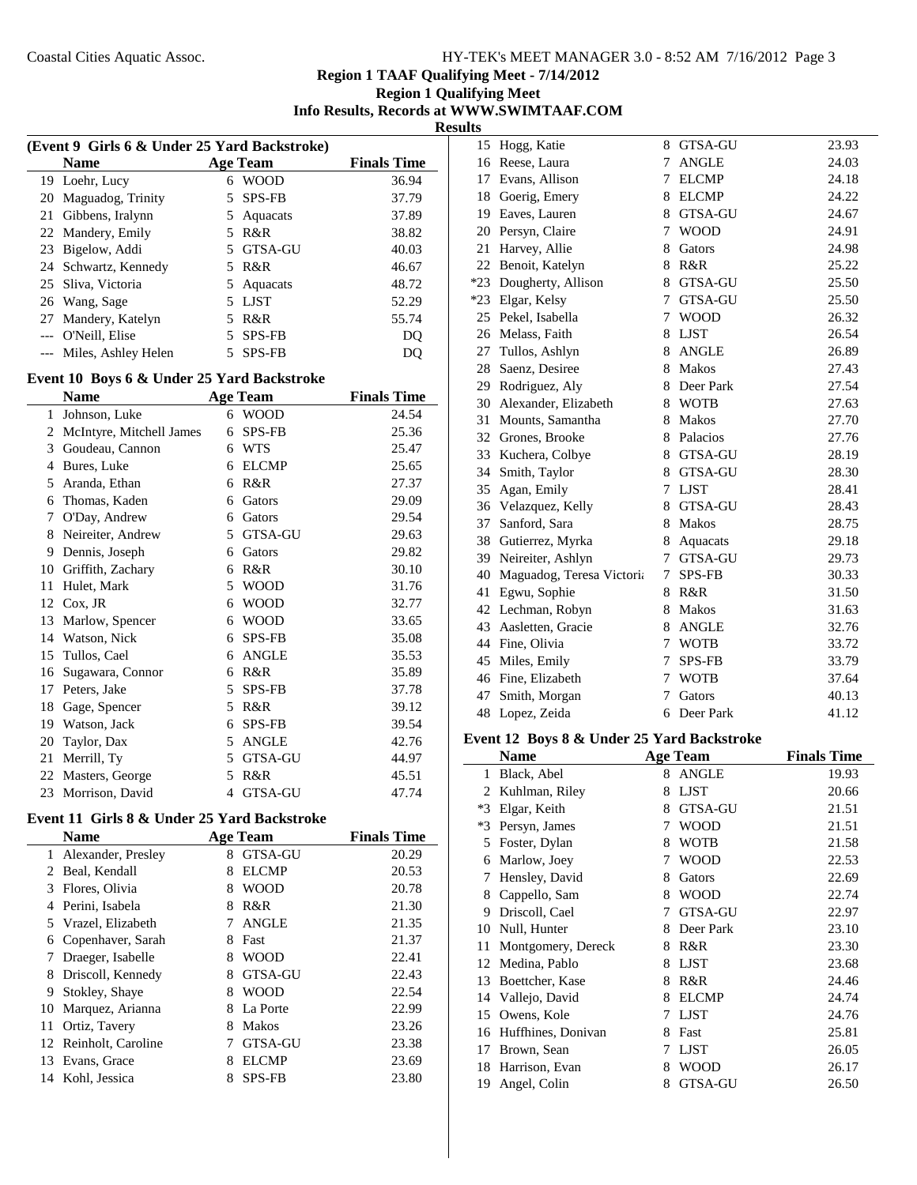## Region 1 TAAF Qualifying Meet - 7/14/2012

### Region 1 Qualifying Meet

### Info Results, Records at WWW.SWIMTAAF.COM

### Results

**(Event 9 Girls 6 & Under 25 Yard Backstroke)**

| | Name | Age | Team | Finals Time |
|---|---|---|---|---|
| 19 | Loehr, Lucy | 6 | WOOD | 36.94 |
| 20 | Maguadog, Trinity | 5 | SPS-FB | 37.79 |
| 21 | Gibbens, Iralynn | 5 | Aquacats | 37.89 |
| 22 | Mandery, Emily | 5 | R&R | 38.82 |
| 23 | Bigelow, Addi | 5 | GTSA-GU | 40.03 |
| 24 | Schwartz, Kennedy | 5 | R&R | 46.67 |
| 25 | Sliva, Victoria | 5 | Aquacats | 48.72 |
| 26 | Wang, Sage | 5 | LJST | 52.29 |
| 27 | Mandery, Katelyn | 5 | R&R | 55.74 |
| --- | O'Neill, Elise | 5 | SPS-FB | DQ |
| --- | Miles, Ashley Helen | 5 | SPS-FB | DQ |

**Event 10 Boys 6 & Under 25 Yard Backstroke**

| | Name | Age | Team | Finals Time |
|---|---|---|---|---|
| 1 | Johnson, Luke | 6 | WOOD | 24.54 |
| 2 | McIntyre, Mitchell James | 6 | SPS-FB | 25.36 |
| 3 | Goudeau, Cannon | 6 | WTS | 25.47 |
| 4 | Bures, Luke | 6 | ELCMP | 25.65 |
| 5 | Aranda, Ethan | 6 | R&R | 27.37 |
| 6 | Thomas, Kaden | 6 | Gators | 29.09 |
| 7 | O'Day, Andrew | 6 | Gators | 29.54 |
| 8 | Neireiter, Andrew | 5 | GTSA-GU | 29.63 |
| 9 | Dennis, Joseph | 6 | Gators | 29.82 |
| 10 | Griffith, Zachary | 6 | R&R | 30.10 |
| 11 | Hulet, Mark | 5 | WOOD | 31.76 |
| 12 | Cox, JR | 6 | WOOD | 32.77 |
| 13 | Marlow, Spencer | 6 | WOOD | 33.65 |
| 14 | Watson, Nick | 6 | SPS-FB | 35.08 |
| 15 | Tullos, Cael | 6 | ANGLE | 35.53 |
| 16 | Sugawara, Connor | 6 | R&R | 35.89 |
| 17 | Peters, Jake | 5 | SPS-FB | 37.78 |
| 18 | Gage, Spencer | 5 | R&R | 39.12 |
| 19 | Watson, Jack | 6 | SPS-FB | 39.54 |
| 20 | Taylor, Dax | 5 | ANGLE | 42.76 |
| 21 | Merrill, Ty | 5 | GTSA-GU | 44.97 |
| 22 | Masters, George | 5 | R&R | 45.51 |
| 23 | Morrison, David | 4 | GTSA-GU | 47.74 |

**Event 11 Girls 8 & Under 25 Yard Backstroke**

| | Name | Age | Team | Finals Time |
|---|---|---|---|---|
| 1 | Alexander, Presley | 8 | GTSA-GU | 20.29 |
| 2 | Beal, Kendall | 8 | ELCMP | 20.53 |
| 3 | Flores, Olivia | 8 | WOOD | 20.78 |
| 4 | Perini, Isabela | 8 | R&R | 21.30 |
| 5 | Vrazel, Elizabeth | 7 | ANGLE | 21.35 |
| 6 | Copenhaver, Sarah | 8 | Fast | 21.37 |
| 7 | Draeger, Isabelle | 8 | WOOD | 22.41 |
| 8 | Driscoll, Kennedy | 8 | GTSA-GU | 22.43 |
| 9 | Stokley, Shaye | 8 | WOOD | 22.54 |
| 10 | Marquez, Arianna | 8 | La Porte | 22.99 |
| 11 | Ortiz, Tavery | 8 | Makos | 23.26 |
| 12 | Reinholt, Caroline | 7 | GTSA-GU | 23.38 |
| 13 | Evans, Grace | 8 | ELCMP | 23.69 |
| 14 | Kohl, Jessica | 8 | SPS-FB | 23.80 |
| 15 | Hogg, Katie | 8 | GTSA-GU | 23.93 |
| 16 | Reese, Laura | 7 | ANGLE | 24.03 |
| 17 | Evans, Allison | 7 | ELCMP | 24.18 |
| 18 | Goerig, Emery | 8 | ELCMP | 24.22 |
| 19 | Eaves, Lauren | 8 | GTSA-GU | 24.67 |
| 20 | Persyn, Claire | 7 | WOOD | 24.91 |
| 21 | Harvey, Allie | 8 | Gators | 24.98 |
| 22 | Benoit, Katelyn | 8 | R&R | 25.22 |
| *23 | Dougherty, Allison | 8 | GTSA-GU | 25.50 |
| *23 | Elgar, Kelsy | 7 | GTSA-GU | 25.50 |
| 25 | Pekel, Isabella | 7 | WOOD | 26.32 |
| 26 | Melass, Faith | 8 | LJST | 26.54 |
| 27 | Tullos, Ashlyn | 8 | ANGLE | 26.89 |
| 28 | Saenz, Desiree | 8 | Makos | 27.43 |
| 29 | Rodriguez, Aly | 8 | Deer Park | 27.54 |
| 30 | Alexander, Elizabeth | 8 | WOTB | 27.63 |
| 31 | Mounts, Samantha | 8 | Makos | 27.70 |
| 32 | Grones, Brooke | 8 | Palacios | 27.76 |
| 33 | Kuchera, Colbye | 8 | GTSA-GU | 28.19 |
| 34 | Smith, Taylor | 8 | GTSA-GU | 28.30 |
| 35 | Agan, Emily | 7 | LJST | 28.41 |
| 36 | Velazquez, Kelly | 8 | GTSA-GU | 28.43 |
| 37 | Sanford, Sara | 8 | Makos | 28.75 |
| 38 | Gutierrez, Myrka | 8 | Aquacats | 29.18 |
| 39 | Neireiter, Ashlyn | 7 | GTSA-GU | 29.73 |
| 40 | Maguadog, Teresa Victoria | 7 | SPS-FB | 30.33 |
| 41 | Egwu, Sophie | 8 | R&R | 31.50 |
| 42 | Lechman, Robyn | 8 | Makos | 31.63 |
| 43 | Aasletten, Gracie | 8 | ANGLE | 32.76 |
| 44 | Fine, Olivia | 7 | WOTB | 33.72 |
| 45 | Miles, Emily | 7 | SPS-FB | 33.79 |
| 46 | Fine, Elizabeth | 7 | WOTB | 37.64 |
| 47 | Smith, Morgan | 7 | Gators | 40.13 |
| 48 | Lopez, Zeida | 6 | Deer Park | 41.12 |

**Event 12 Boys 8 & Under 25 Yard Backstroke**

| | Name | Age | Team | Finals Time |
|---|---|---|---|---|
| 1 | Black, Abel | 8 | ANGLE | 19.93 |
| 2 | Kuhlman, Riley | 8 | LJST | 20.66 |
| *3 | Elgar, Keith | 8 | GTSA-GU | 21.51 |
| *3 | Persyn, James | 7 | WOOD | 21.51 |
| 5 | Foster, Dylan | 8 | WOTB | 21.58 |
| 6 | Marlow, Joey | 7 | WOOD | 22.53 |
| 7 | Hensley, David | 8 | Gators | 22.69 |
| 8 | Cappello, Sam | 8 | WOOD | 22.74 |
| 9 | Driscoll, Cael | 7 | GTSA-GU | 22.97 |
| 10 | Null, Hunter | 8 | Deer Park | 23.10 |
| 11 | Montgomery, Dereck | 8 | R&R | 23.30 |
| 12 | Medina, Pablo | 8 | LJST | 23.68 |
| 13 | Boettcher, Kase | 8 | R&R | 24.46 |
| 14 | Vallejo, David | 8 | ELCMP | 24.74 |
| 15 | Owens, Kole | 7 | LJST | 24.76 |
| 16 | Huffhines, Donivan | 8 | Fast | 25.81 |
| 17 | Brown, Sean | 7 | LJST | 26.05 |
| 18 | Harrison, Evan | 8 | WOOD | 26.17 |
| 19 | Angel, Colin | 8 | GTSA-GU | 26.50 |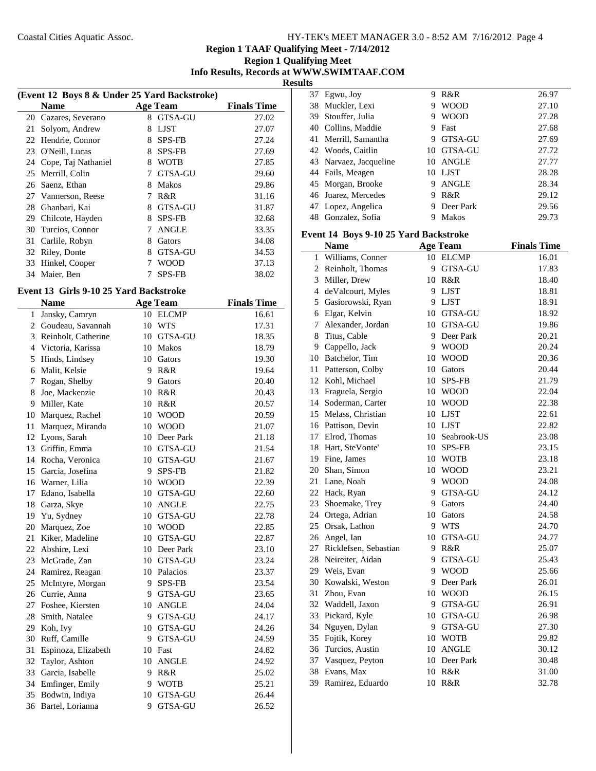## Region 1 TAAF Qualifying Meet - 7/14/2012

### Region 1 Qualifying Meet

### Info Results, Records at WWW.SWIMTAAF.COM

### Results

**(Event 12 Boys 8 & Under 25 Yard Backstroke)**

| | Name | Age | Team | Finals Time |
|---|---|---|---|---|
| 20 | Cazares, Severano | 8 | GTSA-GU | 27.02 |
| 21 | Solyom, Andrew | 8 | LJST | 27.07 |
| 22 | Hendrie, Connor | 8 | SPS-FB | 27.24 |
| 23 | O'Neill, Lucas | 8 | SPS-FB | 27.69 |
| 24 | Cope, Taj Nathaniel | 8 | WOTB | 27.85 |
| 25 | Merrill, Colin | 7 | GTSA-GU | 29.60 |
| 26 | Saenz, Ethan | 8 | Makos | 29.86 |
| 27 | Vannerson, Reese | 7 | R&R | 31.16 |
| 28 | Ghanbari, Kai | 8 | GTSA-GU | 31.87 |
| 29 | Chilcote, Hayden | 8 | SPS-FB | 32.68 |
| 30 | Turcios, Connor | 7 | ANGLE | 33.35 |
| 31 | Carlile, Robyn | 8 | Gators | 34.08 |
| 32 | Riley, Donte | 8 | GTSA-GU | 34.53 |
| 33 | Hinkel, Cooper | 7 | WOOD | 37.13 |
| 34 | Maier, Ben | 7 | SPS-FB | 38.02 |

**Event 13 Girls 9-10 25 Yard Backstroke**

| | Name | Age | Team | Finals Time |
|---|---|---|---|---|
| 1 | Jansky, Camryn | 10 | ELCMP | 16.61 |
| 2 | Goudeau, Savannah | 10 | WTS | 17.31 |
| 3 | Reinholt, Catherine | 10 | GTSA-GU | 18.35 |
| 4 | Victoria, Karissa | 10 | Makos | 18.79 |
| 5 | Hinds, Lindsey | 10 | Gators | 19.30 |
| 6 | Malit, Kelsie | 9 | R&R | 19.64 |
| 7 | Rogan, Shelby | 9 | Gators | 20.40 |
| 8 | Joe, Mackenzie | 10 | R&R | 20.43 |
| 9 | Miller, Kate | 10 | R&R | 20.57 |
| 10 | Marquez, Rachel | 10 | WOOD | 20.59 |
| 11 | Marquez, Miranda | 10 | WOOD | 21.07 |
| 12 | Lyons, Sarah | 10 | Deer Park | 21.18 |
| 13 | Griffin, Emma | 10 | GTSA-GU | 21.54 |
| 14 | Rocha, Veronica | 10 | GTSA-GU | 21.67 |
| 15 | Garcia, Josefina | 9 | SPS-FB | 21.82 |
| 16 | Warner, Lilia | 10 | WOOD | 22.39 |
| 17 | Edano, Isabella | 10 | GTSA-GU | 22.60 |
| 18 | Garza, Skye | 10 | ANGLE | 22.75 |
| 19 | Yu, Sydney | 10 | GTSA-GU | 22.78 |
| 20 | Marquez, Zoe | 10 | WOOD | 22.85 |
| 21 | Kiker, Madeline | 10 | GTSA-GU | 22.87 |
| 22 | Abshire, Lexi | 10 | Deer Park | 23.10 |
| 23 | McGrade, Zan | 10 | GTSA-GU | 23.24 |
| 24 | Ramirez, Reagan | 10 | Palacios | 23.37 |
| 25 | McIntyre, Morgan | 9 | SPS-FB | 23.54 |
| 26 | Currie, Anna | 9 | GTSA-GU | 23.65 |
| 27 | Foshee, Kiersten | 10 | ANGLE | 24.04 |
| 28 | Smith, Natalee | 9 | GTSA-GU | 24.17 |
| 29 | Koh, Ivy | 10 | GTSA-GU | 24.26 |
| 30 | Ruff, Camille | 9 | GTSA-GU | 24.59 |
| 31 | Espinoza, Elizabeth | 10 | Fast | 24.82 |
| 32 | Taylor, Ashton | 10 | ANGLE | 24.92 |
| 33 | Garcia, Isabelle | 9 | R&R | 25.02 |
| 34 | Emfinger, Emily | 9 | WOTB | 25.21 |
| 35 | Bodwin, Indiya | 10 | GTSA-GU | 26.44 |
| 36 | Bartel, Lorianna | 9 | GTSA-GU | 26.52 |
| 37 | Egwu, Joy | 9 | R&R | 26.97 |
| 38 | Muckler, Lexi | 9 | WOOD | 27.10 |
| 39 | Stouffer, Julia | 9 | WOOD | 27.28 |
| 40 | Collins, Maddie | 9 | Fast | 27.68 |
| 41 | Merrill, Samantha | 9 | GTSA-GU | 27.69 |
| 42 | Woods, Caitlin | 10 | GTSA-GU | 27.72 |
| 43 | Narvaez, Jacqueline | 10 | ANGLE | 27.77 |
| 44 | Fails, Meagen | 10 | LJST | 28.28 |
| 45 | Morgan, Brooke | 9 | ANGLE | 28.34 |
| 46 | Juarez, Mercedes | 9 | R&R | 29.12 |
| 47 | Lopez, Angelica | 9 | Deer Park | 29.56 |
| 48 | Gonzalez, Sofia | 9 | Makos | 29.73 |

**Event 14 Boys 9-10 25 Yard Backstroke**

| | Name | Age | Team | Finals Time |
|---|---|---|---|---|
| 1 | Williams, Conner | 10 | ELCMP | 16.01 |
| 2 | Reinholt, Thomas | 9 | GTSA-GU | 17.83 |
| 3 | Miller, Drew | 10 | R&R | 18.40 |
| 4 | deValcourt, Myles | 9 | LJST | 18.81 |
| 5 | Gasiorowski, Ryan | 9 | LJST | 18.91 |
| 6 | Elgar, Kelvin | 10 | GTSA-GU | 18.92 |
| 7 | Alexander, Jordan | 10 | GTSA-GU | 19.86 |
| 8 | Titus, Cable | 9 | Deer Park | 20.21 |
| 9 | Cappello, Jack | 9 | WOOD | 20.24 |
| 10 | Batchelor, Tim | 10 | WOOD | 20.36 |
| 11 | Patterson, Colby | 10 | Gators | 20.44 |
| 12 | Kohl, Michael | 10 | SPS-FB | 21.79 |
| 13 | Fraguela, Sergio | 10 | WOOD | 22.04 |
| 14 | Soderman, Carter | 10 | WOOD | 22.38 |
| 15 | Melass, Christian | 10 | LJST | 22.61 |
| 16 | Pattison, Devin | 10 | LJST | 22.82 |
| 17 | Elrod, Thomas | 10 | Seabrook-US | 23.08 |
| 18 | Hart, SteVonte' | 10 | SPS-FB | 23.15 |
| 19 | Fine, James | 10 | WOTB | 23.18 |
| 20 | Shan, Simon | 10 | WOOD | 23.21 |
| 21 | Lane, Noah | 9 | WOOD | 24.08 |
| 22 | Hack, Ryan | 9 | GTSA-GU | 24.12 |
| 23 | Shoemake, Trey | 9 | Gators | 24.40 |
| 24 | Ortega, Adrian | 10 | Gators | 24.58 |
| 25 | Orsak, Lathon | 9 | WTS | 24.70 |
| 26 | Angel, Ian | 10 | GTSA-GU | 24.77 |
| 27 | Ricklefsen, Sebastian | 9 | R&R | 25.07 |
| 28 | Neireiter, Aidan | 9 | GTSA-GU | 25.43 |
| 29 | Weis, Evan | 9 | WOOD | 25.66 |
| 30 | Kowalski, Weston | 9 | Deer Park | 26.01 |
| 31 | Zhou, Evan | 10 | WOOD | 26.15 |
| 32 | Waddell, Jaxon | 9 | GTSA-GU | 26.91 |
| 33 | Pickard, Kyle | 10 | GTSA-GU | 26.98 |
| 34 | Nguyen, Dylan | 9 | GTSA-GU | 27.30 |
| 35 | Fojtik, Korey | 10 | WOTB | 29.82 |
| 36 | Turcios, Austin | 10 | ANGLE | 30.12 |
| 37 | Vasquez, Peyton | 10 | Deer Park | 30.48 |
| 38 | Evans, Max | 10 | R&R | 31.00 |
| 39 | Ramirez, Eduardo | 10 | R&R | 32.78 |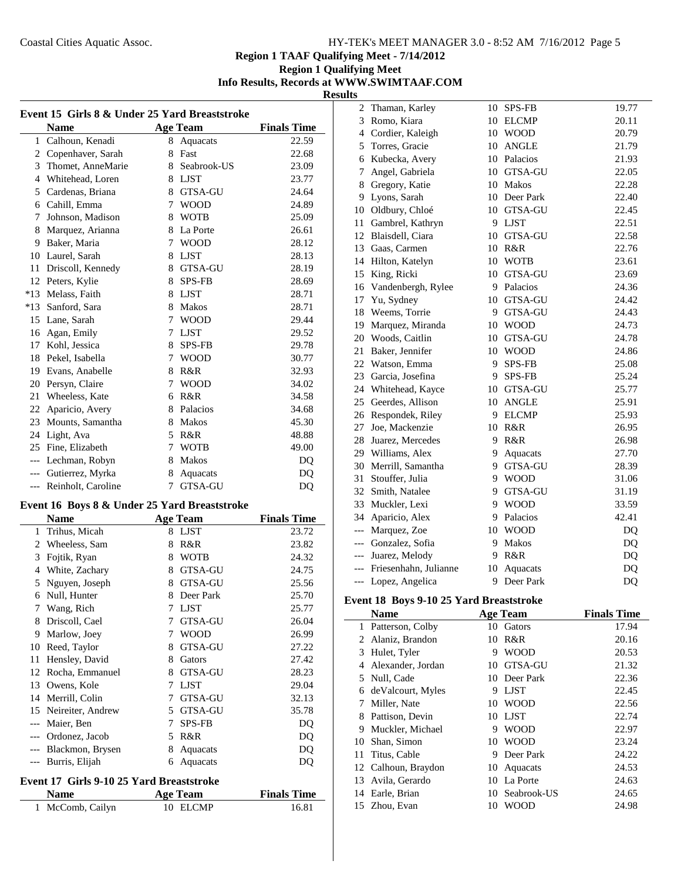## Region 1 TAAF Qualifying Meet - 7/14/2012

### Region 1 Qualifying Meet

### Info Results, Records at WWW.SWIMTAAF.COM

### Results

#### Event 15 Girls 8 & Under 25 Yard Breaststroke

| | Name | Age | Team | Finals Time |
|---|---|---|---|---|
| 1 | Calhoun, Kenadi | 8 | Aquacats | 22.59 |
| 2 | Copenhaver, Sarah | 8 | Fast | 22.68 |
| 3 | Thomet, AnneMarie | 8 | Seabrook-US | 23.09 |
| 4 | Whitehead, Loren | 8 | LJST | 23.77 |
| 5 | Cardenas, Briana | 8 | GTSA-GU | 24.64 |
| 6 | Cahill, Emma | 7 | WOOD | 24.89 |
| 7 | Johnson, Madison | 8 | WOTB | 25.09 |
| 8 | Marquez, Arianna | 8 | La Porte | 26.61 |
| 9 | Baker, Maria | 7 | WOOD | 28.12 |
| 10 | Laurel, Sarah | 8 | LJST | 28.13 |
| 11 | Driscoll, Kennedy | 8 | GTSA-GU | 28.19 |
| 12 | Peters, Kylie | 8 | SPS-FB | 28.69 |
| *13 | Melass, Faith | 8 | LJST | 28.71 |
| *13 | Sanford, Sara | 8 | Makos | 28.71 |
| 15 | Lane, Sarah | 7 | WOOD | 29.44 |
| 16 | Agan, Emily | 7 | LJST | 29.52 |
| 17 | Kohl, Jessica | 8 | SPS-FB | 29.78 |
| 18 | Pekel, Isabella | 7 | WOOD | 30.77 |
| 19 | Evans, Anabelle | 8 | R&R | 32.93 |
| 20 | Persyn, Claire | 7 | WOOD | 34.02 |
| 21 | Wheeless, Kate | 6 | R&R | 34.58 |
| 22 | Aparicio, Avery | 8 | Palacios | 34.68 |
| 23 | Mounts, Samantha | 8 | Makos | 45.30 |
| 24 | Light, Ava | 5 | R&R | 48.88 |
| 25 | Fine, Elizabeth | 7 | WOTB | 49.00 |
| --- | Lechman, Robyn | 8 | Makos | DQ |
| --- | Gutierrez, Myrka | 8 | Aquacats | DQ |
| --- | Reinholt, Caroline | 7 | GTSA-GU | DQ |

#### Event 16 Boys 8 & Under 25 Yard Breaststroke

| | Name | Age | Team | Finals Time |
|---|---|---|---|---|
| 1 | Trihus, Micah | 8 | LJST | 23.72 |
| 2 | Wheeless, Sam | 8 | R&R | 23.82 |
| 3 | Fojtik, Ryan | 8 | WOTB | 24.32 |
| 4 | White, Zachary | 8 | GTSA-GU | 24.75 |
| 5 | Nguyen, Joseph | 8 | GTSA-GU | 25.56 |
| 6 | Null, Hunter | 8 | Deer Park | 25.70 |
| 7 | Wang, Rich | 7 | LJST | 25.77 |
| 8 | Driscoll, Cael | 7 | GTSA-GU | 26.04 |
| 9 | Marlow, Joey | 7 | WOOD | 26.99 |
| 10 | Reed, Taylor | 8 | GTSA-GU | 27.22 |
| 11 | Hensley, David | 8 | Gators | 27.42 |
| 12 | Rocha, Emmanuel | 8 | GTSA-GU | 28.23 |
| 13 | Owens, Kole | 7 | LJST | 29.04 |
| 14 | Merrill, Colin | 7 | GTSA-GU | 32.13 |
| 15 | Neireiter, Andrew | 5 | GTSA-GU | 35.78 |
| --- | Maier, Ben | 7 | SPS-FB | DQ |
| --- | Ordonez, Jacob | 5 | R&R | DQ |
| --- | Blackmon, Brysen | 8 | Aquacats | DQ |
| --- | Burris, Elijah | 6 | Aquacats | DQ |

#### Event 17 Girls 9-10 25 Yard Breaststroke

| | Name | Age | Team | Finals Time |
|---|---|---|---|---|
| 1 | McComb, Cailyn | 10 | ELCMP | 16.81 |
| 2 | Thaman, Karley | 10 | SPS-FB | 19.77 |
| 3 | Romo, Kiara | 10 | ELCMP | 20.11 |
| 4 | Cordier, Kaleigh | 10 | WOOD | 20.79 |
| 5 | Torres, Gracie | 10 | ANGLE | 21.79 |
| 6 | Kubecka, Avery | 10 | Palacios | 21.93 |
| 7 | Angel, Gabriela | 10 | GTSA-GU | 22.05 |
| 8 | Gregory, Katie | 10 | Makos | 22.28 |
| 9 | Lyons, Sarah | 10 | Deer Park | 22.40 |
| 10 | Oldbury, Chloé | 10 | GTSA-GU | 22.45 |
| 11 | Gambrel, Kathryn | 9 | LJST | 22.51 |
| 12 | Blaisdell, Ciara | 10 | GTSA-GU | 22.58 |
| 13 | Gaas, Carmen | 10 | R&R | 22.76 |
| 14 | Hilton, Katelyn | 10 | WOTB | 23.61 |
| 15 | King, Ricki | 10 | GTSA-GU | 23.69 |
| 16 | Vandenbergh, Rylee | 9 | Palacios | 24.36 |
| 17 | Yu, Sydney | 10 | GTSA-GU | 24.42 |
| 18 | Weems, Torrie | 9 | GTSA-GU | 24.43 |
| 19 | Marquez, Miranda | 10 | WOOD | 24.73 |
| 20 | Woods, Caitlin | 10 | GTSA-GU | 24.78 |
| 21 | Baker, Jennifer | 10 | WOOD | 24.86 |
| 22 | Watson, Emma | 9 | SPS-FB | 25.08 |
| 23 | Garcia, Josefina | 9 | SPS-FB | 25.24 |
| 24 | Whitehead, Kayce | 10 | GTSA-GU | 25.77 |
| 25 | Geerdes, Allison | 10 | ANGLE | 25.91 |
| 26 | Respondek, Riley | 9 | ELCMP | 25.93 |
| 27 | Joe, Mackenzie | 10 | R&R | 26.95 |
| 28 | Juarez, Mercedes | 9 | R&R | 26.98 |
| 29 | Williams, Alex | 9 | Aquacats | 27.70 |
| 30 | Merrill, Samantha | 9 | GTSA-GU | 28.39 |
| 31 | Stouffer, Julia | 9 | WOOD | 31.06 |
| 32 | Smith, Natalee | 9 | GTSA-GU | 31.19 |
| 33 | Muckler, Lexi | 9 | WOOD | 33.59 |
| 34 | Aparicio, Alex | 9 | Palacios | 42.41 |
| --- | Marquez, Zoe | 10 | WOOD | DQ |
| --- | Gonzalez, Sofia | 9 | Makos | DQ |
| --- | Juarez, Melody | 9 | R&R | DQ |
| --- | Friesenhahn, Julianne | 10 | Aquacats | DQ |
| --- | Lopez, Angelica | 9 | Deer Park | DQ |

#### Event 18 Boys 9-10 25 Yard Breaststroke

| | Name | Age | Team | Finals Time |
|---|---|---|---|---|
| 1 | Patterson, Colby | 10 | Gators | 17.94 |
| 2 | Alaniz, Brandon | 10 | R&R | 20.16 |
| 3 | Hulet, Tyler | 9 | WOOD | 20.53 |
| 4 | Alexander, Jordan | 10 | GTSA-GU | 21.32 |
| 5 | Null, Cade | 10 | Deer Park | 22.36 |
| 6 | deValcourt, Myles | 9 | LJST | 22.45 |
| 7 | Miller, Nate | 10 | WOOD | 22.56 |
| 8 | Pattison, Devin | 10 | LJST | 22.74 |
| 9 | Muckler, Michael | 9 | WOOD | 22.97 |
| 10 | Shan, Simon | 10 | WOOD | 23.24 |
| 11 | Titus, Cable | 9 | Deer Park | 24.22 |
| 12 | Calhoun, Braydon | 10 | Aquacats | 24.53 |
| 13 | Avila, Gerardo | 10 | La Porte | 24.63 |
| 14 | Earle, Brian | 10 | Seabrook-US | 24.65 |
| 15 | Zhou, Evan | 10 | WOOD | 24.98 |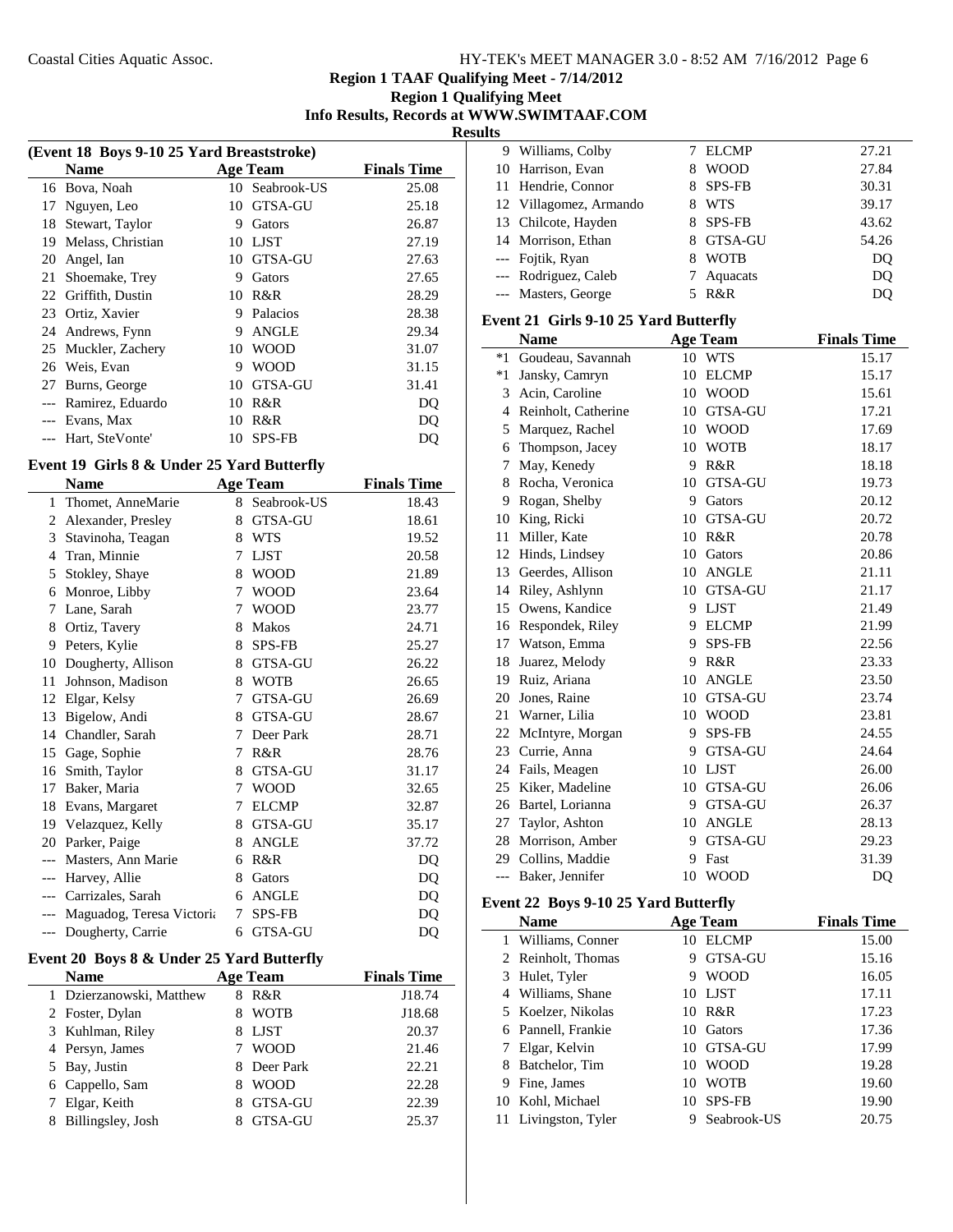## Region 1 TAAF Qualifying Meet - 7/14/2012

### Region 1 Qualifying Meet

### Info Results, Records at WWW.SWIMTAAF.COM

### Results

**(Event 18 Boys 9-10 25 Yard Breaststroke)**

| | Name | Age | Team | Finals Time |
|---|---|---|---|---|
| 16 | Bova, Noah | 10 | Seabrook-US | 25.08 |
| 17 | Nguyen, Leo | 10 | GTSA-GU | 25.18 |
| 18 | Stewart, Taylor | 9 | Gators | 26.87 |
| 19 | Melass, Christian | 10 | LJST | 27.19 |
| 20 | Angel, Ian | 10 | GTSA-GU | 27.63 |
| 21 | Shoemake, Trey | 9 | Gators | 27.65 |
| 22 | Griffith, Dustin | 10 | R&R | 28.29 |
| 23 | Ortiz, Xavier | 9 | Palacios | 28.38 |
| 24 | Andrews, Fynn | 9 | ANGLE | 29.34 |
| 25 | Muckler, Zachery | 10 | WOOD | 31.07 |
| 26 | Weis, Evan | 9 | WOOD | 31.15 |
| 27 | Burns, George | 10 | GTSA-GU | 31.41 |
| --- | Ramirez, Eduardo | 10 | R&R | DQ |
| --- | Evans, Max | 10 | R&R | DQ |
| --- | Hart, SteVonte' | 10 | SPS-FB | DQ |

**Event 19 Girls 8 & Under 25 Yard Butterfly**

| | Name | Age | Team | Finals Time |
|---|---|---|---|---|
| 1 | Thomet, AnneMarie | 8 | Seabrook-US | 18.43 |
| 2 | Alexander, Presley | 8 | GTSA-GU | 18.61 |
| 3 | Stavinoha, Teagan | 8 | WTS | 19.52 |
| 4 | Tran, Minnie | 7 | LJST | 20.58 |
| 5 | Stokley, Shaye | 8 | WOOD | 21.89 |
| 6 | Monroe, Libby | 7 | WOOD | 23.64 |
| 7 | Lane, Sarah | 7 | WOOD | 23.77 |
| 8 | Ortiz, Tavery | 8 | Makos | 24.71 |
| 9 | Peters, Kylie | 8 | SPS-FB | 25.27 |
| 10 | Dougherty, Allison | 8 | GTSA-GU | 26.22 |
| 11 | Johnson, Madison | 8 | WOTB | 26.65 |
| 12 | Elgar, Kelsy | 7 | GTSA-GU | 26.69 |
| 13 | Bigelow, Andi | 8 | GTSA-GU | 28.67 |
| 14 | Chandler, Sarah | 7 | Deer Park | 28.71 |
| 15 | Gage, Sophie | 7 | R&R | 28.76 |
| 16 | Smith, Taylor | 8 | GTSA-GU | 31.17 |
| 17 | Baker, Maria | 7 | WOOD | 32.65 |
| 18 | Evans, Margaret | 7 | ELCMP | 32.87 |
| 19 | Velazquez, Kelly | 8 | GTSA-GU | 35.17 |
| 20 | Parker, Paige | 8 | ANGLE | 37.72 |
| --- | Masters, Ann Marie | 6 | R&R | DQ |
| --- | Harvey, Allie | 8 | Gators | DQ |
| --- | Carrizales, Sarah | 6 | ANGLE | DQ |
| --- | Maguadog, Teresa Victoria | 7 | SPS-FB | DQ |
| --- | Dougherty, Carrie | 6 | GTSA-GU | DQ |

**Event 20 Boys 8 & Under 25 Yard Butterfly**

| | Name | Age | Team | Finals Time |
|---|---|---|---|---|
| 1 | Dzierzanowski, Matthew | 8 | R&R | J18.74 |
| 2 | Foster, Dylan | 8 | WOTB | J18.68 |
| 3 | Kuhlman, Riley | 8 | LJST | 20.37 |
| 4 | Persyn, James | 7 | WOOD | 21.46 |
| 5 | Bay, Justin | 8 | Deer Park | 22.21 |
| 6 | Cappello, Sam | 8 | WOOD | 22.28 |
| 7 | Elgar, Keith | 8 | GTSA-GU | 22.39 |
| 8 | Billingsley, Josh | 8 | GTSA-GU | 25.37 |
| 9 | Williams, Colby | 7 | ELCMP | 27.21 |
| 10 | Harrison, Evan | 8 | WOOD | 27.84 |
| 11 | Hendrie, Connor | 8 | SPS-FB | 30.31 |
| 12 | Villagomez, Armando | 8 | WTS | 39.17 |
| 13 | Chilcote, Hayden | 8 | SPS-FB | 43.62 |
| 14 | Morrison, Ethan | 8 | GTSA-GU | 54.26 |
| --- | Fojtik, Ryan | 8 | WOTB | DQ |
| --- | Rodriguez, Caleb | 7 | Aquacats | DQ |
| --- | Masters, George | 5 | R&R | DQ |

**Event 21 Girls 9-10 25 Yard Butterfly**

| | Name | Age | Team | Finals Time |
|---|---|---|---|---|
| *1 | Goudeau, Savannah | 10 | WTS | 15.17 |
| *1 | Jansky, Camryn | 10 | ELCMP | 15.17 |
| 3 | Acin, Caroline | 10 | WOOD | 15.61 |
| 4 | Reinholt, Catherine | 10 | GTSA-GU | 17.21 |
| 5 | Marquez, Rachel | 10 | WOOD | 17.69 |
| 6 | Thompson, Jacey | 10 | WOTB | 18.17 |
| 7 | May, Kenedy | 9 | R&R | 18.18 |
| 8 | Rocha, Veronica | 10 | GTSA-GU | 19.73 |
| 9 | Rogan, Shelby | 9 | Gators | 20.12 |
| 10 | King, Ricki | 10 | GTSA-GU | 20.72 |
| 11 | Miller, Kate | 10 | R&R | 20.78 |
| 12 | Hinds, Lindsey | 10 | Gators | 20.86 |
| 13 | Geerdes, Allison | 10 | ANGLE | 21.11 |
| 14 | Riley, Ashlynn | 10 | GTSA-GU | 21.17 |
| 15 | Owens, Kandice | 9 | LJST | 21.49 |
| 16 | Respondek, Riley | 9 | ELCMP | 21.99 |
| 17 | Watson, Emma | 9 | SPS-FB | 22.56 |
| 18 | Juarez, Melody | 9 | R&R | 23.33 |
| 19 | Ruiz, Ariana | 10 | ANGLE | 23.50 |
| 20 | Jones, Raine | 10 | GTSA-GU | 23.74 |
| 21 | Warner, Lilia | 10 | WOOD | 23.81 |
| 22 | McIntyre, Morgan | 9 | SPS-FB | 24.55 |
| 23 | Currie, Anna | 9 | GTSA-GU | 24.64 |
| 24 | Fails, Meagen | 10 | LJST | 26.00 |
| 25 | Kiker, Madeline | 10 | GTSA-GU | 26.06 |
| 26 | Bartel, Lorianna | 9 | GTSA-GU | 26.37 |
| 27 | Taylor, Ashton | 10 | ANGLE | 28.13 |
| 28 | Morrison, Amber | 9 | GTSA-GU | 29.23 |
| 29 | Collins, Maddie | 9 | Fast | 31.39 |
| --- | Baker, Jennifer | 10 | WOOD | DQ |

**Event 22 Boys 9-10 25 Yard Butterfly**

| | Name | Age | Team | Finals Time |
|---|---|---|---|---|
| 1 | Williams, Conner | 10 | ELCMP | 15.00 |
| 2 | Reinholt, Thomas | 9 | GTSA-GU | 15.16 |
| 3 | Hulet, Tyler | 9 | WOOD | 16.05 |
| 4 | Williams, Shane | 10 | LJST | 17.11 |
| 5 | Koelzer, Nikolas | 10 | R&R | 17.23 |
| 6 | Pannell, Frankie | 10 | Gators | 17.36 |
| 7 | Elgar, Kelvin | 10 | GTSA-GU | 17.99 |
| 8 | Batchelor, Tim | 10 | WOOD | 19.28 |
| 9 | Fine, James | 10 | WOTB | 19.60 |
| 10 | Kohl, Michael | 10 | SPS-FB | 19.90 |
| 11 | Livingston, Tyler | 9 | Seabrook-US | 20.75 |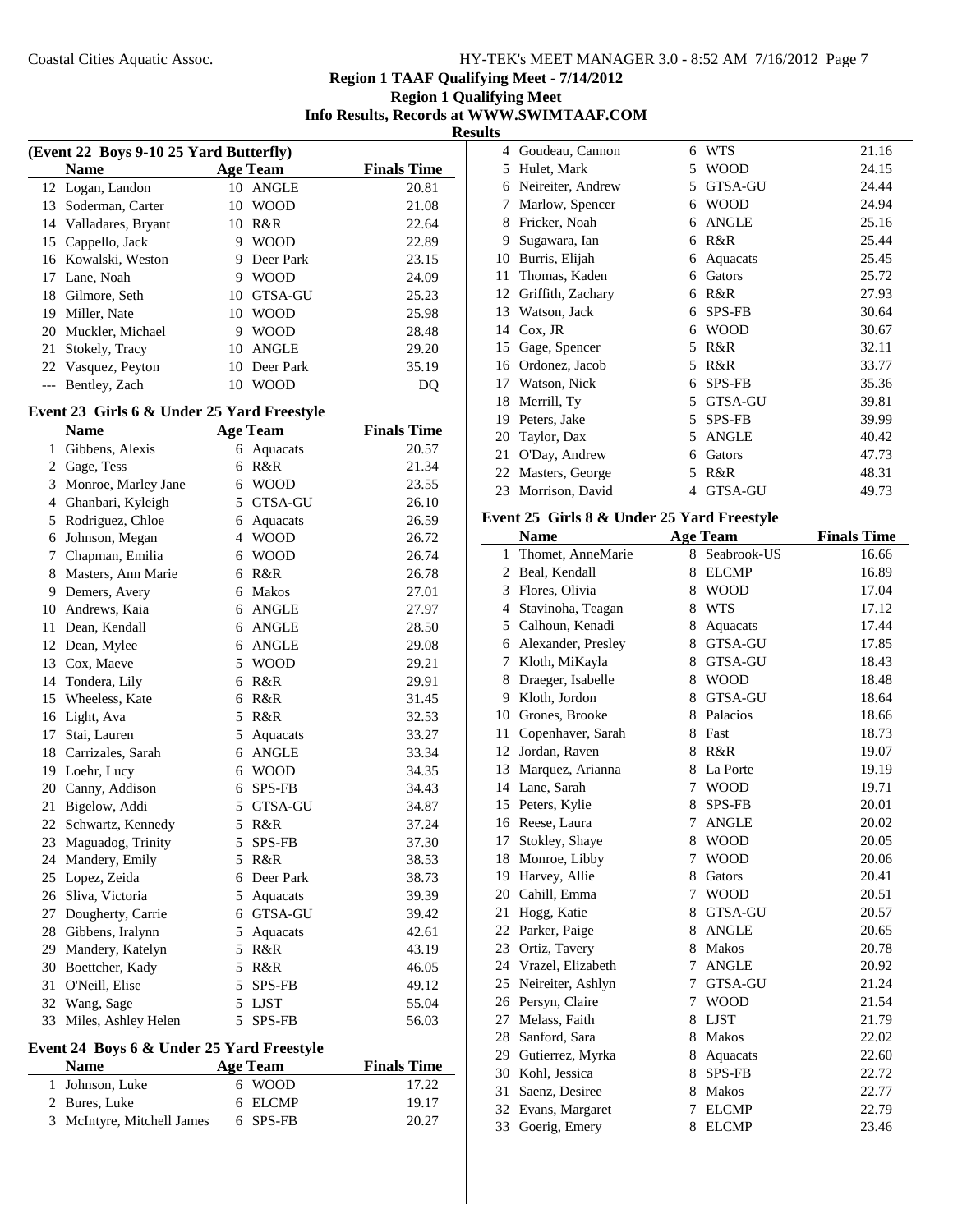# Region 1 TAAF Qualifying Meet - 7/14/2012

## Region 1 Qualifying Meet

### Info Results, Records at WWW.SWIMTAAF.COM

#### Results

**(Event 22 Boys 9-10 25 Yard Butterfly)**

| | Name | Age | Team | Finals Time |
|---|---|---|---|---|
| 12 | Logan, Landon | 10 | ANGLE | 20.81 |
| 13 | Soderman, Carter | 10 | WOOD | 21.08 |
| 14 | Valladares, Bryant | 10 | R&R | 22.64 |
| 15 | Cappello, Jack | 9 | WOOD | 22.89 |
| 16 | Kowalski, Weston | 9 | Deer Park | 23.15 |
| 17 | Lane, Noah | 9 | WOOD | 24.09 |
| 18 | Gilmore, Seth | 10 | GTSA-GU | 25.23 |
| 19 | Miller, Nate | 10 | WOOD | 25.98 |
| 20 | Muckler, Michael | 9 | WOOD | 28.48 |
| 21 | Stokely, Tracy | 10 | ANGLE | 29.20 |
| 22 | Vasquez, Peyton | 10 | Deer Park | 35.19 |
| --- | Bentley, Zach | 10 | WOOD | DQ |

**Event 23 Girls 6 & Under 25 Yard Freestyle**

| | Name | Age | Team | Finals Time |
|---|---|---|---|---|
| 1 | Gibbens, Alexis | 6 | Aquacats | 20.57 |
| 2 | Gage, Tess | 6 | R&R | 21.34 |
| 3 | Monroe, Marley Jane | 6 | WOOD | 23.55 |
| 4 | Ghanbari, Kyleigh | 5 | GTSA-GU | 26.10 |
| 5 | Rodriguez, Chloe | 6 | Aquacats | 26.59 |
| 6 | Johnson, Megan | 4 | WOOD | 26.72 |
| 7 | Chapman, Emilia | 6 | WOOD | 26.74 |
| 8 | Masters, Ann Marie | 6 | R&R | 26.78 |
| 9 | Demers, Avery | 6 | Makos | 27.01 |
| 10 | Andrews, Kaia | 6 | ANGLE | 27.97 |
| 11 | Dean, Kendall | 6 | ANGLE | 28.50 |
| 12 | Dean, Mylee | 6 | ANGLE | 29.08 |
| 13 | Cox, Maeve | 5 | WOOD | 29.21 |
| 14 | Tondera, Lily | 6 | R&R | 29.91 |
| 15 | Wheeless, Kate | 6 | R&R | 31.45 |
| 16 | Light, Ava | 5 | R&R | 32.53 |
| 17 | Stai, Lauren | 5 | Aquacats | 33.27 |
| 18 | Carrizales, Sarah | 6 | ANGLE | 33.34 |
| 19 | Loehr, Lucy | 6 | WOOD | 34.35 |
| 20 | Canny, Addison | 6 | SPS-FB | 34.43 |
| 21 | Bigelow, Addi | 5 | GTSA-GU | 34.87 |
| 22 | Schwartz, Kennedy | 5 | R&R | 37.24 |
| 23 | Maguadog, Trinity | 5 | SPS-FB | 37.30 |
| 24 | Mandery, Emily | 5 | R&R | 38.53 |
| 25 | Lopez, Zeida | 6 | Deer Park | 38.73 |
| 26 | Sliva, Victoria | 5 | Aquacats | 39.39 |
| 27 | Dougherty, Carrie | 6 | GTSA-GU | 39.42 |
| 28 | Gibbens, Iralynn | 5 | Aquacats | 42.61 |
| 29 | Mandery, Katelyn | 5 | R&R | 43.19 |
| 30 | Boettcher, Kady | 5 | R&R | 46.05 |
| 31 | O'Neill, Elise | 5 | SPS-FB | 49.12 |
| 32 | Wang, Sage | 5 | LJST | 55.04 |
| 33 | Miles, Ashley Helen | 5 | SPS-FB | 56.03 |

**Event 24 Boys 6 & Under 25 Yard Freestyle**

| | Name | Age | Team | Finals Time |
|---|---|---|---|---|
| 1 | Johnson, Luke | 6 | WOOD | 17.22 |
| 2 | Bures, Luke | 6 | ELCMP | 19.17 |
| 3 | McIntyre, Mitchell James | 6 | SPS-FB | 20.27 |
| 4 | Goudeau, Cannon | 6 | WTS | 21.16 |
| 5 | Hulet, Mark | 5 | WOOD | 24.15 |
| 6 | Neireiter, Andrew | 5 | GTSA-GU | 24.44 |
| 7 | Marlow, Spencer | 6 | WOOD | 24.94 |
| 8 | Fricker, Noah | 6 | ANGLE | 25.16 |
| 9 | Sugawara, Ian | 6 | R&R | 25.44 |
| 10 | Burris, Elijah | 6 | Aquacats | 25.45 |
| 11 | Thomas, Kaden | 6 | Gators | 25.72 |
| 12 | Griffith, Zachary | 6 | R&R | 27.93 |
| 13 | Watson, Jack | 6 | SPS-FB | 30.64 |
| 14 | Cox, JR | 6 | WOOD | 30.67 |
| 15 | Gage, Spencer | 5 | R&R | 32.11 |
| 16 | Ordonez, Jacob | 5 | R&R | 33.77 |
| 17 | Watson, Nick | 6 | SPS-FB | 35.36 |
| 18 | Merrill, Ty | 5 | GTSA-GU | 39.81 |
| 19 | Peters, Jake | 5 | SPS-FB | 39.99 |
| 20 | Taylor, Dax | 5 | ANGLE | 40.42 |
| 21 | O'Day, Andrew | 6 | Gators | 47.73 |
| 22 | Masters, George | 5 | R&R | 48.31 |
| 23 | Morrison, David | 4 | GTSA-GU | 49.73 |

**Event 25 Girls 8 & Under 25 Yard Freestyle**

| | Name | Age | Team | Finals Time |
|---|---|---|---|---|
| 1 | Thomet, AnneMarie | 8 | Seabrook-US | 16.66 |
| 2 | Beal, Kendall | 8 | ELCMP | 16.89 |
| 3 | Flores, Olivia | 8 | WOOD | 17.04 |
| 4 | Stavinoha, Teagan | 8 | WTS | 17.12 |
| 5 | Calhoun, Kenadi | 8 | Aquacats | 17.44 |
| 6 | Alexander, Presley | 8 | GTSA-GU | 17.85 |
| 7 | Kloth, MiKayla | 8 | GTSA-GU | 18.43 |
| 8 | Draeger, Isabelle | 8 | WOOD | 18.48 |
| 9 | Kloth, Jordon | 8 | GTSA-GU | 18.64 |
| 10 | Grones, Brooke | 8 | Palacios | 18.66 |
| 11 | Copenhaver, Sarah | 8 | Fast | 18.73 |
| 12 | Jordan, Raven | 8 | R&R | 19.07 |
| 13 | Marquez, Arianna | 8 | La Porte | 19.19 |
| 14 | Lane, Sarah | 7 | WOOD | 19.71 |
| 15 | Peters, Kylie | 8 | SPS-FB | 20.01 |
| 16 | Reese, Laura | 7 | ANGLE | 20.02 |
| 17 | Stokley, Shaye | 8 | WOOD | 20.05 |
| 18 | Monroe, Libby | 7 | WOOD | 20.06 |
| 19 | Harvey, Allie | 8 | Gators | 20.41 |
| 20 | Cahill, Emma | 7 | WOOD | 20.51 |
| 21 | Hogg, Katie | 8 | GTSA-GU | 20.57 |
| 22 | Parker, Paige | 8 | ANGLE | 20.65 |
| 23 | Ortiz, Tavery | 8 | Makos | 20.78 |
| 24 | Vrazel, Elizabeth | 7 | ANGLE | 20.92 |
| 25 | Neireiter, Ashlyn | 7 | GTSA-GU | 21.24 |
| 26 | Persyn, Claire | 7 | WOOD | 21.54 |
| 27 | Melass, Faith | 8 | LJST | 21.79 |
| 28 | Sanford, Sara | 8 | Makos | 22.02 |
| 29 | Gutierrez, Myrka | 8 | Aquacats | 22.60 |
| 30 | Kohl, Jessica | 8 | SPS-FB | 22.72 |
| 31 | Saenz, Desiree | 8 | Makos | 22.77 |
| 32 | Evans, Margaret | 7 | ELCMP | 22.79 |
| 33 | Goerig, Emery | 8 | ELCMP | 23.46 |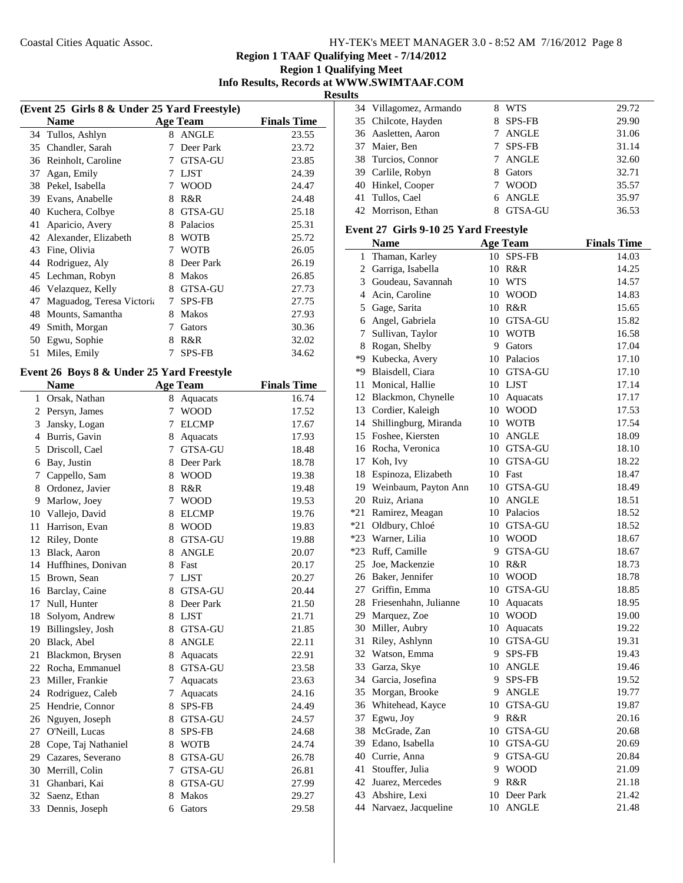## Region 1 TAAF Qualifying Meet - 7/14/2012

**Region 1 Qualifying Meet**

**Info Results, Records at WWW.SWIMTAAF.COM**

**Results**

### (Event 25 Girls 8 & Under 25 Yard Freestyle)

| | Name | Age | Team | Finals Time |
|---|---|---|---|---|
| 34 | Tullos, Ashlyn | 8 | ANGLE | 23.55 |
| 35 | Chandler, Sarah | 7 | Deer Park | 23.72 |
| 36 | Reinholt, Caroline | 7 | GTSA-GU | 23.85 |
| 37 | Agan, Emily | 7 | LJST | 24.39 |
| 38 | Pekel, Isabella | 7 | WOOD | 24.47 |
| 39 | Evans, Anabelle | 8 | R&R | 24.48 |
| 40 | Kuchera, Colbye | 8 | GTSA-GU | 25.18 |
| 41 | Aparicio, Avery | 8 | Palacios | 25.31 |
| 42 | Alexander, Elizabeth | 8 | WOTB | 25.72 |
| 43 | Fine, Olivia | 7 | WOTB | 26.05 |
| 44 | Rodriguez, Aly | 8 | Deer Park | 26.19 |
| 45 | Lechman, Robyn | 8 | Makos | 26.85 |
| 46 | Velazquez, Kelly | 8 | GTSA-GU | 27.73 |
| 47 | Maguadog, Teresa Victoria | 7 | SPS-FB | 27.75 |
| 48 | Mounts, Samantha | 8 | Makos | 27.93 |
| 49 | Smith, Morgan | 7 | Gators | 30.36 |
| 50 | Egwu, Sophie | 8 | R&R | 32.02 |
| 51 | Miles, Emily | 7 | SPS-FB | 34.62 |

### Event 26 Boys 8 & Under 25 Yard Freestyle

| | Name | Age | Team | Finals Time |
|---|---|---|---|---|
| 1 | Orsak, Nathan | 8 | Aquacats | 16.74 |
| 2 | Persyn, James | 7 | WOOD | 17.52 |
| 3 | Jansky, Logan | 7 | ELCMP | 17.67 |
| 4 | Burris, Gavin | 8 | Aquacats | 17.93 |
| 5 | Driscoll, Cael | 7 | GTSA-GU | 18.48 |
| 6 | Bay, Justin | 8 | Deer Park | 18.78 |
| 7 | Cappello, Sam | 8 | WOOD | 19.38 |
| 8 | Ordonez, Javier | 8 | R&R | 19.48 |
| 9 | Marlow, Joey | 7 | WOOD | 19.53 |
| 10 | Vallejo, David | 8 | ELCMP | 19.76 |
| 11 | Harrison, Evan | 8 | WOOD | 19.83 |
| 12 | Riley, Donte | 8 | GTSA-GU | 19.88 |
| 13 | Black, Aaron | 8 | ANGLE | 20.07 |
| 14 | Huffhines, Donivan | 8 | Fast | 20.17 |
| 15 | Brown, Sean | 7 | LJST | 20.27 |
| 16 | Barclay, Caine | 8 | GTSA-GU | 20.44 |
| 17 | Null, Hunter | 8 | Deer Park | 21.50 |
| 18 | Solyom, Andrew | 8 | LJST | 21.71 |
| 19 | Billingsley, Josh | 8 | GTSA-GU | 21.85 |
| 20 | Black, Abel | 8 | ANGLE | 22.11 |
| 21 | Blackmon, Brysen | 8 | Aquacats | 22.91 |
| 22 | Rocha, Emmanuel | 8 | GTSA-GU | 23.58 |
| 23 | Miller, Frankie | 7 | Aquacats | 23.63 |
| 24 | Rodriguez, Caleb | 7 | Aquacats | 24.16 |
| 25 | Hendrie, Connor | 8 | SPS-FB | 24.49 |
| 26 | Nguyen, Joseph | 8 | GTSA-GU | 24.57 |
| 27 | O'Neill, Lucas | 8 | SPS-FB | 24.68 |
| 28 | Cope, Taj Nathaniel | 8 | WOTB | 24.74 |
| 29 | Cazares, Severano | 8 | GTSA-GU | 26.78 |
| 30 | Merrill, Colin | 7 | GTSA-GU | 26.81 |
| 31 | Ghanbari, Kai | 8 | GTSA-GU | 27.99 |
| 32 | Saenz, Ethan | 8 | Makos | 29.27 |
| 33 | Dennis, Joseph | 6 | Gators | 29.58 |
| 34 | Villagomez, Armando | 8 | WTS | 29.72 |
| 35 | Chilcote, Hayden | 8 | SPS-FB | 29.90 |
| 36 | Aasletten, Aaron | 7 | ANGLE | 31.06 |
| 37 | Maier, Ben | 7 | SPS-FB | 31.14 |
| 38 | Turcios, Connor | 7 | ANGLE | 32.60 |
| 39 | Carlile, Robyn | 8 | Gators | 32.71 |
| 40 | Hinkel, Cooper | 7 | WOOD | 35.57 |
| 41 | Tullos, Cael | 6 | ANGLE | 35.97 |
| 42 | Morrison, Ethan | 8 | GTSA-GU | 36.53 |

### Event 27 Girls 9-10 25 Yard Freestyle

| | Name | Age | Team | Finals Time |
|---|---|---|---|---|
| 1 | Thaman, Karley | 10 | SPS-FB | 14.03 |
| 2 | Garriga, Isabella | 10 | R&R | 14.25 |
| 3 | Goudeau, Savannah | 10 | WTS | 14.57 |
| 4 | Acin, Caroline | 10 | WOOD | 14.83 |
| 5 | Gage, Sarita | 10 | R&R | 15.65 |
| 6 | Angel, Gabriela | 10 | GTSA-GU | 15.82 |
| 7 | Sullivan, Taylor | 10 | WOTB | 16.58 |
| 8 | Rogan, Shelby | 9 | Gators | 17.04 |
| *9 | Kubecka, Avery | 10 | Palacios | 17.10 |
| *9 | Blaisdell, Ciara | 10 | GTSA-GU | 17.10 |
| 11 | Monical, Hallie | 10 | LJST | 17.14 |
| 12 | Blackmon, Chynelle | 10 | Aquacats | 17.17 |
| 13 | Cordier, Kaleigh | 10 | WOOD | 17.53 |
| 14 | Shillingburg, Miranda | 10 | WOTB | 17.54 |
| 15 | Foshee, Kiersten | 10 | ANGLE | 18.09 |
| 16 | Rocha, Veronica | 10 | GTSA-GU | 18.10 |
| 17 | Koh, Ivy | 10 | GTSA-GU | 18.22 |
| 18 | Espinoza, Elizabeth | 10 | Fast | 18.47 |
| 19 | Weinbaum, Payton Ann | 10 | GTSA-GU | 18.49 |
| 20 | Ruiz, Ariana | 10 | ANGLE | 18.51 |
| *21 | Ramirez, Meagan | 10 | Palacios | 18.52 |
| *21 | Oldbury, Chloé | 10 | GTSA-GU | 18.52 |
| *23 | Warner, Lilia | 10 | WOOD | 18.67 |
| *23 | Ruff, Camille | 9 | GTSA-GU | 18.67 |
| 25 | Joe, Mackenzie | 10 | R&R | 18.73 |
| 26 | Baker, Jennifer | 10 | WOOD | 18.78 |
| 27 | Griffin, Emma | 10 | GTSA-GU | 18.85 |
| 28 | Friesenhahn, Julianne | 10 | Aquacats | 18.95 |
| 29 | Marquez, Zoe | 10 | WOOD | 19.00 |
| 30 | Miller, Aubry | 10 | Aquacats | 19.22 |
| 31 | Riley, Ashlynn | 10 | GTSA-GU | 19.31 |
| 32 | Watson, Emma | 9 | SPS-FB | 19.43 |
| 33 | Garza, Skye | 10 | ANGLE | 19.46 |
| 34 | Garcia, Josefina | 9 | SPS-FB | 19.52 |
| 35 | Morgan, Brooke | 9 | ANGLE | 19.77 |
| 36 | Whitehead, Kayce | 10 | GTSA-GU | 19.87 |
| 37 | Egwu, Joy | 9 | R&R | 20.16 |
| 38 | McGrade, Zan | 10 | GTSA-GU | 20.68 |
| 39 | Edano, Isabella | 10 | GTSA-GU | 20.69 |
| 40 | Currie, Anna | 9 | GTSA-GU | 20.84 |
| 41 | Stouffer, Julia | 9 | WOOD | 21.09 |
| 42 | Juarez, Mercedes | 9 | R&R | 21.18 |
| 43 | Abshire, Lexi | 10 | Deer Park | 21.42 |
| 44 | Narvaez, Jacqueline | 10 | ANGLE | 21.48 |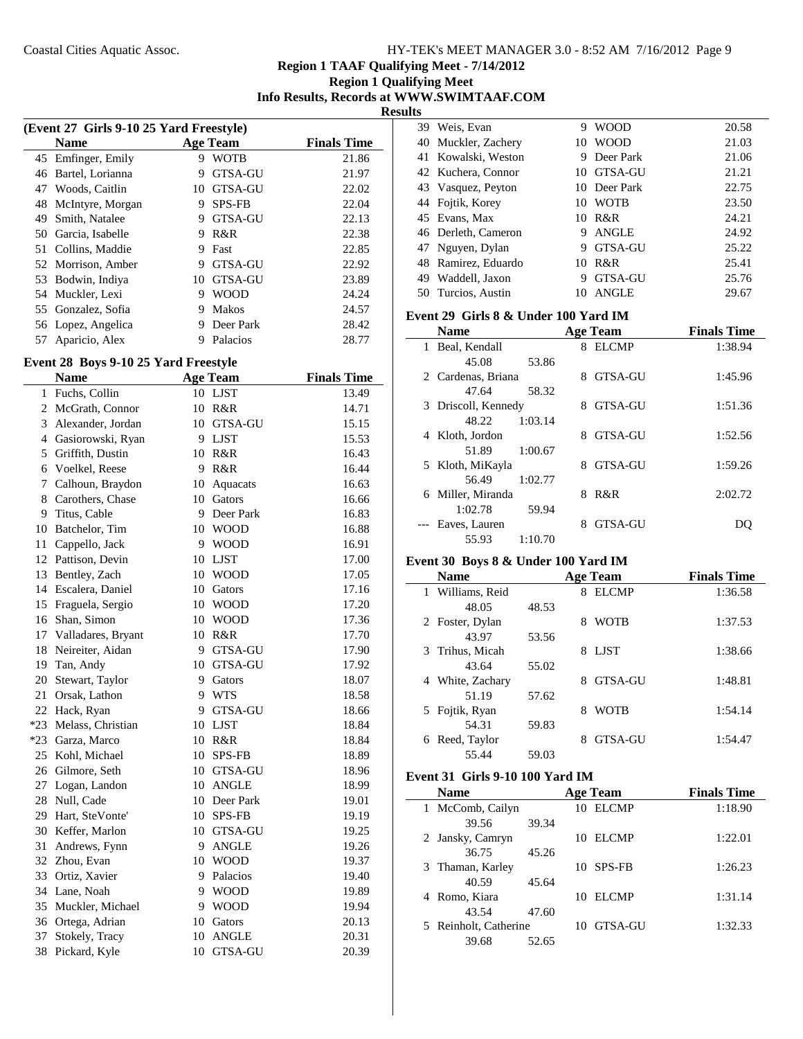# Region 1 TAAF Qualifying Meet - 7/14/2012

## Region 1 Qualifying Meet

### Info Results, Records at WWW.SWIMTAAF.COM

### Results

**(Event 27 Girls 9-10 25 Yard Freestyle)**

| | Name | Age | Team | Finals Time |
|---|---|---|---|---|
| 45 | Emfinger, Emily | 9 | WOTB | 21.86 |
| 46 | Bartel, Lorianna | 9 | GTSA-GU | 21.97 |
| 47 | Woods, Caitlin | 10 | GTSA-GU | 22.02 |
| 48 | McIntyre, Morgan | 9 | SPS-FB | 22.04 |
| 49 | Smith, Natalee | 9 | GTSA-GU | 22.13 |
| 50 | Garcia, Isabelle | 9 | R&R | 22.38 |
| 51 | Collins, Maddie | 9 | Fast | 22.85 |
| 52 | Morrison, Amber | 9 | GTSA-GU | 22.92 |
| 53 | Bodwin, Indiya | 10 | GTSA-GU | 23.89 |
| 54 | Muckler, Lexi | 9 | WOOD | 24.24 |
| 55 | Gonzalez, Sofia | 9 | Makos | 24.57 |
| 56 | Lopez, Angelica | 9 | Deer Park | 28.42 |
| 57 | Aparicio, Alex | 9 | Palacios | 28.77 |

**Event 28 Boys 9-10 25 Yard Freestyle**

| | Name | Age | Team | Finals Time |
|---|---|---|---|---|
| 1 | Fuchs, Collin | 10 | LJST | 13.49 |
| 2 | McGrath, Connor | 10 | R&R | 14.71 |
| 3 | Alexander, Jordan | 10 | GTSA-GU | 15.15 |
| 4 | Gasiorowski, Ryan | 9 | LJST | 15.53 |
| 5 | Griffith, Dustin | 10 | R&R | 16.43 |
| 6 | Voelkel, Reese | 9 | R&R | 16.44 |
| 7 | Calhoun, Braydon | 10 | Aquacats | 16.63 |
| 8 | Carothers, Chase | 10 | Gators | 16.66 |
| 9 | Titus, Cable | 9 | Deer Park | 16.83 |
| 10 | Batchelor, Tim | 10 | WOOD | 16.88 |
| 11 | Cappello, Jack | 9 | WOOD | 16.91 |
| 12 | Pattison, Devin | 10 | LJST | 17.00 |
| 13 | Bentley, Zach | 10 | WOOD | 17.05 |
| 14 | Escalera, Daniel | 10 | Gators | 17.16 |
| 15 | Fraguela, Sergio | 10 | WOOD | 17.20 |
| 16 | Shan, Simon | 10 | WOOD | 17.36 |
| 17 | Valladares, Bryant | 10 | R&R | 17.70 |
| 18 | Neireiter, Aidan | 9 | GTSA-GU | 17.90 |
| 19 | Tan, Andy | 10 | GTSA-GU | 17.92 |
| 20 | Stewart, Taylor | 9 | Gators | 18.07 |
| 21 | Orsak, Lathon | 9 | WTS | 18.58 |
| 22 | Hack, Ryan | 9 | GTSA-GU | 18.66 |
| *23 | Melass, Christian | 10 | LJST | 18.84 |
| *23 | Garza, Marco | 10 | R&R | 18.84 |
| 25 | Kohl, Michael | 10 | SPS-FB | 18.89 |
| 26 | Gilmore, Seth | 10 | GTSA-GU | 18.96 |
| 27 | Logan, Landon | 10 | ANGLE | 18.99 |
| 28 | Null, Cade | 10 | Deer Park | 19.01 |
| 29 | Hart, SteVonte' | 10 | SPS-FB | 19.19 |
| 30 | Keffer, Marlon | 10 | GTSA-GU | 19.25 |
| 31 | Andrews, Fynn | 9 | ANGLE | 19.26 |
| 32 | Zhou, Evan | 10 | WOOD | 19.37 |
| 33 | Ortiz, Xavier | 9 | Palacios | 19.40 |
| 34 | Lane, Noah | 9 | WOOD | 19.89 |
| 35 | Muckler, Michael | 9 | WOOD | 19.94 |
| 36 | Ortega, Adrian | 10 | Gators | 20.13 |
| 37 | Stokely, Tracy | 10 | ANGLE | 20.31 |
| 38 | Pickard, Kyle | 10 | GTSA-GU | 20.39 |
| 39 | Weis, Evan | 9 | WOOD | 20.58 |
| 40 | Muckler, Zachery | 10 | WOOD | 21.03 |
| 41 | Kowalski, Weston | 9 | Deer Park | 21.06 |
| 42 | Kuchera, Connor | 10 | GTSA-GU | 21.21 |
| 43 | Vasquez, Peyton | 10 | Deer Park | 22.75 |
| 44 | Fojtik, Korey | 10 | WOTB | 23.50 |
| 45 | Evans, Max | 10 | R&R | 24.21 |
| 46 | Derleth, Cameron | 9 | ANGLE | 24.92 |
| 47 | Nguyen, Dylan | 9 | GTSA-GU | 25.22 |
| 48 | Ramirez, Eduardo | 10 | R&R | 25.41 |
| 49 | Waddell, Jaxon | 9 | GTSA-GU | 25.76 |
| 50 | Turcios, Austin | 10 | ANGLE | 29.67 |

**Event 29 Girls 8 & Under 100 Yard IM**

| | Name | Age | Team | Finals Time |
|---|---|---|---|---|
| 1 | Beal, Kendall | 8 | ELCMP | 1:38.94 |
| | 45.08 53.86 | | | |
| 2 | Cardenas, Briana | 8 | GTSA-GU | 1:45.96 |
| | 47.64 58.32 | | | |
| 3 | Driscoll, Kennedy | 8 | GTSA-GU | 1:51.36 |
| | 48.22 1:03.14 | | | |
| 4 | Kloth, Jordon | 8 | GTSA-GU | 1:52.56 |
| | 51.89 1:00.67 | | | |
| 5 | Kloth, MiKayla | 8 | GTSA-GU | 1:59.26 |
| | 56.49 1:02.77 | | | |
| 6 | Miller, Miranda | 8 | R&R | 2:02.72 |
| | 1:02.78 59.94 | | | |
| --- | Eaves, Lauren | 8 | GTSA-GU | DQ |
| | 55.93 1:10.70 | | | |

**Event 30 Boys 8 & Under 100 Yard IM**

| | Name | Age | Team | Finals Time |
|---|---|---|---|---|
| 1 | Williams, Reid | 8 | ELCMP | 1:36.58 |
| | 48.05 48.53 | | | |
| 2 | Foster, Dylan | 8 | WOTB | 1:37.53 |
| | 43.97 53.56 | | | |
| 3 | Trihus, Micah | 8 | LJST | 1:38.66 |
| | 43.64 55.02 | | | |
| 4 | White, Zachary | 8 | GTSA-GU | 1:48.81 |
| | 51.19 57.62 | | | |
| 5 | Fojtik, Ryan | 8 | WOTB | 1:54.14 |
| | 54.31 59.83 | | | |
| 6 | Reed, Taylor | 8 | GTSA-GU | 1:54.47 |
| | 55.44 59.03 | | | |

**Event 31 Girls 9-10 100 Yard IM**

| | Name | Age | Team | Finals Time |
|---|---|---|---|---|
| 1 | McComb, Cailyn | 10 | ELCMP | 1:18.90 |
| | 39.56 39.34 | | | |
| 2 | Jansky, Camryn | 10 | ELCMP | 1:22.01 |
| | 36.75 45.26 | | | |
| 3 | Thaman, Karley | 10 | SPS-FB | 1:26.23 |
| | 40.59 45.64 | | | |
| 4 | Romo, Kiara | 10 | ELCMP | 1:31.14 |
| | 43.54 47.60 | | | |
| 5 | Reinholt, Catherine | 10 | GTSA-GU | 1:32.33 |
| | 39.68 52.65 | | | |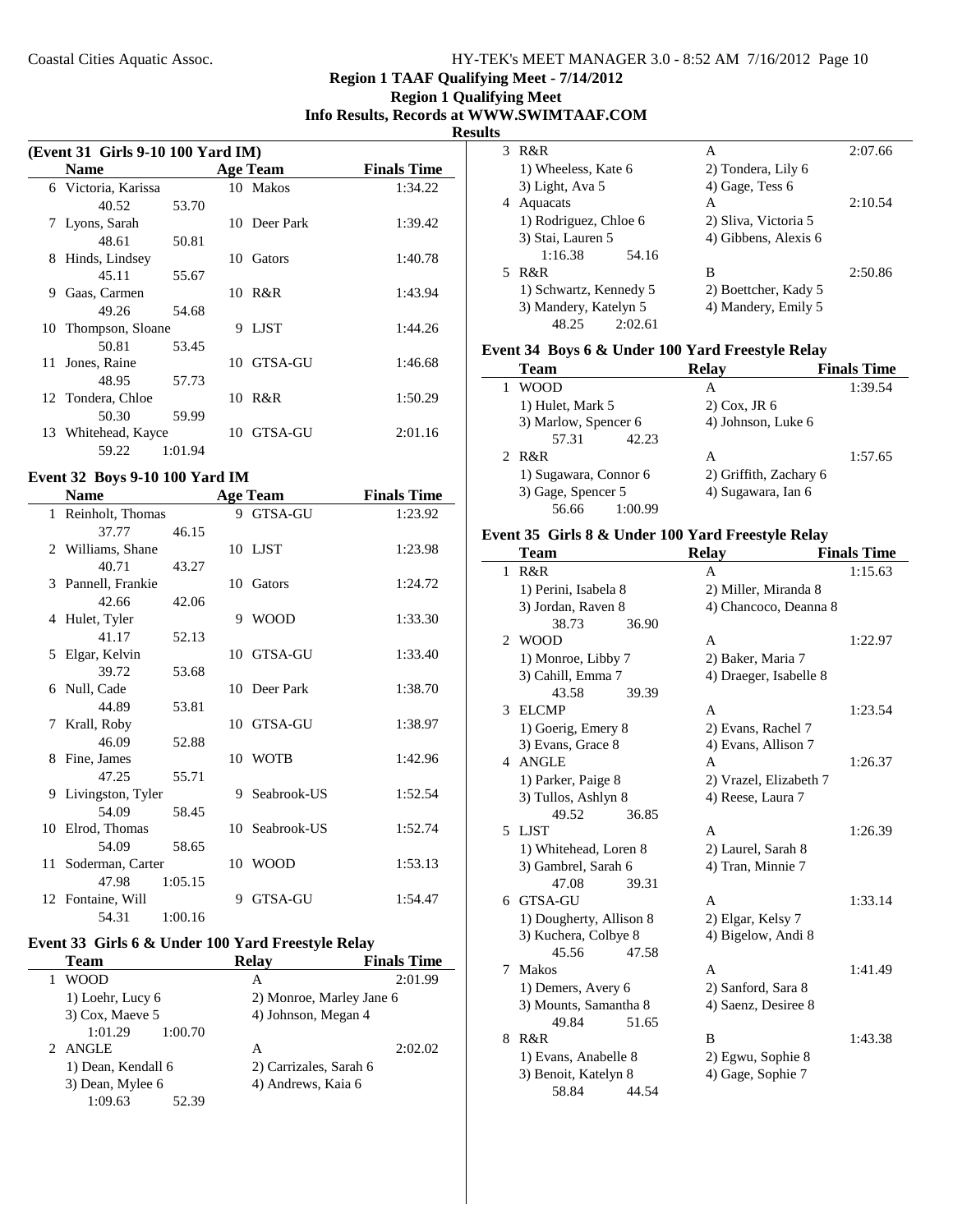## Region 1 TAAF Qualifying Meet - 7/14/2012

### Region 1 Qualifying Meet

### Info Results, Records at WWW.SWIMTAAF.COM

### Results

### (Event 31 Girls 9-10 100 Yard IM)

| | Name | Age | Team | Finals Time |
|---|---|---|---|---|
| 6 | Victoria, Karissa | 10 | Makos | 1:34.22 |
| | 40.52 53.70 | | | |
| 7 | Lyons, Sarah | 10 | Deer Park | 1:39.42 |
| | 48.61 50.81 | | | |
| 8 | Hinds, Lindsey | 10 | Gators | 1:40.78 |
| | 45.11 55.67 | | | |
| 9 | Gaas, Carmen | 10 | R&R | 1:43.94 |
| | 49.26 54.68 | | | |
| 10 | Thompson, Sloane | 9 | LJST | 1:44.26 |
| | 50.81 53.45 | | | |
| 11 | Jones, Raine | 10 | GTSA-GU | 1:46.68 |
| | 48.95 57.73 | | | |
| 12 | Tondera, Chloe | 10 | R&R | 1:50.29 |
| | 50.30 59.99 | | | |
| 13 | Whitehead, Kayce | 10 | GTSA-GU | 2:01.16 |
| | 59.22 1:01.94 | | | |

### Event 32 Boys 9-10 100 Yard IM

| | Name | Age | Team | Finals Time |
|---|---|---|---|---|
| 1 | Reinholt, Thomas | 9 | GTSA-GU | 1:23.92 |
| | 37.77 46.15 | | | |
| 2 | Williams, Shane | 10 | LJST | 1:23.98 |
| | 40.71 43.27 | | | |
| 3 | Pannell, Frankie | 10 | Gators | 1:24.72 |
| | 42.66 42.06 | | | |
| 4 | Hulet, Tyler | 9 | WOOD | 1:33.30 |
| | 41.17 52.13 | | | |
| 5 | Elgar, Kelvin | 10 | GTSA-GU | 1:33.40 |
| | 39.72 53.68 | | | |
| 6 | Null, Cade | 10 | Deer Park | 1:38.70 |
| | 44.89 53.81 | | | |
| 7 | Krall, Roby | 10 | GTSA-GU | 1:38.97 |
| | 46.09 52.88 | | | |
| 8 | Fine, James | 10 | WOTB | 1:42.96 |
| | 47.25 55.71 | | | |
| 9 | Livingston, Tyler | 9 | Seabrook-US | 1:52.54 |
| | 54.09 58.45 | | | |
| 10 | Elrod, Thomas | 10 | Seabrook-US | 1:52.74 |
| | 54.09 58.65 | | | |
| 11 | Soderman, Carter | 10 | WOOD | 1:53.13 |
| | 47.98 1:05.15 | | | |
| 12 | Fontaine, Will | 9 | GTSA-GU | 1:54.47 |
| | 54.31 1:00.16 | | | |

### Event 33 Girls 6 & Under 100 Yard Freestyle Relay

| | Team | Relay | Finals Time |
|---|---|---|---|
| 1 | WOOD | A | 2:01.99 |
| | 1) Loehr, Lucy 6 | 2) Monroe, Marley Jane 6 | |
| | 3) Cox, Maeve 5 | 4) Johnson, Megan 4 | |
| | 1:01.29 1:00.70 | | |
| 2 | ANGLE | A | 2:02.02 |
| | 1) Dean, Kendall 6 | 2) Carrizales, Sarah 6 | |
| | 3) Dean, Mylee 6 | 4) Andrews, Kaia 6 | |
| | 1:09.63 52.39 | | |
| 3 | R&R | A | 2:07.66 |
| | 1) Wheeless, Kate 6 | 2) Tondera, Lily 6 | |
| | 3) Light, Ava 5 | 4) Gage, Tess 6 | |
| 4 | Aquacats | A | 2:10.54 |
| | 1) Rodriguez, Chloe 6 | 2) Sliva, Victoria 5 | |
| | 3) Stai, Lauren 5 | 4) Gibbens, Alexis 6 | |
| | 1:16.38 54.16 | | |
| 5 | R&R | B | 2:50.86 |
| | 1) Schwartz, Kennedy 5 | 2) Boettcher, Kady 5 | |
| | 3) Mandery, Katelyn 5 | 4) Mandery, Emily 5 | |
| | 48.25 2:02.61 | | |

### Event 34 Boys 6 & Under 100 Yard Freestyle Relay

| | Team | Relay | Finals Time |
|---|---|---|---|
| 1 | WOOD | A | 1:39.54 |
| | 1) Hulet, Mark 5 | 2) Cox, JR 6 | |
| | 3) Marlow, Spencer 6 | 4) Johnson, Luke 6 | |
| | 57.31 42.23 | | |
| 2 | R&R | A | 1:57.65 |
| | 1) Sugawara, Connor 6 | 2) Griffith, Zachary 6 | |
| | 3) Gage, Spencer 5 | 4) Sugawara, Ian 6 | |
| | 56.66 1:00.99 | | |

### Event 35 Girls 8 & Under 100 Yard Freestyle Relay

| | Team | Relay | Finals Time |
|---|---|---|---|
| 1 | R&R | A | 1:15.63 |
| | 1) Perini, Isabela 8 | 2) Miller, Miranda 8 | |
| | 3) Jordan, Raven 8 | 4) Chancoco, Deanna 8 | |
| | 38.73 36.90 | | |
| 2 | WOOD | A | 1:22.97 |
| | 1) Monroe, Libby 7 | 2) Baker, Maria 7 | |
| | 3) Cahill, Emma 7 | 4) Draeger, Isabelle 8 | |
| | 43.58 39.39 | | |
| 3 | ELCMP | A | 1:23.54 |
| | 1) Goerig, Emery 8 | 2) Evans, Rachel 7 | |
| | 3) Evans, Grace 8 | 4) Evans, Allison 7 | |
| 4 | ANGLE | A | 1:26.37 |
| | 1) Parker, Paige 8 | 2) Vrazel, Elizabeth 7 | |
| | 3) Tullos, Ashlyn 8 | 4) Reese, Laura 7 | |
| | 49.52 36.85 | | |
| 5 | LJST | A | 1:26.39 |
| | 1) Whitehead, Loren 8 | 2) Laurel, Sarah 8 | |
| | 3) Gambrel, Sarah 6 | 4) Tran, Minnie 7 | |
| | 47.08 39.31 | | |
| 6 | GTSA-GU | A | 1:33.14 |
| | 1) Dougherty, Allison 8 | 2) Elgar, Kelsy 7 | |
| | 3) Kuchera, Colbye 8 | 4) Bigelow, Andi 8 | |
| | 45.56 47.58 | | |
| 7 | Makos | A | 1:41.49 |
| | 1) Demers, Avery 6 | 2) Sanford, Sara 8 | |
| | 3) Mounts, Samantha 8 | 4) Saenz, Desiree 8 | |
| | 49.84 51.65 | | |
| 8 | R&R | B | 1:43.38 |
| | 1) Evans, Anabelle 8 | 2) Egwu, Sophie 8 | |
| | 3) Benoit, Katelyn 8 | 4) Gage, Sophie 7 | |
| | 58.84 44.54 | | |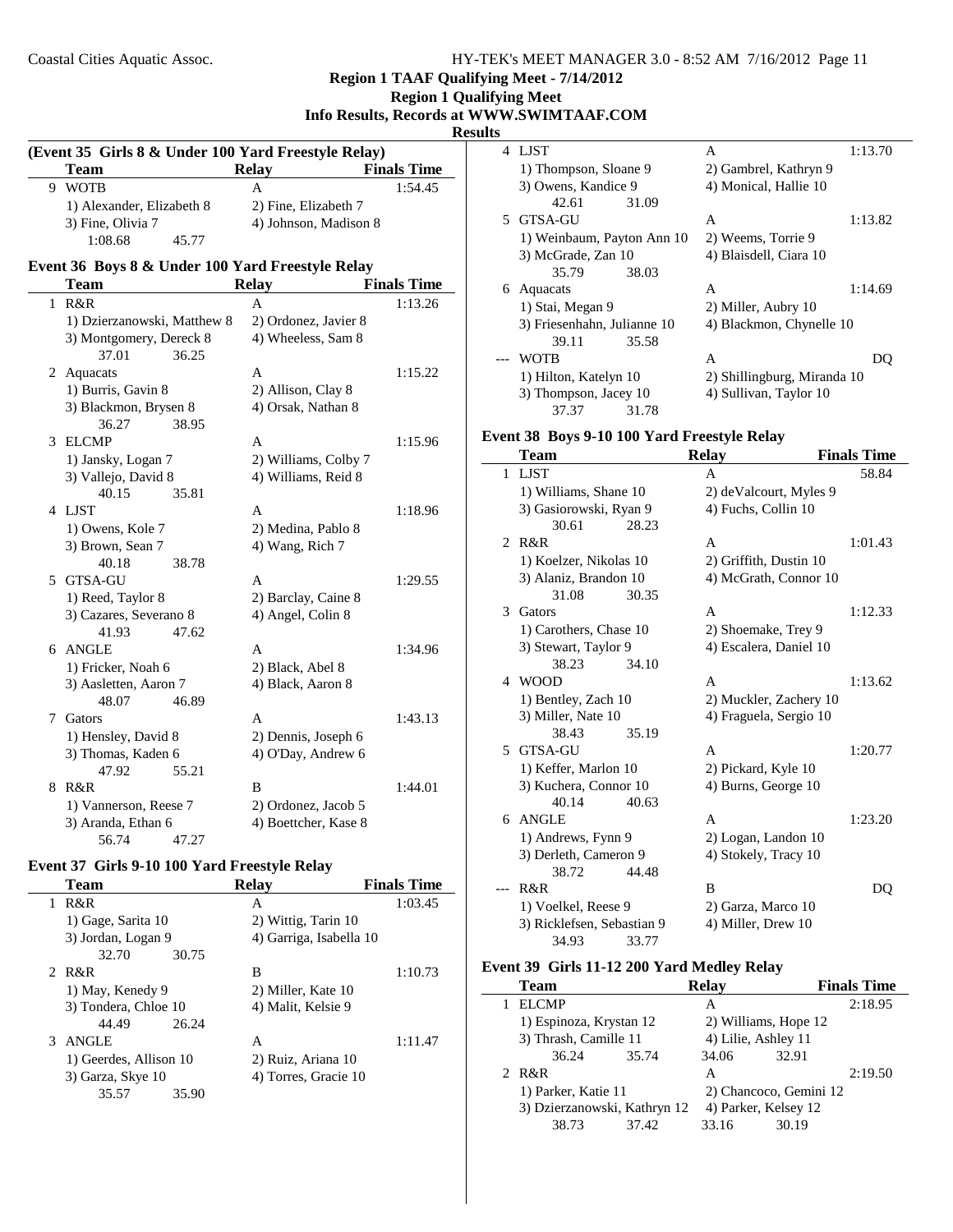## Region 1 TAAF Qualifying Meet - 7/14/2012

### Region 1 Qualifying Meet

### Info Results, Records at WWW.SWIMTAAF.COM

### Results

**(Event 35 Girls 8 & Under 100 Yard Freestyle Relay)**

| | Team | Relay | Finals Time |
|---|---|---|---|
| 9 | WOTB | A | 1:54.45 |
| | 1) Alexander, Elizabeth 8 | 2) Fine, Elizabeth 7 | |
| | 3) Fine, Olivia 7 | 4) Johnson, Madison 8 | |
| | 1:08.68 45.77 | | |

**Event 36 Boys 8 & Under 100 Yard Freestyle Relay**

| | Team | Relay | Finals Time |
|---|---|---|---|
| 1 | R&R | A | 1:13.26 |
| | 1) Dzierzanowski, Matthew 8 | 2) Ordonez, Javier 8 | |
| | 3) Montgomery, Dereck 8 | 4) Wheeless, Sam 8 | |
| | 37.01 36.25 | | |
| 2 | Aquacats | A | 1:15.22 |
| | 1) Burris, Gavin 8 | 2) Allison, Clay 8 | |
| | 3) Blackmon, Brysen 8 | 4) Orsak, Nathan 8 | |
| | 36.27 38.95 | | |
| 3 | ELCMP | A | 1:15.96 |
| | 1) Jansky, Logan 7 | 2) Williams, Colby 7 | |
| | 3) Vallejo, David 8 | 4) Williams, Reid 8 | |
| | 40.15 35.81 | | |
| 4 | LJST | A | 1:18.96 |
| | 1) Owens, Kole 7 | 2) Medina, Pablo 8 | |
| | 3) Brown, Sean 7 | 4) Wang, Rich 7 | |
| | 40.18 38.78 | | |
| 5 | GTSA-GU | A | 1:29.55 |
| | 1) Reed, Taylor 8 | 2) Barclay, Caine 8 | |
| | 3) Cazares, Severano 8 | 4) Angel, Colin 8 | |
| | 41.93 47.62 | | |
| 6 | ANGLE | A | 1:34.96 |
| | 1) Fricker, Noah 6 | 2) Black, Abel 8 | |
| | 3) Aasletten, Aaron 7 | 4) Black, Aaron 8 | |
| | 48.07 46.89 | | |
| 7 | Gators | A | 1:43.13 |
| | 1) Hensley, David 8 | 2) Dennis, Joseph 6 | |
| | 3) Thomas, Kaden 6 | 4) O'Day, Andrew 6 | |
| | 47.92 55.21 | | |
| 8 | R&R | B | 1:44.01 |
| | 1) Vannerson, Reese 7 | 2) Ordonez, Jacob 5 | |
| | 3) Aranda, Ethan 6 | 4) Boettcher, Kase 8 | |
| | 56.74 47.27 | | |

**Event 37 Girls 9-10 100 Yard Freestyle Relay**

| | Team | Relay | Finals Time |
|---|---|---|---|
| 1 | R&R | A | 1:03.45 |
| | 1) Gage, Sarita 10 | 2) Wittig, Tarin 10 | |
| | 3) Jordan, Logan 9 | 4) Garriga, Isabella 10 | |
| | 32.70 30.75 | | |
| 2 | R&R | B | 1:10.73 |
| | 1) May, Kenedy 9 | 2) Miller, Kate 10 | |
| | 3) Tondera, Chloe 10 | 4) Malit, Kelsie 9 | |
| | 44.49 26.24 | | |
| 3 | ANGLE | A | 1:11.47 |
| | 1) Geerdes, Allison 10 | 2) Ruiz, Ariana 10 | |
| | 3) Garza, Skye 10 | 4) Torres, Gracie 10 | |
| | 35.57 35.90 | | |
| 4 | LJST | A | 1:13.70 |
| | 1) Thompson, Sloane 9 | 2) Gambrel, Kathryn 9 | |
| | 3) Owens, Kandice 9 | 4) Monical, Hallie 10 | |
| | 42.61 31.09 | | |
| 5 | GTSA-GU | A | 1:13.82 |
| | 1) Weinbaum, Payton Ann 10 | 2) Weems, Torrie 9 | |
| | 3) McGrade, Zan 10 | 4) Blaisdell, Ciara 10 | |
| | 35.79 38.03 | | |
| 6 | Aquacats | A | 1:14.69 |
| | 1) Stai, Megan 9 | 2) Miller, Aubry 10 | |
| | 3) Friesenhahn, Julianne 10 | 4) Blackmon, Chynelle 10 | |
| | 39.11 35.58 | | |
| --- | WOTB | A | DQ |
| | 1) Hilton, Katelyn 10 | 2) Shillingburg, Miranda 10 | |
| | 3) Thompson, Jacey 10 | 4) Sullivan, Taylor 10 | |
| | 37.37 31.78 | | |

**Event 38 Boys 9-10 100 Yard Freestyle Relay**

| | Team | Relay | Finals Time |
|---|---|---|---|
| 1 | LJST | A | 58.84 |
| | 1) Williams, Shane 10 | 2) deValcourt, Myles 9 | |
| | 3) Gasiorowski, Ryan 9 | 4) Fuchs, Collin 10 | |
| | 30.61 28.23 | | |
| 2 | R&R | A | 1:01.43 |
| | 1) Koelzer, Nikolas 10 | 2) Griffith, Dustin 10 | |
| | 3) Alaniz, Brandon 10 | 4) McGrath, Connor 10 | |
| | 31.08 30.35 | | |
| 3 | Gators | A | 1:12.33 |
| | 1) Carothers, Chase 10 | 2) Shoemake, Trey 9 | |
| | 3) Stewart, Taylor 9 | 4) Escalera, Daniel 10 | |
| | 38.23 34.10 | | |
| 4 | WOOD | A | 1:13.62 |
| | 1) Bentley, Zach 10 | 2) Muckler, Zachery 10 | |
| | 3) Miller, Nate 10 | 4) Fraguela, Sergio 10 | |
| | 38.43 35.19 | | |
| 5 | GTSA-GU | A | 1:20.77 |
| | 1) Keffer, Marlon 10 | 2) Pickard, Kyle 10 | |
| | 3) Kuchera, Connor 10 | 4) Burns, George 10 | |
| | 40.14 40.63 | | |
| 6 | ANGLE | A | 1:23.20 |
| | 1) Andrews, Fynn 9 | 2) Logan, Landon 10 | |
| | 3) Derleth, Cameron 9 | 4) Stokely, Tracy 10 | |
| | 38.72 44.48 | | |
| --- | R&R | B | DQ |
| | 1) Voelkel, Reese 9 | 2) Garza, Marco 10 | |
| | 3) Ricklefsen, Sebastian 9 | 4) Miller, Drew 10 | |
| | 34.93 33.77 | | |

**Event 39 Girls 11-12 200 Yard Medley Relay**

| | Team | Relay | Finals Time |
|---|---|---|---|
| 1 | ELCMP | A | 2:18.95 |
| | 1) Espinoza, Krystan 12 | 2) Williams, Hope 12 | |
| | 3) Thrash, Camille 11 | 4) Lilie, Ashley 11 | |
| | 36.24 35.74 | 34.06 32.91 | |
| 2 | R&R | A | 2:19.50 |
| | 1) Parker, Katie 11 | 2) Chancoco, Gemini 12 | |
| | 3) Dzierzanowski, Kathryn 12 | 4) Parker, Kelsey 12 | |
| | 38.73 37.42 | 33.16 30.19 | |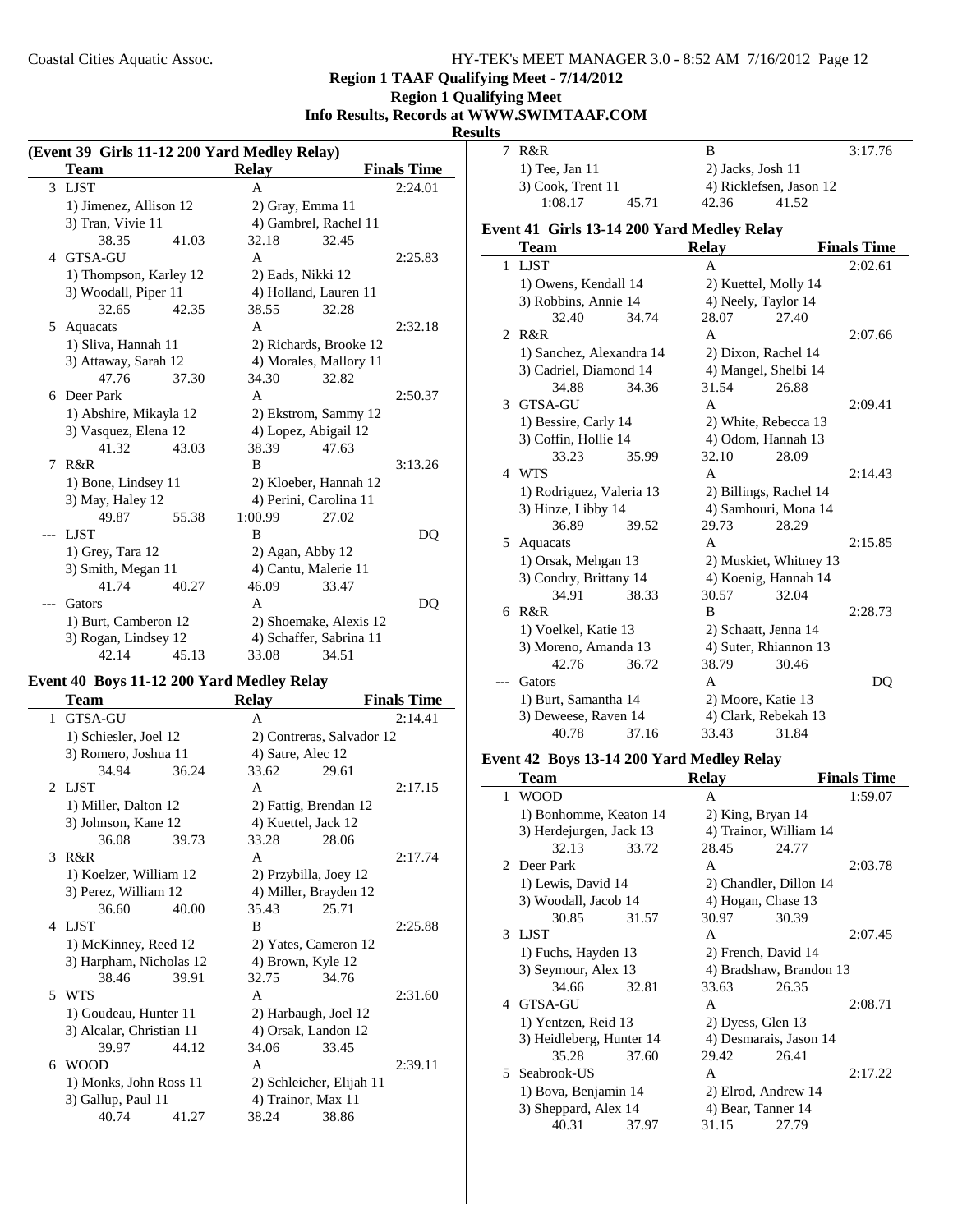## Region 1 TAAF Qualifying Meet - 7/14/2012

## Region 1 Qualifying Meet

## Info Results, Records at WWW.SWIMTAAF.COM

### Results

### (Event 39 Girls 11-12 200 Yard Medley Relay)

| | Team | Relay | Finals Time |
|---|---|---|---|
| 3 | LJST | A | 2:24.01 |
| | 1) Jimenez, Allison 12 | 2) Gray, Emma 11 | |
| | 3) Tran, Vivie 11 | 4) Gambrel, Rachel 11 | |
| | 38.35  41.03 | 32.18  32.45 | |
| 4 | GTSA-GU | A | 2:25.83 |
| | 1) Thompson, Karley 12 | 2) Eads, Nikki 12 | |
| | 3) Woodall, Piper 11 | 4) Holland, Lauren 11 | |
| | 32.65  42.35 | 38.55  32.28 | |
| 5 | Aquacats | A | 2:32.18 |
| | 1) Sliva, Hannah 11 | 2) Richards, Brooke 12 | |
| | 3) Attaway, Sarah 12 | 4) Morales, Mallory 11 | |
| | 47.76  37.30 | 34.30  32.82 | |
| 6 | Deer Park | A | 2:50.37 |
| | 1) Abshire, Mikayla 12 | 2) Ekstrom, Sammy 12 | |
| | 3) Vasquez, Elena 12 | 4) Lopez, Abigail 12 | |
| | 41.32  43.03 | 38.39  47.63 | |
| 7 | R&R | B | 3:13.26 |
| | 1) Bone, Lindsey 11 | 2) Kloeber, Hannah 12 | |
| | 3) May, Haley 12 | 4) Perini, Carolina 11 | |
| | 49.87  55.38 | 1:00.99  27.02 | |
| --- | LJST | B | DQ |
| | 1) Grey, Tara 12 | 2) Agan, Abby 12 | |
| | 3) Smith, Megan 11 | 4) Cantu, Malerie 11 | |
| | 41.74  40.27 | 46.09  33.47 | |
| --- | Gators | A | DQ |
| | 1) Burt, Camberon 12 | 2) Shoemake, Alexis 12 | |
| | 3) Rogan, Lindsey 12 | 4) Schaffer, Sabrina 11 | |
| | 42.14  45.13 | 33.08  34.51 | |

### Event 40 Boys 11-12 200 Yard Medley Relay

| | Team | Relay | Finals Time |
|---|---|---|---|
| 1 | GTSA-GU | A | 2:14.41 |
| | 1) Schiesler, Joel 12 | 2) Contreras, Salvador 12 | |
| | 3) Romero, Joshua 11 | 4) Satre, Alec 12 | |
| | 34.94  36.24 | 33.62  29.61 | |
| 2 | LJST | A | 2:17.15 |
| | 1) Miller, Dalton 12 | 2) Fattig, Brendan 12 | |
| | 3) Johnson, Kane 12 | 4) Kuettel, Jack 12 | |
| | 36.08  39.73 | 33.28  28.06 | |
| 3 | R&R | A | 2:17.74 |
| | 1) Koelzer, William 12 | 2) Przybilla, Joey 12 | |
| | 3) Perez, William 12 | 4) Miller, Brayden 12 | |
| | 36.60  40.00 | 35.43  25.71 | |
| 4 | LJST | B | 2:25.88 |
| | 1) McKinney, Reed 12 | 2) Yates, Cameron 12 | |
| | 3) Harpham, Nicholas 12 | 4) Brown, Kyle 12 | |
| | 38.46  39.91 | 32.75  34.76 | |
| 5 | WTS | A | 2:31.60 |
| | 1) Goudeau, Hunter 11 | 2) Harbaugh, Joel 12 | |
| | 3) Alcalar, Christian 11 | 4) Orsak, Landon 12 | |
| | 39.97  44.12 | 34.06  33.45 | |
| 6 | WOOD | A | 2:39.11 |
| | 1) Monks, John Ross 11 | 2) Schleicher, Elijah 11 | |
| | 3) Gallup, Paul 11 | 4) Trainor, Max 11 | |
| | 40.74  41.27 | 38.24  38.86 | |
| 7 | R&R | B | 3:17.76 |
| | 1) Tee, Jan 11 | 2) Jacks, Josh 11 | |
| | 3) Cook, Trent 11 | 4) Ricklefsen, Jason 12 | |
| | 1:08.17  45.71 | 42.36  41.52 | |

### Event 41 Girls 13-14 200 Yard Medley Relay

| | Team | Relay | Finals Time |
|---|---|---|---|
| 1 | LJST | A | 2:02.61 |
| | 1) Owens, Kendall 14 | 2) Kuettel, Molly 14 | |
| | 3) Robbins, Annie 14 | 4) Neely, Taylor 14 | |
| | 32.40  34.74 | 28.07  27.40 | |
| 2 | R&R | A | 2:07.66 |
| | 1) Sanchez, Alexandra 14 | 2) Dixon, Rachel 14 | |
| | 3) Cadriel, Diamond 14 | 4) Mangel, Shelbi 14 | |
| | 34.88  34.36 | 31.54  26.88 | |
| 3 | GTSA-GU | A | 2:09.41 |
| | 1) Bessire, Carly 14 | 2) White, Rebecca 13 | |
| | 3) Coffin, Hollie 14 | 4) Odom, Hannah 13 | |
| | 33.23  35.99 | 32.10  28.09 | |
| 4 | WTS | A | 2:14.43 |
| | 1) Rodriguez, Valeria 13 | 2) Billings, Rachel 14 | |
| | 3) Hinze, Libby 14 | 4) Samhouri, Mona 14 | |
| | 36.89  39.52 | 29.73  28.29 | |
| 5 | Aquacats | A | 2:15.85 |
| | 1) Orsak, Mehgan 13 | 2) Muskiet, Whitney 13 | |
| | 3) Condry, Brittany 14 | 4) Koenig, Hannah 14 | |
| | 34.91  38.33 | 30.57  32.04 | |
| 6 | R&R | B | 2:28.73 |
| | 1) Voelkel, Katie 13 | 2) Schaatt, Jenna 14 | |
| | 3) Moreno, Amanda 13 | 4) Suter, Rhiannon 13 | |
| | 42.76  36.72 | 38.79  30.46 | |
| --- | Gators | A | DQ |
| | 1) Burt, Samantha 14 | 2) Moore, Katie 13 | |
| | 3) Deweese, Raven 14 | 4) Clark, Rebekah 13 | |
| | 40.78  37.16 | 33.43  31.84 | |

### Event 42 Boys 13-14 200 Yard Medley Relay

| | Team | Relay | Finals Time |
|---|---|---|---|
| 1 | WOOD | A | 1:59.07 |
| | 1) Bonhomme, Keaton 14 | 2) King, Bryan 14 | |
| | 3) Herdejurgen, Jack 13 | 4) Trainor, William 14 | |
| | 32.13  33.72 | 28.45  24.77 | |
| 2 | Deer Park | A | 2:03.78 |
| | 1) Lewis, David 14 | 2) Chandler, Dillon 14 | |
| | 3) Woodall, Jacob 14 | 4) Hogan, Chase 13 | |
| | 30.85  31.57 | 30.97  30.39 | |
| 3 | LJST | A | 2:07.45 |
| | 1) Fuchs, Hayden 13 | 2) French, David 14 | |
| | 3) Seymour, Alex 13 | 4) Bradshaw, Brandon 13 | |
| | 34.66  32.81 | 33.63  26.35 | |
| 4 | GTSA-GU | A | 2:08.71 |
| | 1) Yentzen, Reid 13 | 2) Dyess, Glen 13 | |
| | 3) Heidleberg, Hunter 14 | 4) Desmarais, Jason 14 | |
| | 35.28  37.60 | 29.42  26.41 | |
| 5 | Seabrook-US | A | 2:17.22 |
| | 1) Bova, Benjamin 14 | 2) Elrod, Andrew 14 | |
| | 3) Sheppard, Alex 14 | 4) Bear, Tanner 14 | |
| | 40.31  37.97 | 31.15  27.79 | |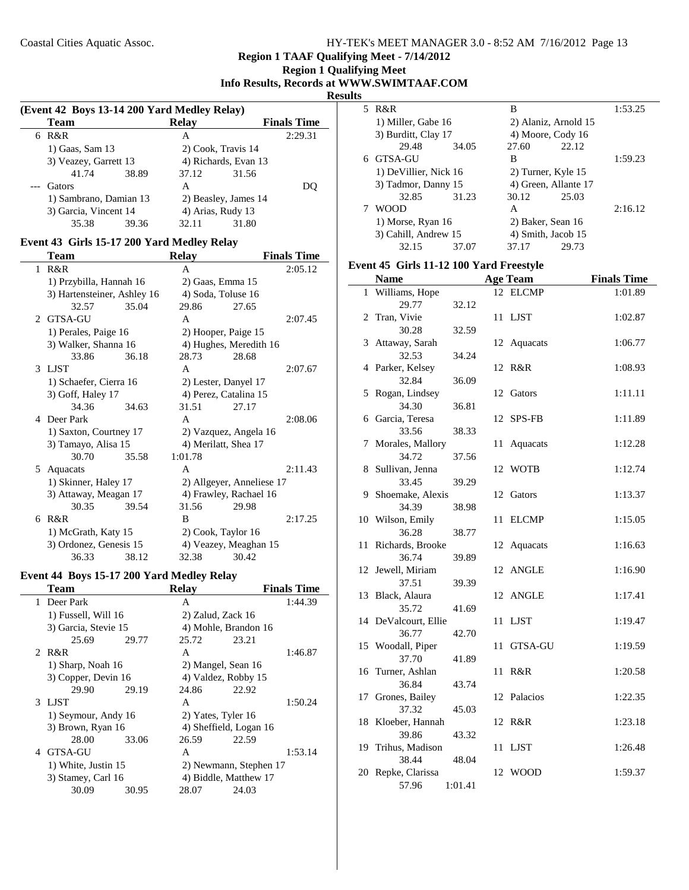## Region 1 TAAF Qualifying Meet - 7/14/2012

### Region 1 Qualifying Meet

### Info Results, Records at WWW.SWIMTAAF.COM

### Results

#### (Event 42 Boys 13-14 200 Yard Medley Relay)

| | Team | Relay | Finals Time |
|---|---|---|---|
| 6 | R&R | A | 2:29.31 |
| | 1) Gaas, Sam 13 | 2) Cook, Travis 14 | |
| | 3) Veazey, Garrett 13 | 4) Richards, Evan 13 | |
| | 41.74 38.89 | 37.12 31.56 | |
| --- | Gators | A | DQ |
| | 1) Sambrano, Damian 13 | 2) Beasley, James 14 | |
| | 3) Garcia, Vincent 14 | 4) Arias, Rudy 13 | |
| | 35.38 39.36 | 32.11 31.80 | |

#### Event 43 Girls 15-17 200 Yard Medley Relay

| | Team | Relay | Finals Time |
|---|---|---|---|
| 1 | R&R | A | 2:05.12 |
| | 1) Przybilla, Hannah 16 | 2) Gaas, Emma 15 | |
| | 3) Hartensteiner, Ashley 16 | 4) Soda, Toluse 16 | |
| | 32.57 35.04 | 29.86 27.65 | |
| 2 | GTSA-GU | A | 2:07.45 |
| | 1) Perales, Paige 16 | 2) Hooper, Paige 15 | |
| | 3) Walker, Shanna 16 | 4) Hughes, Meredith 16 | |
| | 33.86 36.18 | 28.73 28.68 | |
| 3 | LJST | A | 2:07.67 |
| | 1) Schaefer, Cierra 16 | 2) Lester, Danyel 17 | |
| | 3) Goff, Haley 17 | 4) Perez, Catalina 15 | |
| | 34.36 34.63 | 31.51 27.17 | |
| 4 | Deer Park | A | 2:08.06 |
| | 1) Saxton, Courtney 17 | 2) Vazquez, Angela 16 | |
| | 3) Tamayo, Alisa 15 | 4) Merilatt, Shea 17 | |
| | 30.70 35.58 | 1:01.78 | |
| 5 | Aquacats | A | 2:11.43 |
| | 1) Skinner, Haley 17 | 2) Allgeyer, Anneliese 17 | |
| | 3) Attaway, Meagan 17 | 4) Frawley, Rachael 16 | |
| | 30.35 39.54 | 31.56 29.98 | |
| 6 | R&R | B | 2:17.25 |
| | 1) McGrath, Katy 15 | 2) Cook, Taylor 16 | |
| | 3) Ordonez, Genesis 15 | 4) Veazey, Meaghan 15 | |
| | 36.33 38.12 | 32.38 30.42 | |

#### Event 44 Boys 15-17 200 Yard Medley Relay

| | Team | Relay | Finals Time |
|---|---|---|---|
| 1 | Deer Park | A | 1:44.39 |
| | 1) Fussell, Will 16 | 2) Zalud, Zack 16 | |
| | 3) Garcia, Stevie 15 | 4) Mohle, Brandon 16 | |
| | 25.69 29.77 | 25.72 23.21 | |
| 2 | R&R | A | 1:46.87 |
| | 1) Sharp, Noah 16 | 2) Mangel, Sean 16 | |
| | 3) Copper, Devin 16 | 4) Valdez, Robby 15 | |
| | 29.90 29.19 | 24.86 22.92 | |
| 3 | LJST | A | 1:50.24 |
| | 1) Seymour, Andy 16 | 2) Yates, Tyler 16 | |
| | 3) Brown, Ryan 16 | 4) Sheffield, Logan 16 | |
| | 28.00 33.06 | 26.59 22.59 | |
| 4 | GTSA-GU | A | 1:53.14 |
| | 1) White, Justin 15 | 2) Newmann, Stephen 17 | |
| | 3) Stamey, Carl 16 | 4) Biddle, Matthew 17 | |
| | 30.09 30.95 | 28.07 24.03 | |
| 5 | R&R | B | 1:53.25 |
| | 1) Miller, Gabe 16 | 2) Alaniz, Arnold 15 | |
| | 3) Burditt, Clay 17 | 4) Moore, Cody 16 | |
| | 29.48 34.05 | 27.60 22.12 | |
| 6 | GTSA-GU | B | 1:59.23 |
| | 1) DeVillier, Nick 16 | 2) Turner, Kyle 15 | |
| | 3) Tadmor, Danny 15 | 4) Green, Allante 17 | |
| | 32.85 31.23 | 30.12 25.03 | |
| 7 | WOOD | A | 2:16.12 |
| | 1) Morse, Ryan 16 | 2) Baker, Sean 16 | |
| | 3) Cahill, Andrew 15 | 4) Smith, Jacob 15 | |
| | 32.15 37.07 | 37.17 29.73 | |

#### Event 45 Girls 11-12 100 Yard Freestyle

| | Name | Age | Team | Finals Time |
|---|---|---|---|---|
| 1 | Williams, Hope | 12 | ELCMP | 1:01.89 |
| | 29.77 32.12 | | | |
| 2 | Tran, Vivie | 11 | LJST | 1:02.87 |
| | 30.28 32.59 | | | |
| 3 | Attaway, Sarah | 12 | Aquacats | 1:06.77 |
| | 32.53 34.24 | | | |
| 4 | Parker, Kelsey | 12 | R&R | 1:08.93 |
| | 32.84 36.09 | | | |
| 5 | Rogan, Lindsey | 12 | Gators | 1:11.11 |
| | 34.30 36.81 | | | |
| 6 | Garcia, Teresa | 12 | SPS-FB | 1:11.89 |
| | 33.56 38.33 | | | |
| 7 | Morales, Mallory | 11 | Aquacats | 1:12.28 |
| | 34.72 37.56 | | | |
| 8 | Sullivan, Jenna | 12 | WOTB | 1:12.74 |
| | 33.45 39.29 | | | |
| 9 | Shoemake, Alexis | 12 | Gators | 1:13.37 |
| | 34.39 38.98 | | | |
| 10 | Wilson, Emily | 11 | ELCMP | 1:15.05 |
| | 36.28 38.77 | | | |
| 11 | Richards, Brooke | 12 | Aquacats | 1:16.63 |
| | 36.74 39.89 | | | |
| 12 | Jewell, Miriam | 12 | ANGLE | 1:16.90 |
| | 37.51 39.39 | | | |
| 13 | Black, Alaura | 12 | ANGLE | 1:17.41 |
| | 35.72 41.69 | | | |
| 14 | DeValcourt, Ellie | 11 | LJST | 1:19.47 |
| | 36.77 42.70 | | | |
| 15 | Woodall, Piper | 11 | GTSA-GU | 1:19.59 |
| | 37.70 41.89 | | | |
| 16 | Turner, Ashlan | 11 | R&R | 1:20.58 |
| | 36.84 43.74 | | | |
| 17 | Grones, Bailey | 12 | Palacios | 1:22.35 |
| | 37.32 45.03 | | | |
| 18 | Kloeber, Hannah | 12 | R&R | 1:23.18 |
| | 39.86 43.32 | | | |
| 19 | Trihus, Madison | 11 | LJST | 1:26.48 |
| | 38.44 48.04 | | | |
| 20 | Repke, Clarissa | 12 | WOOD | 1:59.37 |
| | 57.96 1:01.41 | | | |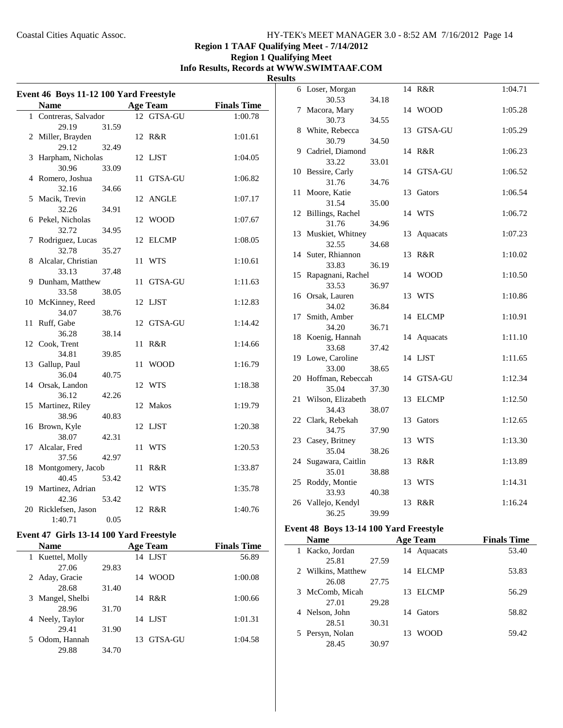Coastal Cities Aquatic Assoc.

## Region 1 TAAF Qualifying Meet - 7/14/2012
### Region 1 Qualifying Meet
### Info Results, Records at WWW.SWIMTAAF.COM
### Results

#### Event 46 Boys 11-12 100 Yard Freestyle

| | Name | Age | Team | Finals Time |
|---|---|---|---|---|
| 1 | Contreras, Salvador | 12 | GTSA-GU | 1:00.78 |
| | 29.19 31.59 | | | |
| 2 | Miller, Brayden | 12 | R&R | 1:01.61 |
| | 29.12 32.49 | | | |
| 3 | Harpham, Nicholas | 12 | LJST | 1:04.05 |
| | 30.96 33.09 | | | |
| 4 | Romero, Joshua | 11 | GTSA-GU | 1:06.82 |
| | 32.16 34.66 | | | |
| 5 | Macik, Trevin | 12 | ANGLE | 1:07.17 |
| | 32.26 34.91 | | | |
| 6 | Pekel, Nicholas | 12 | WOOD | 1:07.67 |
| | 32.72 34.95 | | | |
| 7 | Rodriguez, Lucas | 12 | ELCMP | 1:08.05 |
| | 32.78 35.27 | | | |
| 8 | Alcalar, Christian | 11 | WTS | 1:10.61 |
| | 33.13 37.48 | | | |
| 9 | Dunham, Matthew | 11 | GTSA-GU | 1:11.63 |
| | 33.58 38.05 | | | |
| 10 | McKinney, Reed | 12 | LJST | 1:12.83 |
| | 34.07 38.76 | | | |
| 11 | Ruff, Gabe | 12 | GTSA-GU | 1:14.42 |
| | 36.28 38.14 | | | |
| 12 | Cook, Trent | 11 | R&R | 1:14.66 |
| | 34.81 39.85 | | | |
| 13 | Gallup, Paul | 11 | WOOD | 1:16.79 |
| | 36.04 40.75 | | | |
| 14 | Orsak, Landon | 12 | WTS | 1:18.38 |
| | 36.12 42.26 | | | |
| 15 | Martinez, Riley | 12 | Makos | 1:19.79 |
| | 38.96 40.83 | | | |
| 16 | Brown, Kyle | 12 | LJST | 1:20.38 |
| | 38.07 42.31 | | | |
| 17 | Alcalar, Fred | 11 | WTS | 1:20.53 |
| | 37.56 42.97 | | | |
| 18 | Montgomery, Jacob | 11 | R&R | 1:33.87 |
| | 40.45 53.42 | | | |
| 19 | Martinez, Adrian | 12 | WTS | 1:35.78 |
| | 42.36 53.42 | | | |
| 20 | Ricklefsen, Jason | 12 | R&R | 1:40.76 |
| | 1:40.71 0.05 | | | |

#### Event 47 Girls 13-14 100 Yard Freestyle

| | Name | Age | Team | Finals Time |
|---|---|---|---|---|
| 1 | Kuettel, Molly | 14 | LJST | 56.89 |
| | 27.06 29.83 | | | |
| 2 | Aday, Gracie | 14 | WOOD | 1:00.08 |
| | 28.68 31.40 | | | |
| 3 | Mangel, Shelbi | 14 | R&R | 1:00.66 |
| | 28.96 31.70 | | | |
| 4 | Neely, Taylor | 14 | LJST | 1:01.31 |
| | 29.41 31.90 | | | |
| 5 | Odom, Hannah | 13 | GTSA-GU | 1:04.58 |
| | 29.88 34.70 | | | |
| 6 | Loser, Morgan | 14 | R&R | 1:04.71 |
| | 30.53 34.18 | | | |
| 7 | Macora, Mary | 14 | WOOD | 1:05.28 |
| | 30.73 34.55 | | | |
| 8 | White, Rebecca | 13 | GTSA-GU | 1:05.29 |
| | 30.79 34.50 | | | |
| 9 | Cadriel, Diamond | 14 | R&R | 1:06.23 |
| | 33.22 33.01 | | | |
| 10 | Bessire, Carly | 14 | GTSA-GU | 1:06.52 |
| | 31.76 34.76 | | | |
| 11 | Moore, Katie | 13 | Gators | 1:06.54 |
| | 31.54 35.00 | | | |
| 12 | Billings, Rachel | 14 | WTS | 1:06.72 |
| | 31.76 34.96 | | | |
| 13 | Muskiet, Whitney | 13 | Aquacats | 1:07.23 |
| | 32.55 34.68 | | | |
| 14 | Suter, Rhiannon | 13 | R&R | 1:10.02 |
| | 33.83 36.19 | | | |
| 15 | Rapagnani, Rachel | 14 | WOOD | 1:10.50 |
| | 33.53 36.97 | | | |
| 16 | Orsak, Lauren | 13 | WTS | 1:10.86 |
| | 34.02 36.84 | | | |
| 17 | Smith, Amber | 14 | ELCMP | 1:10.91 |
| | 34.20 36.71 | | | |
| 18 | Koenig, Hannah | 14 | Aquacats | 1:11.10 |
| | 33.68 37.42 | | | |
| 19 | Lowe, Caroline | 14 | LJST | 1:11.65 |
| | 33.00 38.65 | | | |
| 20 | Hoffman, Rebeccah | 14 | GTSA-GU | 1:12.34 |
| | 35.04 37.30 | | | |
| 21 | Wilson, Elizabeth | 13 | ELCMP | 1:12.50 |
| | 34.43 38.07 | | | |
| 22 | Clark, Rebekah | 13 | Gators | 1:12.65 |
| | 34.75 37.90 | | | |
| 23 | Casey, Britney | 13 | WTS | 1:13.30 |
| | 35.04 38.26 | | | |
| 24 | Sugawara, Caitlin | 13 | R&R | 1:13.89 |
| | 35.01 38.88 | | | |
| 25 | Roddy, Montie | 13 | WTS | 1:14.31 |
| | 33.93 40.38 | | | |
| 26 | Vallejo, Kendyl | 13 | R&R | 1:16.24 |
| | 36.25 39.99 | | | |

#### Event 48 Boys 13-14 100 Yard Freestyle

| | Name | Age | Team | Finals Time |
|---|---|---|---|---|
| 1 | Kacko, Jordan | 14 | Aquacats | 53.40 |
| | 25.81 27.59 | | | |
| 2 | Wilkins, Matthew | 14 | ELCMP | 53.83 |
| | 26.08 27.75 | | | |
| 3 | McComb, Micah | 13 | ELCMP | 56.29 |
| | 27.01 29.28 | | | |
| 4 | Nelson, John | 14 | Gators | 58.82 |
| | 28.51 30.31 | | | |
| 5 | Persyn, Nolan | 13 | WOOD | 59.42 |
| | 28.45 30.97 | | | |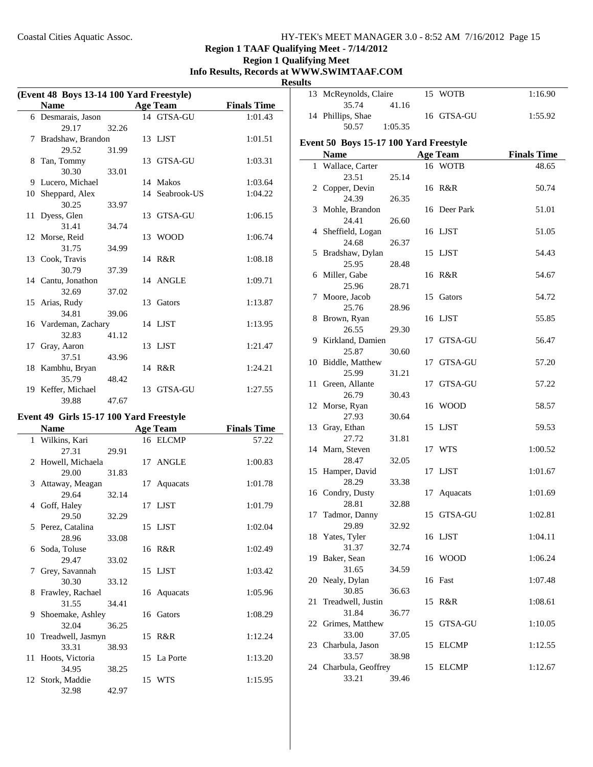Coastal Cities Aquatic Assoc.

## Region 1 TAAF Qualifying Meet - 7/14/2012
### Region 1 Qualifying Meet
### Info Results, Records at WWW.SWIMTAAF.COM
### Results

**(Event 48 Boys 13-14 100 Yard Freestyle)**

| | Name | Age | Team | Finals Time |
|---|---|---|---|---|
| 6 | Desmarais, Jason | 14 | GTSA-GU | 1:01.43 |
| | 29.17 32.26 | | | |
| 7 | Bradshaw, Brandon | 13 | LJST | 1:01.51 |
| | 29.52 31.99 | | | |
| 8 | Tan, Tommy | 13 | GTSA-GU | 1:03.31 |
| | 30.30 33.01 | | | |
| 9 | Lucero, Michael | 14 | Makos | 1:03.64 |
| 10 | Sheppard, Alex | 14 | Seabrook-US | 1:04.22 |
| | 30.25 33.97 | | | |
| 11 | Dyess, Glen | 13 | GTSA-GU | 1:06.15 |
| | 31.41 34.74 | | | |
| 12 | Morse, Reid | 13 | WOOD | 1:06.74 |
| | 31.75 34.99 | | | |
| 13 | Cook, Travis | 14 | R&R | 1:08.18 |
| | 30.79 37.39 | | | |
| 14 | Cantu, Jonathon | 14 | ANGLE | 1:09.71 |
| | 32.69 37.02 | | | |
| 15 | Arias, Rudy | 13 | Gators | 1:13.87 |
| | 34.81 39.06 | | | |
| 16 | Vardeman, Zachary | 14 | LJST | 1:13.95 |
| | 32.83 41.12 | | | |
| 17 | Gray, Aaron | 13 | LJST | 1:21.47 |
| | 37.51 43.96 | | | |
| 18 | Kambhu, Bryan | 14 | R&R | 1:24.21 |
| | 35.79 48.42 | | | |
| 19 | Keffer, Michael | 13 | GTSA-GU | 1:27.55 |
| | 39.88 47.67 | | | |

**Event 49 Girls 15-17 100 Yard Freestyle**

| | Name | Age | Team | Finals Time |
|---|---|---|---|---|
| 1 | Wilkins, Kari | 16 | ELCMP | 57.22 |
| | 27.31 29.91 | | | |
| 2 | Howell, Michaela | 17 | ANGLE | 1:00.83 |
| | 29.00 31.83 | | | |
| 3 | Attaway, Meagan | 17 | Aquacats | 1:01.78 |
| | 29.64 32.14 | | | |
| 4 | Goff, Haley | 17 | LJST | 1:01.79 |
| | 29.50 32.29 | | | |
| 5 | Perez, Catalina | 15 | LJST | 1:02.04 |
| | 28.96 33.08 | | | |
| 6 | Soda, Toluse | 16 | R&R | 1:02.49 |
| | 29.47 33.02 | | | |
| 7 | Grey, Savannah | 15 | LJST | 1:03.42 |
| | 30.30 33.12 | | | |
| 8 | Frawley, Rachael | 16 | Aquacats | 1:05.96 |
| | 31.55 34.41 | | | |
| 9 | Shoemake, Ashley | 16 | Gators | 1:08.29 |
| | 32.04 36.25 | | | |
| 10 | Treadwell, Jasmyn | 15 | R&R | 1:12.24 |
| | 33.31 38.93 | | | |
| 11 | Hoots, Victoria | 15 | La Porte | 1:13.20 |
| | 34.95 38.25 | | | |
| 12 | Stork, Maddie | 15 | WTS | 1:15.95 |
| | 32.98 42.97 | | | |
| 13 | McReynolds, Claire | 15 | WOTB | 1:16.90 |
| | 35.74 41.16 | | | |
| 14 | Phillips, Shae | 16 | GTSA-GU | 1:55.92 |
| | 50.57 1:05.35 | | | |

**Event 50 Boys 15-17 100 Yard Freestyle**

| | Name | Age | Team | Finals Time |
|---|---|---|---|---|
| 1 | Wallace, Carter | 16 | WOTB | 48.65 |
| | 23.51 25.14 | | | |
| 2 | Copper, Devin | 16 | R&R | 50.74 |
| | 24.39 26.35 | | | |
| 3 | Mohle, Brandon | 16 | Deer Park | 51.01 |
| | 24.41 26.60 | | | |
| 4 | Sheffield, Logan | 16 | LJST | 51.05 |
| | 24.68 26.37 | | | |
| 5 | Bradshaw, Dylan | 15 | LJST | 54.43 |
| | 25.95 28.48 | | | |
| 6 | Miller, Gabe | 16 | R&R | 54.67 |
| | 25.96 28.71 | | | |
| 7 | Moore, Jacob | 15 | Gators | 54.72 |
| | 25.76 28.96 | | | |
| 8 | Brown, Ryan | 16 | LJST | 55.85 |
| | 26.55 29.30 | | | |
| 9 | Kirkland, Damien | 17 | GTSA-GU | 56.47 |
| | 25.87 30.60 | | | |
| 10 | Biddle, Matthew | 17 | GTSA-GU | 57.20 |
| | 25.99 31.21 | | | |
| 11 | Green, Allante | 17 | GTSA-GU | 57.22 |
| | 26.79 30.43 | | | |
| 12 | Morse, Ryan | 16 | WOOD | 58.57 |
| | 27.93 30.64 | | | |
| 13 | Gray, Ethan | 15 | LJST | 59.53 |
| | 27.72 31.81 | | | |
| 14 | Marn, Steven | 17 | WTS | 1:00.52 |
| | 28.47 32.05 | | | |
| 15 | Hamper, David | 17 | LJST | 1:01.67 |
| | 28.29 33.38 | | | |
| 16 | Condry, Dusty | 17 | Aquacats | 1:01.69 |
| | 28.81 32.88 | | | |
| 17 | Tadmor, Danny | 15 | GTSA-GU | 1:02.81 |
| | 29.89 32.92 | | | |
| 18 | Yates, Tyler | 16 | LJST | 1:04.11 |
| | 31.37 32.74 | | | |
| 19 | Baker, Sean | 16 | WOOD | 1:06.24 |
| | 31.65 34.59 | | | |
| 20 | Nealy, Dylan | 16 | Fast | 1:07.48 |
| | 30.85 36.63 | | | |
| 21 | Treadwell, Justin | 15 | R&R | 1:08.61 |
| | 31.84 36.77 | | | |
| 22 | Grimes, Matthew | 15 | GTSA-GU | 1:10.05 |
| | 33.00 37.05 | | | |
| 23 | Charbula, Jason | 15 | ELCMP | 1:12.55 |
| | 33.57 38.98 | | | |
| 24 | Charbula, Geoffrey | 15 | ELCMP | 1:12.67 |
| | 33.21 39.46 | | | |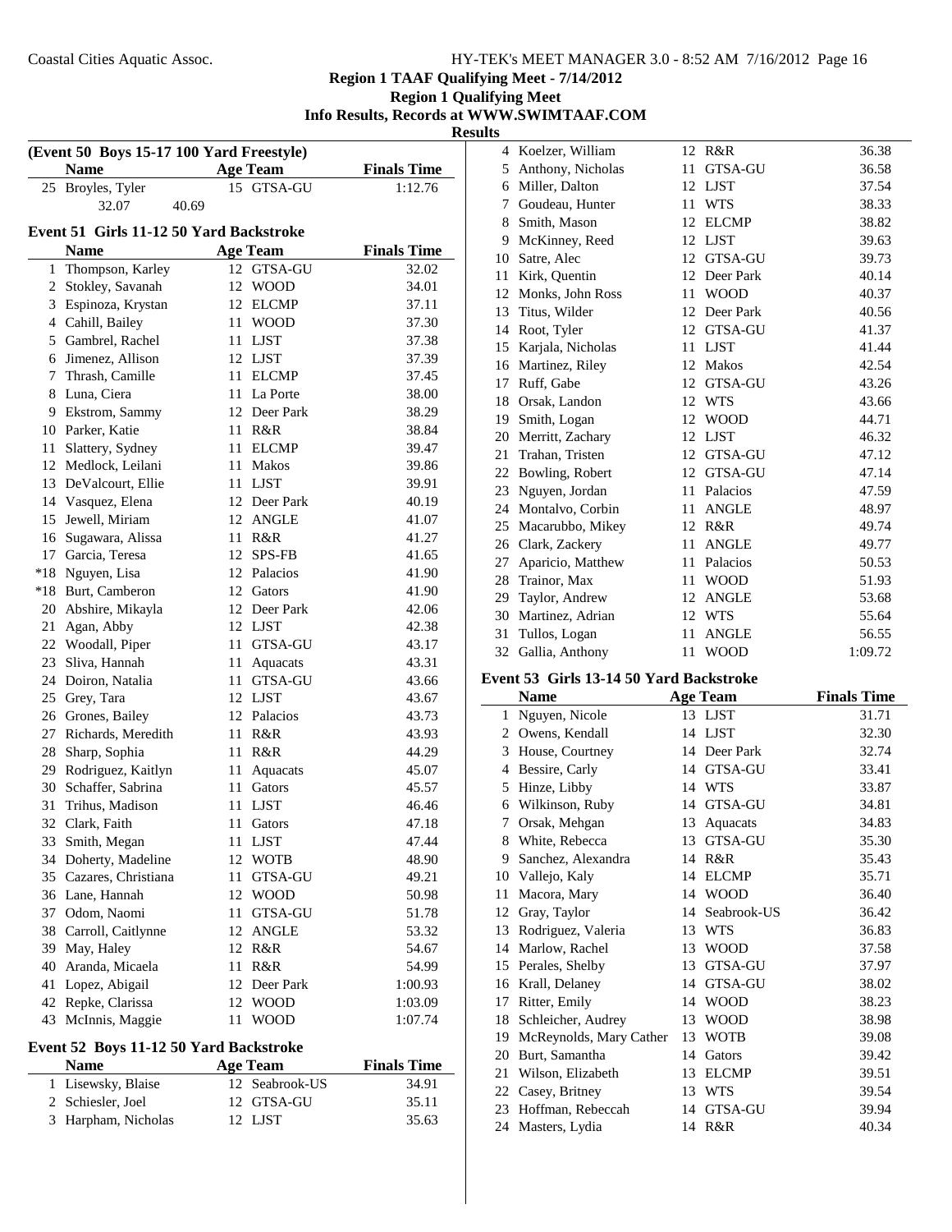## Region 1 TAAF Qualifying Meet - 7/14/2012

### Region 1 Qualifying Meet

### Info Results, Records at WWW.SWIMTAAF.COM

### Results

**(Event 50 Boys 15-17 100 Yard Freestyle)**

| | Name | Age | Team | Finals Time |
|---|---|---|---|---|
| 25 | Broyles, Tyler | 15 | GTSA-GU | 1:12.76 |
| | 32.07 | 40.69 | | |

**Event 51 Girls 11-12 50 Yard Backstroke**

| | Name | Age | Team | Finals Time |
|---|---|---|---|---|
| 1 | Thompson, Karley | 12 | GTSA-GU | 32.02 |
| 2 | Stokley, Savanah | 12 | WOOD | 34.01 |
| 3 | Espinoza, Krystan | 12 | ELCMP | 37.11 |
| 4 | Cahill, Bailey | 11 | WOOD | 37.30 |
| 5 | Gambrel, Rachel | 11 | LJST | 37.38 |
| 6 | Jimenez, Allison | 12 | LJST | 37.39 |
| 7 | Thrash, Camille | 11 | ELCMP | 37.45 |
| 8 | Luna, Ciera | 11 | La Porte | 38.00 |
| 9 | Ekstrom, Sammy | 12 | Deer Park | 38.29 |
| 10 | Parker, Katie | 11 | R&R | 38.84 |
| 11 | Slattery, Sydney | 11 | ELCMP | 39.47 |
| 12 | Medlock, Leilani | 11 | Makos | 39.86 |
| 13 | DeValcourt, Ellie | 11 | LJST | 39.91 |
| 14 | Vasquez, Elena | 12 | Deer Park | 40.19 |
| 15 | Jewell, Miriam | 12 | ANGLE | 41.07 |
| 16 | Sugawara, Alissa | 11 | R&R | 41.27 |
| 17 | Garcia, Teresa | 12 | SPS-FB | 41.65 |
| *18 | Nguyen, Lisa | 12 | Palacios | 41.90 |
| *18 | Burt, Camberon | 12 | Gators | 41.90 |
| 20 | Abshire, Mikayla | 12 | Deer Park | 42.06 |
| 21 | Agan, Abby | 12 | LJST | 42.38 |
| 22 | Woodall, Piper | 11 | GTSA-GU | 43.17 |
| 23 | Sliva, Hannah | 11 | Aquacats | 43.31 |
| 24 | Doiron, Natalia | 11 | GTSA-GU | 43.66 |
| 25 | Grey, Tara | 12 | LJST | 43.67 |
| 26 | Grones, Bailey | 12 | Palacios | 43.73 |
| 27 | Richards, Meredith | 11 | R&R | 43.93 |
| 28 | Sharp, Sophia | 11 | R&R | 44.29 |
| 29 | Rodriguez, Kaitlyn | 11 | Aquacats | 45.07 |
| 30 | Schaffer, Sabrina | 11 | Gators | 45.57 |
| 31 | Trihus, Madison | 11 | LJST | 46.46 |
| 32 | Clark, Faith | 11 | Gators | 47.18 |
| 33 | Smith, Megan | 11 | LJST | 47.44 |
| 34 | Doherty, Madeline | 12 | WOTB | 48.90 |
| 35 | Cazares, Christiana | 11 | GTSA-GU | 49.21 |
| 36 | Lane, Hannah | 12 | WOOD | 50.98 |
| 37 | Odom, Naomi | 11 | GTSA-GU | 51.78 |
| 38 | Carroll, Caitlynne | 12 | ANGLE | 53.32 |
| 39 | May, Haley | 12 | R&R | 54.67 |
| 40 | Aranda, Micaela | 11 | R&R | 54.99 |
| 41 | Lopez, Abigail | 12 | Deer Park | 1:00.93 |
| 42 | Repke, Clarissa | 12 | WOOD | 1:03.09 |
| 43 | McInnis, Maggie | 11 | WOOD | 1:07.74 |

**Event 52 Boys 11-12 50 Yard Backstroke**

| | Name | Age | Team | Finals Time |
|---|---|---|---|---|
| 1 | Lisewsky, Blaise | 12 | Seabrook-US | 34.91 |
| 2 | Schiesler, Joel | 12 | GTSA-GU | 35.11 |
| 3 | Harpham, Nicholas | 12 | LJST | 35.63 |
| 4 | Koelzer, William | 12 | R&R | 36.38 |
| 5 | Anthony, Nicholas | 11 | GTSA-GU | 36.58 |
| 6 | Miller, Dalton | 12 | LJST | 37.54 |
| 7 | Goudeau, Hunter | 11 | WTS | 38.33 |
| 8 | Smith, Mason | 12 | ELCMP | 38.82 |
| 9 | McKinney, Reed | 12 | LJST | 39.63 |
| 10 | Satre, Alec | 12 | GTSA-GU | 39.73 |
| 11 | Kirk, Quentin | 12 | Deer Park | 40.14 |
| 12 | Monks, John Ross | 11 | WOOD | 40.37 |
| 13 | Titus, Wilder | 12 | Deer Park | 40.56 |
| 14 | Root, Tyler | 12 | GTSA-GU | 41.37 |
| 15 | Karjala, Nicholas | 11 | LJST | 41.44 |
| 16 | Martinez, Riley | 12 | Makos | 42.54 |
| 17 | Ruff, Gabe | 12 | GTSA-GU | 43.26 |
| 18 | Orsak, Landon | 12 | WTS | 43.66 |
| 19 | Smith, Logan | 12 | WOOD | 44.71 |
| 20 | Merritt, Zachary | 12 | LJST | 46.32 |
| 21 | Trahan, Tristen | 12 | GTSA-GU | 47.12 |
| 22 | Bowling, Robert | 12 | GTSA-GU | 47.14 |
| 23 | Nguyen, Jordan | 11 | Palacios | 47.59 |
| 24 | Montalvo, Corbin | 11 | ANGLE | 48.97 |
| 25 | Macarubbo, Mikey | 12 | R&R | 49.74 |
| 26 | Clark, Zackery | 11 | ANGLE | 49.77 |
| 27 | Aparicio, Matthew | 11 | Palacios | 50.53 |
| 28 | Trainor, Max | 11 | WOOD | 51.93 |
| 29 | Taylor, Andrew | 12 | ANGLE | 53.68 |
| 30 | Martinez, Adrian | 12 | WTS | 55.64 |
| 31 | Tullos, Logan | 11 | ANGLE | 56.55 |
| 32 | Gallia, Anthony | 11 | WOOD | 1:09.72 |

**Event 53 Girls 13-14 50 Yard Backstroke**

| | Name | Age | Team | Finals Time |
|---|---|---|---|---|
| 1 | Nguyen, Nicole | 13 | LJST | 31.71 |
| 2 | Owens, Kendall | 14 | LJST | 32.30 |
| 3 | House, Courtney | 14 | Deer Park | 32.74 |
| 4 | Bessire, Carly | 14 | GTSA-GU | 33.41 |
| 5 | Hinze, Libby | 14 | WTS | 33.87 |
| 6 | Wilkinson, Ruby | 14 | GTSA-GU | 34.81 |
| 7 | Orsak, Mehgan | 13 | Aquacats | 34.83 |
| 8 | White, Rebecca | 13 | GTSA-GU | 35.30 |
| 9 | Sanchez, Alexandra | 14 | R&R | 35.43 |
| 10 | Vallejo, Kaly | 14 | ELCMP | 35.71 |
| 11 | Macora, Mary | 14 | WOOD | 36.40 |
| 12 | Gray, Taylor | 14 | Seabrook-US | 36.42 |
| 13 | Rodriguez, Valeria | 13 | WTS | 36.83 |
| 14 | Marlow, Rachel | 13 | WOOD | 37.58 |
| 15 | Perales, Shelby | 13 | GTSA-GU | 37.97 |
| 16 | Krall, Delaney | 14 | GTSA-GU | 38.02 |
| 17 | Ritter, Emily | 14 | WOOD | 38.23 |
| 18 | Schleicher, Audrey | 13 | WOOD | 38.98 |
| 19 | McReynolds, Mary Cather | 13 | WOTB | 39.08 |
| 20 | Burt, Samantha | 14 | Gators | 39.42 |
| 21 | Wilson, Elizabeth | 13 | ELCMP | 39.51 |
| 22 | Casey, Britney | 13 | WTS | 39.54 |
| 23 | Hoffman, Rebeccah | 14 | GTSA-GU | 39.94 |
| 24 | Masters, Lydia | 14 | R&R | 40.34 |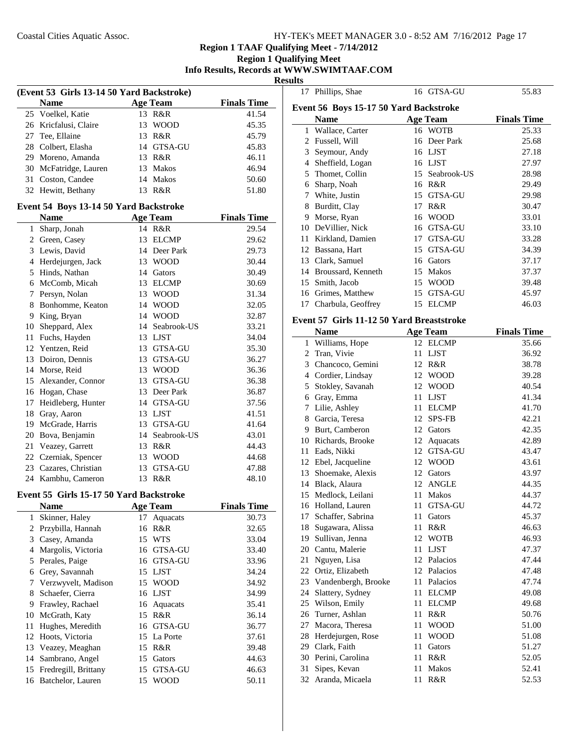# Region 1 TAAF Qualifying Meet - 7/14/2012
## Region 1 Qualifying Meet
### Info Results, Records at WWW.SWIMTAAF.COM
### Results

**(Event 53 Girls 13-14 50 Yard Backstroke)**

| | Name | Age | Team | Finals Time |
|---|---|---|---|---|
| 25 | Voelkel, Katie | 13 | R&R | 41.54 |
| 26 | Kricfalusi, Claire | 13 | WOOD | 45.35 |
| 27 | Tee, Ellaine | 13 | R&R | 45.79 |
| 28 | Colbert, Elasha | 14 | GTSA-GU | 45.83 |
| 29 | Moreno, Amanda | 13 | R&R | 46.11 |
| 30 | McFatridge, Lauren | 13 | Makos | 46.94 |
| 31 | Coston, Candee | 14 | Makos | 50.60 |
| 32 | Hewitt, Bethany | 13 | R&R | 51.80 |

**Event 54 Boys 13-14 50 Yard Backstroke**

| | Name | Age | Team | Finals Time |
|---|---|---|---|---|
| 1 | Sharp, Jonah | 14 | R&R | 29.54 |
| 2 | Green, Casey | 13 | ELCMP | 29.62 |
| 3 | Lewis, David | 14 | Deer Park | 29.73 |
| 4 | Herdejurgen, Jack | 13 | WOOD | 30.44 |
| 5 | Hinds, Nathan | 14 | Gators | 30.49 |
| 6 | McComb, Micah | 13 | ELCMP | 30.69 |
| 7 | Persyn, Nolan | 13 | WOOD | 31.34 |
| 8 | Bonhomme, Keaton | 14 | WOOD | 32.05 |
| 9 | King, Bryan | 14 | WOOD | 32.87 |
| 10 | Sheppard, Alex | 14 | Seabrook-US | 33.21 |
| 11 | Fuchs, Hayden | 13 | LJST | 34.04 |
| 12 | Yentzen, Reid | 13 | GTSA-GU | 35.30 |
| 13 | Doiron, Dennis | 13 | GTSA-GU | 36.27 |
| 14 | Morse, Reid | 13 | WOOD | 36.36 |
| 15 | Alexander, Connor | 13 | GTSA-GU | 36.38 |
| 16 | Hogan, Chase | 13 | Deer Park | 36.87 |
| 17 | Heidleberg, Hunter | 14 | GTSA-GU | 37.56 |
| 18 | Gray, Aaron | 13 | LJST | 41.51 |
| 19 | McGrade, Harris | 13 | GTSA-GU | 41.64 |
| 20 | Bova, Benjamin | 14 | Seabrook-US | 43.01 |
| 21 | Veazey, Garrett | 13 | R&R | 44.43 |
| 22 | Czerniak, Spencer | 13 | WOOD | 44.68 |
| 23 | Cazares, Christian | 13 | GTSA-GU | 47.88 |
| 24 | Kambhu, Cameron | 13 | R&R | 48.10 |

**Event 55 Girls 15-17 50 Yard Backstroke**

| | Name | Age | Team | Finals Time |
|---|---|---|---|---|
| 1 | Skinner, Haley | 17 | Aquacats | 30.73 |
| 2 | Przybilla, Hannah | 16 | R&R | 32.65 |
| 3 | Casey, Amanda | 15 | WTS | 33.04 |
| 4 | Margolis, Victoria | 16 | GTSA-GU | 33.40 |
| 5 | Perales, Paige | 16 | GTSA-GU | 33.96 |
| 6 | Grey, Savannah | 15 | LJST | 34.24 |
| 7 | Verzwyvelt, Madison | 15 | WOOD | 34.92 |
| 8 | Schaefer, Cierra | 16 | LJST | 34.99 |
| 9 | Frawley, Rachael | 16 | Aquacats | 35.41 |
| 10 | McGrath, Katy | 15 | R&R | 36.14 |
| 11 | Hughes, Meredith | 16 | GTSA-GU | 36.77 |
| 12 | Hoots, Victoria | 15 | La Porte | 37.61 |
| 13 | Veazey, Meaghan | 15 | R&R | 39.48 |
| 14 | Sambrano, Angel | 15 | Gators | 44.63 |
| 15 | Fredregill, Brittany | 15 | GTSA-GU | 46.63 |
| 16 | Batchelor, Lauren | 15 | WOOD | 50.11 |
| 17 | Phillips, Shae | 16 | GTSA-GU | 55.83 |

**Event 56 Boys 15-17 50 Yard Backstroke**

| | Name | Age | Team | Finals Time |
|---|---|---|---|---|
| 1 | Wallace, Carter | 16 | WOTB | 25.33 |
| 2 | Fussell, Will | 16 | Deer Park | 25.68 |
| 3 | Seymour, Andy | 16 | LJST | 27.18 |
| 4 | Sheffield, Logan | 16 | LJST | 27.97 |
| 5 | Thomet, Collin | 15 | Seabrook-US | 28.98 |
| 6 | Sharp, Noah | 16 | R&R | 29.49 |
| 7 | White, Justin | 15 | GTSA-GU | 29.98 |
| 8 | Burditt, Clay | 17 | R&R | 30.47 |
| 9 | Morse, Ryan | 16 | WOOD | 33.01 |
| 10 | DeVillier, Nick | 16 | GTSA-GU | 33.10 |
| 11 | Kirkland, Damien | 17 | GTSA-GU | 33.28 |
| 12 | Bassana, Hart | 15 | GTSA-GU | 34.39 |
| 13 | Clark, Samuel | 16 | Gators | 37.17 |
| 14 | Broussard, Kenneth | 15 | Makos | 37.37 |
| 15 | Smith, Jacob | 15 | WOOD | 39.48 |
| 16 | Grimes, Matthew | 15 | GTSA-GU | 45.97 |
| 17 | Charbula, Geoffrey | 15 | ELCMP | 46.03 |

**Event 57 Girls 11-12 50 Yard Breaststroke**

| | Name | Age | Team | Finals Time |
|---|---|---|---|---|
| 1 | Williams, Hope | 12 | ELCMP | 35.66 |
| 2 | Tran, Vivie | 11 | LJST | 36.92 |
| 3 | Chancoco, Gemini | 12 | R&R | 38.78 |
| 4 | Cordier, Lindsay | 12 | WOOD | 39.28 |
| 5 | Stokley, Savanah | 12 | WOOD | 40.54 |
| 6 | Gray, Emma | 11 | LJST | 41.34 |
| 7 | Lilie, Ashley | 11 | ELCMP | 41.70 |
| 8 | Garcia, Teresa | 12 | SPS-FB | 42.21 |
| 9 | Burt, Camberon | 12 | Gators | 42.35 |
| 10 | Richards, Brooke | 12 | Aquacats | 42.89 |
| 11 | Eads, Nikki | 12 | GTSA-GU | 43.47 |
| 12 | Ebel, Jacqueline | 12 | WOOD | 43.61 |
| 13 | Shoemake, Alexis | 12 | Gators | 43.97 |
| 14 | Black, Alaura | 12 | ANGLE | 44.35 |
| 15 | Medlock, Leilani | 11 | Makos | 44.37 |
| 16 | Holland, Lauren | 11 | GTSA-GU | 44.72 |
| 17 | Schaffer, Sabrina | 11 | Gators | 45.37 |
| 18 | Sugawara, Alissa | 11 | R&R | 46.63 |
| 19 | Sullivan, Jenna | 12 | WOTB | 46.93 |
| 20 | Cantu, Malerie | 11 | LJST | 47.37 |
| 21 | Nguyen, Lisa | 12 | Palacios | 47.44 |
| 22 | Ortiz, Elizabeth | 12 | Palacios | 47.48 |
| 23 | Vandenbergh, Brooke | 11 | Palacios | 47.74 |
| 24 | Slattery, Sydney | 11 | ELCMP | 49.08 |
| 25 | Wilson, Emily | 11 | ELCMP | 49.68 |
| 26 | Turner, Ashlan | 11 | R&R | 50.76 |
| 27 | Macora, Theresa | 11 | WOOD | 51.00 |
| 28 | Herdejurgen, Rose | 11 | WOOD | 51.08 |
| 29 | Clark, Faith | 11 | Gators | 51.27 |
| 30 | Perini, Carolina | 11 | R&R | 52.05 |
| 31 | Sipes, Kevan | 11 | Makos | 52.41 |
| 32 | Aranda, Micaela | 11 | R&R | 52.53 |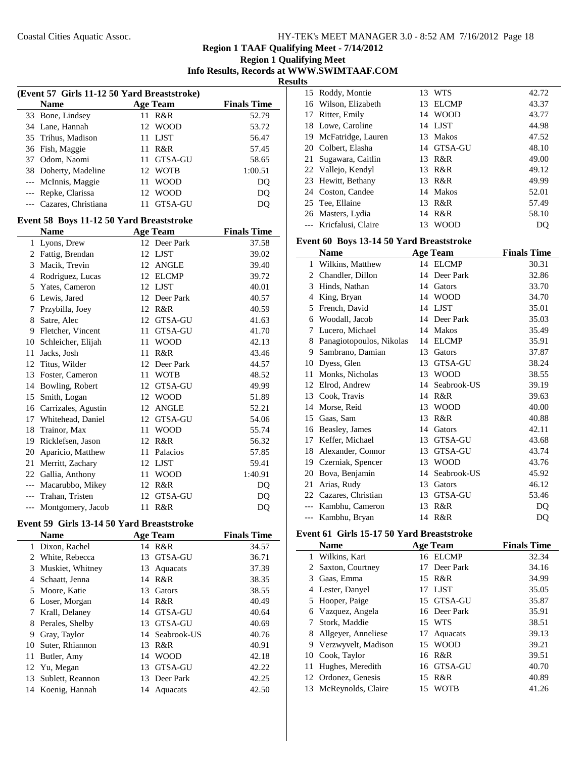## Region 1 TAAF Qualifying Meet - 7/14/2012

### Region 1 Qualifying Meet

### Info Results, Records at WWW.SWIMTAAF.COM

### Results

#### (Event 57 Girls 11-12 50 Yard Breaststroke)

| | Name | Age | Team | Finals Time |
|---|---|---|---|---|
| 33 | Bone, Lindsey | 11 | R&R | 52.79 |
| 34 | Lane, Hannah | 12 | WOOD | 53.72 |
| 35 | Trihus, Madison | 11 | LJST | 56.47 |
| 36 | Fish, Maggie | 11 | R&R | 57.45 |
| 37 | Odom, Naomi | 11 | GTSA-GU | 58.65 |
| 38 | Doherty, Madeline | 12 | WOTB | 1:00.51 |
| --- | McInnis, Maggie | 11 | WOOD | DQ |
| --- | Repke, Clarissa | 12 | WOOD | DQ |
| --- | Cazares, Christiana | 11 | GTSA-GU | DQ |

#### Event 58 Boys 11-12 50 Yard Breaststroke

| | Name | Age | Team | Finals Time |
|---|---|---|---|---|
| 1 | Lyons, Drew | 12 | Deer Park | 37.58 |
| 2 | Fattig, Brendan | 12 | LJST | 39.02 |
| 3 | Macik, Trevin | 12 | ANGLE | 39.40 |
| 4 | Rodriguez, Lucas | 12 | ELCMP | 39.72 |
| 5 | Yates, Cameron | 12 | LJST | 40.01 |
| 6 | Lewis, Jared | 12 | Deer Park | 40.57 |
| 7 | Przybilla, Joey | 12 | R&R | 40.59 |
| 8 | Satre, Alec | 12 | GTSA-GU | 41.63 |
| 9 | Fletcher, Vincent | 11 | GTSA-GU | 41.70 |
| 10 | Schleicher, Elijah | 11 | WOOD | 42.13 |
| 11 | Jacks, Josh | 11 | R&R | 43.46 |
| 12 | Titus, Wilder | 12 | Deer Park | 44.57 |
| 13 | Foster, Cameron | 11 | WOTB | 48.52 |
| 14 | Bowling, Robert | 12 | GTSA-GU | 49.99 |
| 15 | Smith, Logan | 12 | WOOD | 51.89 |
| 16 | Carrizales, Agustin | 12 | ANGLE | 52.21 |
| 17 | Whitehead, Daniel | 12 | GTSA-GU | 54.06 |
| 18 | Trainor, Max | 11 | WOOD | 55.74 |
| 19 | Ricklefsen, Jason | 12 | R&R | 56.32 |
| 20 | Aparicio, Matthew | 11 | Palacios | 57.85 |
| 21 | Merritt, Zachary | 12 | LJST | 59.41 |
| 22 | Gallia, Anthony | 11 | WOOD | 1:40.91 |
| --- | Macarubbo, Mikey | 12 | R&R | DQ |
| --- | Trahan, Tristen | 12 | GTSA-GU | DQ |
| --- | Montgomery, Jacob | 11 | R&R | DQ |

#### Event 59 Girls 13-14 50 Yard Breaststroke

| | Name | Age | Team | Finals Time |
|---|---|---|---|---|
| 1 | Dixon, Rachel | 14 | R&R | 34.57 |
| 2 | White, Rebecca | 13 | GTSA-GU | 36.71 |
| 3 | Muskiet, Whitney | 13 | Aquacats | 37.39 |
| 4 | Schaatt, Jenna | 14 | R&R | 38.35 |
| 5 | Moore, Katie | 13 | Gators | 38.55 |
| 6 | Loser, Morgan | 14 | R&R | 40.49 |
| 7 | Krall, Delaney | 14 | GTSA-GU | 40.64 |
| 8 | Perales, Shelby | 13 | GTSA-GU | 40.69 |
| 9 | Gray, Taylor | 14 | Seabrook-US | 40.76 |
| 10 | Suter, Rhiannon | 13 | R&R | 40.91 |
| 11 | Butler, Amy | 14 | WOOD | 42.18 |
| 12 | Yu, Megan | 13 | GTSA-GU | 42.22 |
| 13 | Sublett, Reannon | 13 | Deer Park | 42.25 |
| 14 | Koenig, Hannah | 14 | Aquacats | 42.50 |
| 15 | Roddy, Montie | 13 | WTS | 42.72 |
| 16 | Wilson, Elizabeth | 13 | ELCMP | 43.37 |
| 17 | Ritter, Emily | 14 | WOOD | 43.77 |
| 18 | Lowe, Caroline | 14 | LJST | 44.98 |
| 19 | McFatridge, Lauren | 13 | Makos | 47.52 |
| 20 | Colbert, Elasha | 14 | GTSA-GU | 48.10 |
| 21 | Sugawara, Caitlin | 13 | R&R | 49.00 |
| 22 | Vallejo, Kendyl | 13 | R&R | 49.12 |
| 23 | Hewitt, Bethany | 13 | R&R | 49.99 |
| 24 | Coston, Candee | 14 | Makos | 52.01 |
| 25 | Tee, Ellaine | 13 | R&R | 57.49 |
| 26 | Masters, Lydia | 14 | R&R | 58.10 |
| --- | Kricfalusi, Claire | 13 | WOOD | DQ |

#### Event 60 Boys 13-14 50 Yard Breaststroke

| | Name | Age | Team | Finals Time |
|---|---|---|---|---|
| 1 | Wilkins, Matthew | 14 | ELCMP | 30.31 |
| 2 | Chandler, Dillon | 14 | Deer Park | 32.86 |
| 3 | Hinds, Nathan | 14 | Gators | 33.70 |
| 4 | King, Bryan | 14 | WOOD | 34.70 |
| 5 | French, David | 14 | LJST | 35.01 |
| 6 | Woodall, Jacob | 14 | Deer Park | 35.03 |
| 7 | Lucero, Michael | 14 | Makos | 35.49 |
| 8 | Panagiotopoulos, Nikolas | 14 | ELCMP | 35.91 |
| 9 | Sambrano, Damian | 13 | Gators | 37.87 |
| 10 | Dyess, Glen | 13 | GTSA-GU | 38.24 |
| 11 | Monks, Nicholas | 13 | WOOD | 38.55 |
| 12 | Elrod, Andrew | 14 | Seabrook-US | 39.19 |
| 13 | Cook, Travis | 14 | R&R | 39.63 |
| 14 | Morse, Reid | 13 | WOOD | 40.00 |
| 15 | Gaas, Sam | 13 | R&R | 40.88 |
| 16 | Beasley, James | 14 | Gators | 42.11 |
| 17 | Keffer, Michael | 13 | GTSA-GU | 43.68 |
| 18 | Alexander, Connor | 13 | GTSA-GU | 43.74 |
| 19 | Czerniak, Spencer | 13 | WOOD | 43.76 |
| 20 | Bova, Benjamin | 14 | Seabrook-US | 45.92 |
| 21 | Arias, Rudy | 13 | Gators | 46.12 |
| 22 | Cazares, Christian | 13 | GTSA-GU | 53.46 |
| --- | Kambhu, Cameron | 13 | R&R | DQ |
| --- | Kambhu, Bryan | 14 | R&R | DQ |

#### Event 61 Girls 15-17 50 Yard Breaststroke

| | Name | Age | Team | Finals Time |
|---|---|---|---|---|
| 1 | Wilkins, Kari | 16 | ELCMP | 32.34 |
| 2 | Saxton, Courtney | 17 | Deer Park | 34.16 |
| 3 | Gaas, Emma | 15 | R&R | 34.99 |
| 4 | Lester, Danyel | 17 | LJST | 35.05 |
| 5 | Hooper, Paige | 15 | GTSA-GU | 35.87 |
| 6 | Vazquez, Angela | 16 | Deer Park | 35.91 |
| 7 | Stork, Maddie | 15 | WTS | 38.51 |
| 8 | Allgeyer, Anneliese | 17 | Aquacats | 39.13 |
| 9 | Verzwyvelt, Madison | 15 | WOOD | 39.21 |
| 10 | Cook, Taylor | 16 | R&R | 39.51 |
| 11 | Hughes, Meredith | 16 | GTSA-GU | 40.70 |
| 12 | Ordonez, Genesis | 15 | R&R | 40.89 |
| 13 | McReynolds, Claire | 15 | WOTB | 41.26 |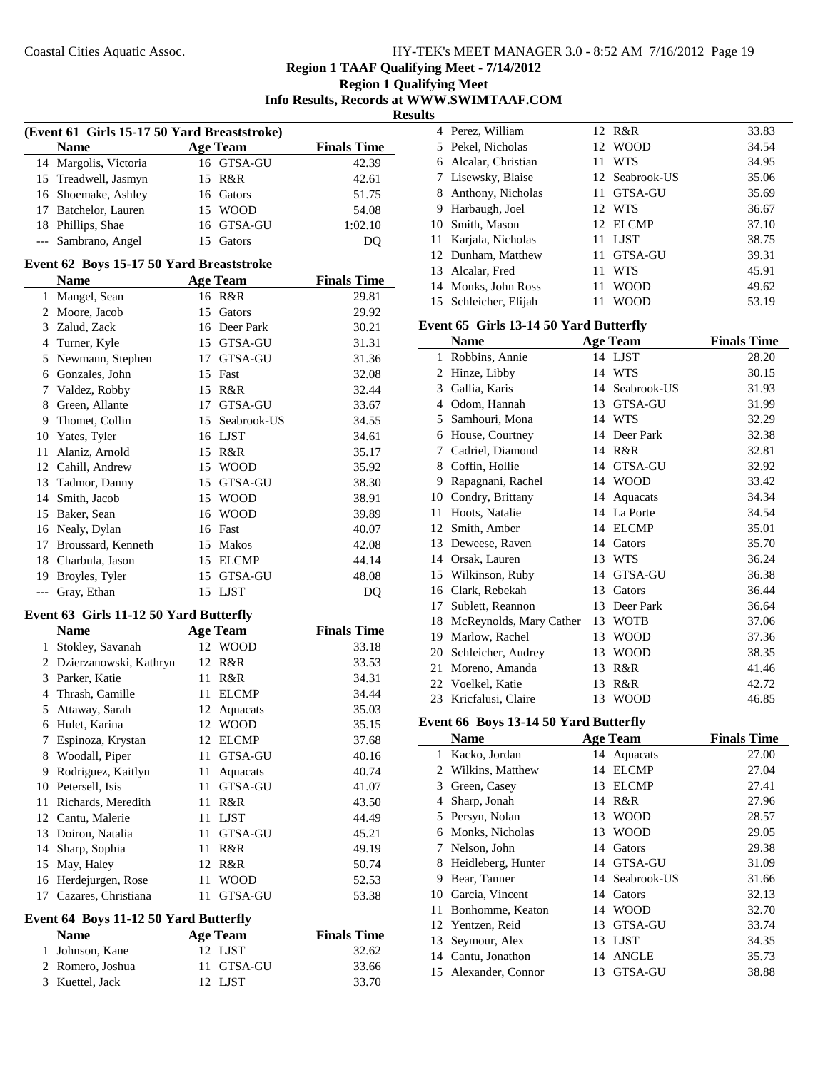Region 1 TAAF Qualifying Meet - 7/14/2012
Region 1 Qualifying Meet
Info Results, Records at WWW.SWIMTAAF.COM

**Results**

### (Event 61 Girls 15-17 50 Yard Breaststroke)

| | Name | Age | Team | Finals Time |
|---|---|---|---|---|
| 14 | Margolis, Victoria | 16 | GTSA-GU | 42.39 |
| 15 | Treadwell, Jasmyn | 15 | R&R | 42.61 |
| 16 | Shoemake, Ashley | 16 | Gators | 51.75 |
| 17 | Batchelor, Lauren | 15 | WOOD | 54.08 |
| 18 | Phillips, Shae | 16 | GTSA-GU | 1:02.10 |
| --- | Sambrano, Angel | 15 | Gators | DQ |

### Event 62 Boys 15-17 50 Yard Breaststroke

| | Name | Age | Team | Finals Time |
|---|---|---|---|---|
| 1 | Mangel, Sean | 16 | R&R | 29.81 |
| 2 | Moore, Jacob | 15 | Gators | 29.92 |
| 3 | Zalud, Zack | 16 | Deer Park | 30.21 |
| 4 | Turner, Kyle | 15 | GTSA-GU | 31.31 |
| 5 | Newmann, Stephen | 17 | GTSA-GU | 31.36 |
| 6 | Gonzales, John | 15 | Fast | 32.08 |
| 7 | Valdez, Robby | 15 | R&R | 32.44 |
| 8 | Green, Allante | 17 | GTSA-GU | 33.67 |
| 9 | Thomet, Collin | 15 | Seabrook-US | 34.55 |
| 10 | Yates, Tyler | 16 | LJST | 34.61 |
| 11 | Alaniz, Arnold | 15 | R&R | 35.17 |
| 12 | Cahill, Andrew | 15 | WOOD | 35.92 |
| 13 | Tadmor, Danny | 15 | GTSA-GU | 38.30 |
| 14 | Smith, Jacob | 15 | WOOD | 38.91 |
| 15 | Baker, Sean | 16 | WOOD | 39.89 |
| 16 | Nealy, Dylan | 16 | Fast | 40.07 |
| 17 | Broussard, Kenneth | 15 | Makos | 42.08 |
| 18 | Charbula, Jason | 15 | ELCMP | 44.14 |
| 19 | Broyles, Tyler | 15 | GTSA-GU | 48.08 |
| --- | Gray, Ethan | 15 | LJST | DQ |

### Event 63 Girls 11-12 50 Yard Butterfly

| | Name | Age | Team | Finals Time |
|---|---|---|---|---|
| 1 | Stokley, Savanah | 12 | WOOD | 33.18 |
| 2 | Dzierzanowski, Kathryn | 12 | R&R | 33.53 |
| 3 | Parker, Katie | 11 | R&R | 34.31 |
| 4 | Thrash, Camille | 11 | ELCMP | 34.44 |
| 5 | Attaway, Sarah | 12 | Aquacats | 35.03 |
| 6 | Hulet, Karina | 12 | WOOD | 35.15 |
| 7 | Espinoza, Krystan | 12 | ELCMP | 37.68 |
| 8 | Woodall, Piper | 11 | GTSA-GU | 40.16 |
| 9 | Rodriguez, Kaitlyn | 11 | Aquacats | 40.74 |
| 10 | Petersell, Isis | 11 | GTSA-GU | 41.07 |
| 11 | Richards, Meredith | 11 | R&R | 43.50 |
| 12 | Cantu, Malerie | 11 | LJST | 44.49 |
| 13 | Doiron, Natalia | 11 | GTSA-GU | 45.21 |
| 14 | Sharp, Sophia | 11 | R&R | 49.19 |
| 15 | May, Haley | 12 | R&R | 50.74 |
| 16 | Herdejurgen, Rose | 11 | WOOD | 52.53 |
| 17 | Cazares, Christiana | 11 | GTSA-GU | 53.38 |

### Event 64 Boys 11-12 50 Yard Butterfly

| | Name | Age | Team | Finals Time |
|---|---|---|---|---|
| 1 | Johnson, Kane | 12 | LJST | 32.62 |
| 2 | Romero, Joshua | 11 | GTSA-GU | 33.66 |
| 3 | Kuettel, Jack | 12 | LJST | 33.70 |
| 4 | Perez, William | 12 | R&R | 33.83 |
| 5 | Pekel, Nicholas | 12 | WOOD | 34.54 |
| 6 | Alcalar, Christian | 11 | WTS | 34.95 |
| 7 | Lisewsky, Blaise | 12 | Seabrook-US | 35.06 |
| 8 | Anthony, Nicholas | 11 | GTSA-GU | 35.69 |
| 9 | Harbaugh, Joel | 12 | WTS | 36.67 |
| 10 | Smith, Mason | 12 | ELCMP | 37.10 |
| 11 | Karjala, Nicholas | 11 | LJST | 38.75 |
| 12 | Dunham, Matthew | 11 | GTSA-GU | 39.31 |
| 13 | Alcalar, Fred | 11 | WTS | 45.91 |
| 14 | Monks, John Ross | 11 | WOOD | 49.62 |
| 15 | Schleicher, Elijah | 11 | WOOD | 53.19 |

### Event 65 Girls 13-14 50 Yard Butterfly

| | Name | Age | Team | Finals Time |
|---|---|---|---|---|
| 1 | Robbins, Annie | 14 | LJST | 28.20 |
| 2 | Hinze, Libby | 14 | WTS | 30.15 |
| 3 | Gallia, Karis | 14 | Seabrook-US | 31.93 |
| 4 | Odom, Hannah | 13 | GTSA-GU | 31.99 |
| 5 | Samhouri, Mona | 14 | WTS | 32.29 |
| 6 | House, Courtney | 14 | Deer Park | 32.38 |
| 7 | Cadriel, Diamond | 14 | R&R | 32.81 |
| 8 | Coffin, Hollie | 14 | GTSA-GU | 32.92 |
| 9 | Rapagnani, Rachel | 14 | WOOD | 33.42 |
| 10 | Condry, Brittany | 14 | Aquacats | 34.34 |
| 11 | Hoots, Natalie | 14 | La Porte | 34.54 |
| 12 | Smith, Amber | 14 | ELCMP | 35.01 |
| 13 | Deweese, Raven | 14 | Gators | 35.70 |
| 14 | Orsak, Lauren | 13 | WTS | 36.24 |
| 15 | Wilkinson, Ruby | 14 | GTSA-GU | 36.38 |
| 16 | Clark, Rebekah | 13 | Gators | 36.44 |
| 17 | Sublett, Reannon | 13 | Deer Park | 36.64 |
| 18 | McReynolds, Mary Cather | 13 | WOTB | 37.06 |
| 19 | Marlow, Rachel | 13 | WOOD | 37.36 |
| 20 | Schleicher, Audrey | 13 | WOOD | 38.35 |
| 21 | Moreno, Amanda | 13 | R&R | 41.46 |
| 22 | Voelkel, Katie | 13 | R&R | 42.72 |
| 23 | Kricfalusi, Claire | 13 | WOOD | 46.85 |

### Event 66 Boys 13-14 50 Yard Butterfly

| | Name | Age | Team | Finals Time |
|---|---|---|---|---|
| 1 | Kacko, Jordan | 14 | Aquacats | 27.00 |
| 2 | Wilkins, Matthew | 14 | ELCMP | 27.04 |
| 3 | Green, Casey | 13 | ELCMP | 27.41 |
| 4 | Sharp, Jonah | 14 | R&R | 27.96 |
| 5 | Persyn, Nolan | 13 | WOOD | 28.57 |
| 6 | Monks, Nicholas | 13 | WOOD | 29.05 |
| 7 | Nelson, John | 14 | Gators | 29.38 |
| 8 | Heidleberg, Hunter | 14 | GTSA-GU | 31.09 |
| 9 | Bear, Tanner | 14 | Seabrook-US | 31.66 |
| 10 | Garcia, Vincent | 14 | Gators | 32.13 |
| 11 | Bonhomme, Keaton | 14 | WOOD | 32.70 |
| 12 | Yentzen, Reid | 13 | GTSA-GU | 33.74 |
| 13 | Seymour, Alex | 13 | LJST | 34.35 |
| 14 | Cantu, Jonathon | 14 | ANGLE | 35.73 |
| 15 | Alexander, Connor | 13 | GTSA-GU | 38.88 |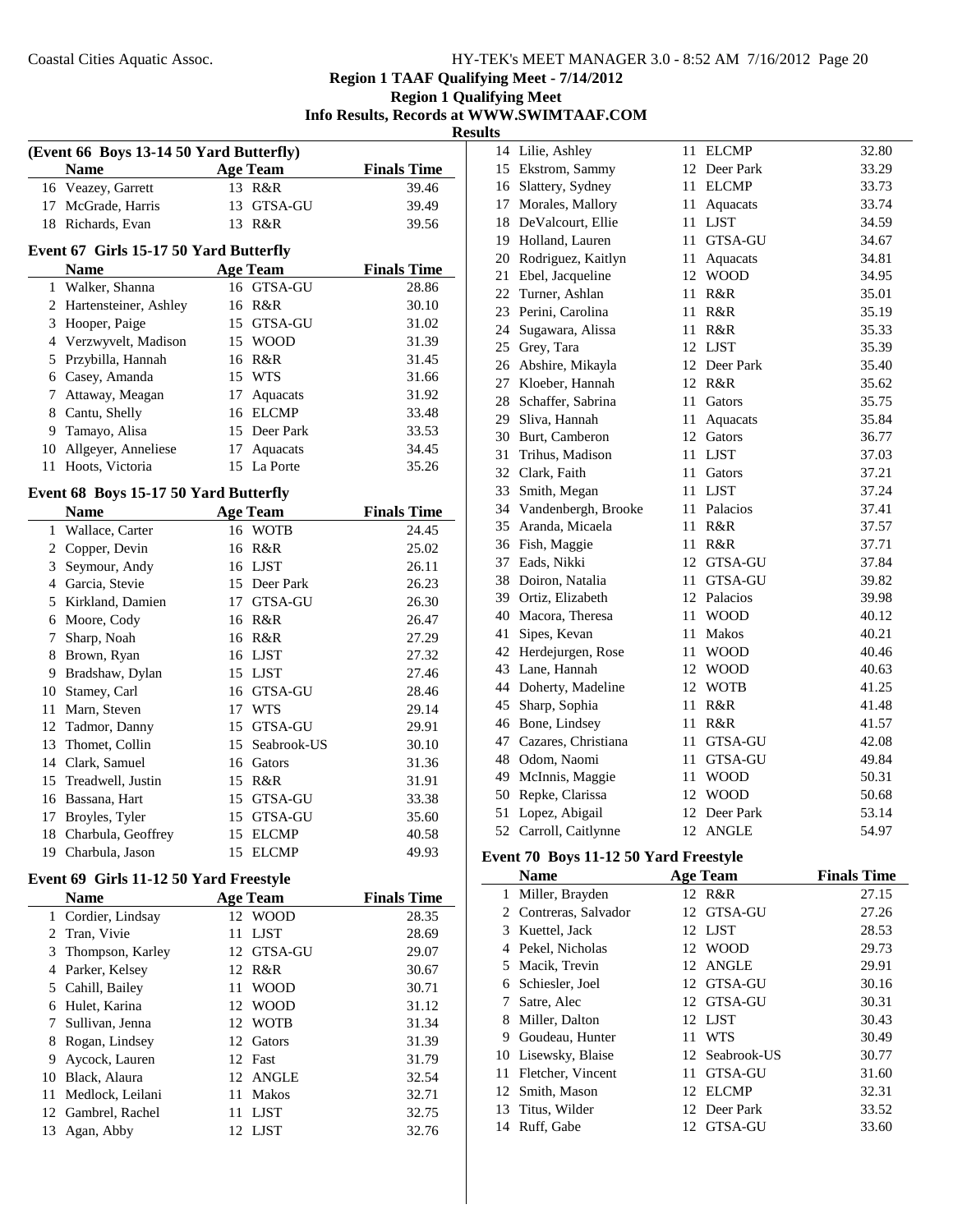## Region 1 TAAF Qualifying Meet - 7/14/2012

### Region 1 Qualifying Meet

### Info Results, Records at WWW.SWIMTAAF.COM

### Results

**(Event 66 Boys 13-14 50 Yard Butterfly)**

| | Name | Age | Team | Finals Time |
|---|---|---|---|---|
| 16 | Veazey, Garrett | 13 | R&R | 39.46 |
| 17 | McGrade, Harris | 13 | GTSA-GU | 39.49 |
| 18 | Richards, Evan | 13 | R&R | 39.56 |

**Event 67 Girls 15-17 50 Yard Butterfly**

| | Name | Age | Team | Finals Time |
|---|---|---|---|---|
| 1 | Walker, Shanna | 16 | GTSA-GU | 28.86 |
| 2 | Hartensteiner, Ashley | 16 | R&R | 30.10 |
| 3 | Hooper, Paige | 15 | GTSA-GU | 31.02 |
| 4 | Verzwyvelt, Madison | 15 | WOOD | 31.39 |
| 5 | Przybilla, Hannah | 16 | R&R | 31.45 |
| 6 | Casey, Amanda | 15 | WTS | 31.66 |
| 7 | Attaway, Meagan | 17 | Aquacats | 31.92 |
| 8 | Cantu, Shelly | 16 | ELCMP | 33.48 |
| 9 | Tamayo, Alisa | 15 | Deer Park | 33.53 |
| 10 | Allgeyer, Anneliese | 17 | Aquacats | 34.45 |
| 11 | Hoots, Victoria | 15 | La Porte | 35.26 |

**Event 68 Boys 15-17 50 Yard Butterfly**

| | Name | Age | Team | Finals Time |
|---|---|---|---|---|
| 1 | Wallace, Carter | 16 | WOTB | 24.45 |
| 2 | Copper, Devin | 16 | R&R | 25.02 |
| 3 | Seymour, Andy | 16 | LJST | 26.11 |
| 4 | Garcia, Stevie | 15 | Deer Park | 26.23 |
| 5 | Kirkland, Damien | 17 | GTSA-GU | 26.30 |
| 6 | Moore, Cody | 16 | R&R | 26.47 |
| 7 | Sharp, Noah | 16 | R&R | 27.29 |
| 8 | Brown, Ryan | 16 | LJST | 27.32 |
| 9 | Bradshaw, Dylan | 15 | LJST | 27.46 |
| 10 | Stamey, Carl | 16 | GTSA-GU | 28.46 |
| 11 | Marn, Steven | 17 | WTS | 29.14 |
| 12 | Tadmor, Danny | 15 | GTSA-GU | 29.91 |
| 13 | Thomet, Collin | 15 | Seabrook-US | 30.10 |
| 14 | Clark, Samuel | 16 | Gators | 31.36 |
| 15 | Treadwell, Justin | 15 | R&R | 31.91 |
| 16 | Bassana, Hart | 15 | GTSA-GU | 33.38 |
| 17 | Broyles, Tyler | 15 | GTSA-GU | 35.60 |
| 18 | Charbula, Geoffrey | 15 | ELCMP | 40.58 |
| 19 | Charbula, Jason | 15 | ELCMP | 49.93 |

**Event 69 Girls 11-12 50 Yard Freestyle**

| | Name | Age | Team | Finals Time |
|---|---|---|---|---|
| 1 | Cordier, Lindsay | 12 | WOOD | 28.35 |
| 2 | Tran, Vivie | 11 | LJST | 28.69 |
| 3 | Thompson, Karley | 12 | GTSA-GU | 29.07 |
| 4 | Parker, Kelsey | 12 | R&R | 30.67 |
| 5 | Cahill, Bailey | 11 | WOOD | 30.71 |
| 6 | Hulet, Karina | 12 | WOOD | 31.12 |
| 7 | Sullivan, Jenna | 12 | WOTB | 31.34 |
| 8 | Rogan, Lindsey | 12 | Gators | 31.39 |
| 9 | Aycock, Lauren | 12 | Fast | 31.79 |
| 10 | Black, Alaura | 12 | ANGLE | 32.54 |
| 11 | Medlock, Leilani | 11 | Makos | 32.71 |
| 12 | Gambrel, Rachel | 11 | LJST | 32.75 |
| 13 | Agan, Abby | 12 | LJST | 32.76 |
| 14 | Lilie, Ashley | 11 | ELCMP | 32.80 |
| 15 | Ekstrom, Sammy | 12 | Deer Park | 33.29 |
| 16 | Slattery, Sydney | 11 | ELCMP | 33.73 |
| 17 | Morales, Mallory | 11 | Aquacats | 33.74 |
| 18 | DeValcourt, Ellie | 11 | LJST | 34.59 |
| 19 | Holland, Lauren | 11 | GTSA-GU | 34.67 |
| 20 | Rodriguez, Kaitlyn | 11 | Aquacats | 34.81 |
| 21 | Ebel, Jacqueline | 12 | WOOD | 34.95 |
| 22 | Turner, Ashlan | 11 | R&R | 35.01 |
| 23 | Perini, Carolina | 11 | R&R | 35.19 |
| 24 | Sugawara, Alissa | 11 | R&R | 35.33 |
| 25 | Grey, Tara | 12 | LJST | 35.39 |
| 26 | Abshire, Mikayla | 12 | Deer Park | 35.40 |
| 27 | Kloeber, Hannah | 12 | R&R | 35.62 |
| 28 | Schaffer, Sabrina | 11 | Gators | 35.75 |
| 29 | Sliva, Hannah | 11 | Aquacats | 35.84 |
| 30 | Burt, Camberon | 12 | Gators | 36.77 |
| 31 | Trihus, Madison | 11 | LJST | 37.03 |
| 32 | Clark, Faith | 11 | Gators | 37.21 |
| 33 | Smith, Megan | 11 | LJST | 37.24 |
| 34 | Vandenbergh, Brooke | 11 | Palacios | 37.41 |
| 35 | Aranda, Micaela | 11 | R&R | 37.57 |
| 36 | Fish, Maggie | 11 | R&R | 37.71 |
| 37 | Eads, Nikki | 12 | GTSA-GU | 37.84 |
| 38 | Doiron, Natalia | 11 | GTSA-GU | 39.82 |
| 39 | Ortiz, Elizabeth | 12 | Palacios | 39.98 |
| 40 | Macora, Theresa | 11 | WOOD | 40.12 |
| 41 | Sipes, Kevan | 11 | Makos | 40.21 |
| 42 | Herdejurgen, Rose | 11 | WOOD | 40.46 |
| 43 | Lane, Hannah | 12 | WOOD | 40.63 |
| 44 | Doherty, Madeline | 12 | WOTB | 41.25 |
| 45 | Sharp, Sophia | 11 | R&R | 41.48 |
| 46 | Bone, Lindsey | 11 | R&R | 41.57 |
| 47 | Cazares, Christiana | 11 | GTSA-GU | 42.08 |
| 48 | Odom, Naomi | 11 | GTSA-GU | 49.84 |
| 49 | McInnis, Maggie | 11 | WOOD | 50.31 |
| 50 | Repke, Clarissa | 12 | WOOD | 50.68 |
| 51 | Lopez, Abigail | 12 | Deer Park | 53.14 |
| 52 | Carroll, Caitlynne | 12 | ANGLE | 54.97 |

**Event 70 Boys 11-12 50 Yard Freestyle**

| | Name | Age | Team | Finals Time |
|---|---|---|---|---|
| 1 | Miller, Brayden | 12 | R&R | 27.15 |
| 2 | Contreras, Salvador | 12 | GTSA-GU | 27.26 |
| 3 | Kuettel, Jack | 12 | LJST | 28.53 |
| 4 | Pekel, Nicholas | 12 | WOOD | 29.73 |
| 5 | Macik, Trevin | 12 | ANGLE | 29.91 |
| 6 | Schiesler, Joel | 12 | GTSA-GU | 30.16 |
| 7 | Satre, Alec | 12 | GTSA-GU | 30.31 |
| 8 | Miller, Dalton | 12 | LJST | 30.43 |
| 9 | Goudeau, Hunter | 11 | WTS | 30.49 |
| 10 | Lisewsky, Blaise | 12 | Seabrook-US | 30.77 |
| 11 | Fletcher, Vincent | 11 | GTSA-GU | 31.60 |
| 12 | Smith, Mason | 12 | ELCMP | 32.31 |
| 13 | Titus, Wilder | 12 | Deer Park | 33.52 |
| 14 | Ruff, Gabe | 12 | GTSA-GU | 33.60 |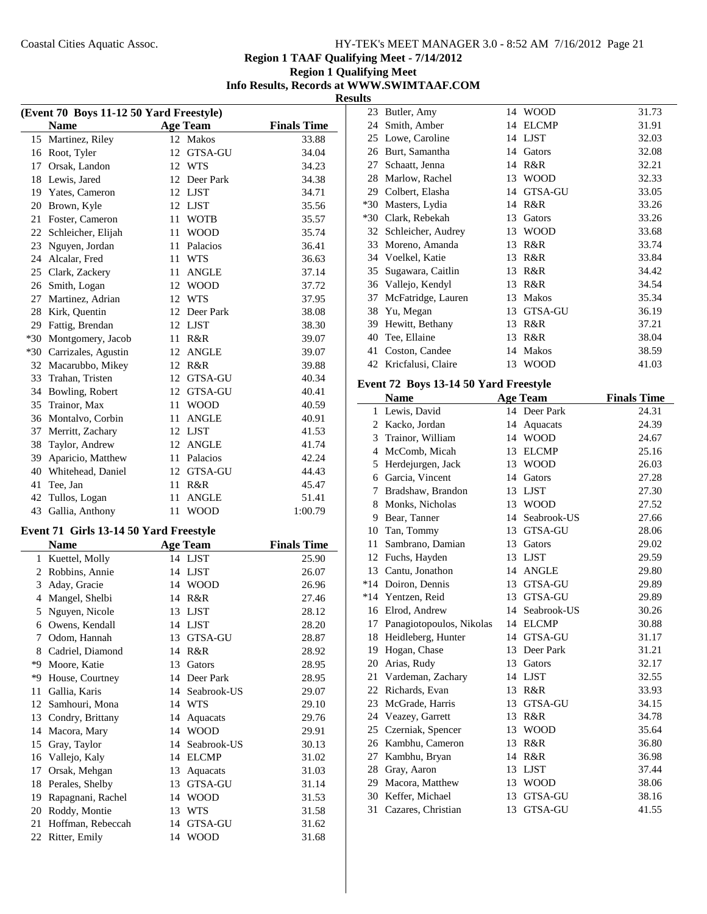Region 1 TAAF Qualifying Meet - 7/14/2012
Region 1 Qualifying Meet
Info Results, Records at WWW.SWIMTAAF.COM

**Results**

### (Event 70 Boys 11-12 50 Yard Freestyle)

| | Name | Age | Team | Finals Time |
|---|---|---|---|---|
| 15 | Martinez, Riley | 12 | Makos | 33.88 |
| 16 | Root, Tyler | 12 | GTSA-GU | 34.04 |
| 17 | Orsak, Landon | 12 | WTS | 34.23 |
| 18 | Lewis, Jared | 12 | Deer Park | 34.38 |
| 19 | Yates, Cameron | 12 | LJST | 34.71 |
| 20 | Brown, Kyle | 12 | LJST | 35.56 |
| 21 | Foster, Cameron | 11 | WOTB | 35.57 |
| 22 | Schleicher, Elijah | 11 | WOOD | 35.74 |
| 23 | Nguyen, Jordan | 11 | Palacios | 36.41 |
| 24 | Alcalar, Fred | 11 | WTS | 36.63 |
| 25 | Clark, Zackery | 11 | ANGLE | 37.14 |
| 26 | Smith, Logan | 12 | WOOD | 37.72 |
| 27 | Martinez, Adrian | 12 | WTS | 37.95 |
| 28 | Kirk, Quentin | 12 | Deer Park | 38.08 |
| 29 | Fattig, Brendan | 12 | LJST | 38.30 |
| *30 | Montgomery, Jacob | 11 | R&R | 39.07 |
| *30 | Carrizales, Agustin | 12 | ANGLE | 39.07 |
| 32 | Macarubbo, Mikey | 12 | R&R | 39.88 |
| 33 | Trahan, Tristen | 12 | GTSA-GU | 40.34 |
| 34 | Bowling, Robert | 12 | GTSA-GU | 40.41 |
| 35 | Trainor, Max | 11 | WOOD | 40.59 |
| 36 | Montalvo, Corbin | 11 | ANGLE | 40.91 |
| 37 | Merritt, Zachary | 12 | LJST | 41.53 |
| 38 | Taylor, Andrew | 12 | ANGLE | 41.74 |
| 39 | Aparicio, Matthew | 11 | Palacios | 42.24 |
| 40 | Whitehead, Daniel | 12 | GTSA-GU | 44.43 |
| 41 | Tee, Jan | 11 | R&R | 45.47 |
| 42 | Tullos, Logan | 11 | ANGLE | 51.41 |
| 43 | Gallia, Anthony | 11 | WOOD | 1:00.79 |

### Event 71 Girls 13-14 50 Yard Freestyle

| | Name | Age | Team | Finals Time |
|---|---|---|---|---|
| 1 | Kuettel, Molly | 14 | LJST | 25.90 |
| 2 | Robbins, Annie | 14 | LJST | 26.07 |
| 3 | Aday, Gracie | 14 | WOOD | 26.96 |
| 4 | Mangel, Shelbi | 14 | R&R | 27.46 |
| 5 | Nguyen, Nicole | 13 | LJST | 28.12 |
| 6 | Owens, Kendall | 14 | LJST | 28.20 |
| 7 | Odom, Hannah | 13 | GTSA-GU | 28.87 |
| 8 | Cadriel, Diamond | 14 | R&R | 28.92 |
| *9 | Moore, Katie | 13 | Gators | 28.95 |
| *9 | House, Courtney | 14 | Deer Park | 28.95 |
| 11 | Gallia, Karis | 14 | Seabrook-US | 29.07 |
| 12 | Samhouri, Mona | 14 | WTS | 29.10 |
| 13 | Condry, Brittany | 14 | Aquacats | 29.76 |
| 14 | Macora, Mary | 14 | WOOD | 29.91 |
| 15 | Gray, Taylor | 14 | Seabrook-US | 30.13 |
| 16 | Vallejo, Kaly | 14 | ELCMP | 31.02 |
| 17 | Orsak, Mehgan | 13 | Aquacats | 31.03 |
| 18 | Perales, Shelby | 13 | GTSA-GU | 31.14 |
| 19 | Rapagnani, Rachel | 14 | WOOD | 31.53 |
| 20 | Roddy, Montie | 13 | WTS | 31.58 |
| 21 | Hoffman, Rebeccah | 14 | GTSA-GU | 31.62 |
| 22 | Ritter, Emily | 14 | WOOD | 31.68 |
| 23 | Butler, Amy | 14 | WOOD | 31.73 |
| 24 | Smith, Amber | 14 | ELCMP | 31.91 |
| 25 | Lowe, Caroline | 14 | LJST | 32.03 |
| 26 | Burt, Samantha | 14 | Gators | 32.08 |
| 27 | Schaatt, Jenna | 14 | R&R | 32.21 |
| 28 | Marlow, Rachel | 13 | WOOD | 32.33 |
| 29 | Colbert, Elasha | 14 | GTSA-GU | 33.05 |
| *30 | Masters, Lydia | 14 | R&R | 33.26 |
| *30 | Clark, Rebekah | 13 | Gators | 33.26 |
| 32 | Schleicher, Audrey | 13 | WOOD | 33.68 |
| 33 | Moreno, Amanda | 13 | R&R | 33.74 |
| 34 | Voelkel, Katie | 13 | R&R | 33.84 |
| 35 | Sugawara, Caitlin | 13 | R&R | 34.42 |
| 36 | Vallejo, Kendyl | 13 | R&R | 34.54 |
| 37 | McFatridge, Lauren | 13 | Makos | 35.34 |
| 38 | Yu, Megan | 13 | GTSA-GU | 36.19 |
| 39 | Hewitt, Bethany | 13 | R&R | 37.21 |
| 40 | Tee, Ellaine | 13 | R&R | 38.04 |
| 41 | Coston, Candee | 14 | Makos | 38.59 |
| 42 | Kricfalusi, Claire | 13 | WOOD | 41.03 |

### Event 72 Boys 13-14 50 Yard Freestyle

| | Name | Age | Team | Finals Time |
|---|---|---|---|---|
| 1 | Lewis, David | 14 | Deer Park | 24.31 |
| 2 | Kacko, Jordan | 14 | Aquacats | 24.39 |
| 3 | Trainor, William | 14 | WOOD | 24.67 |
| 4 | McComb, Micah | 13 | ELCMP | 25.16 |
| 5 | Herdejurgen, Jack | 13 | WOOD | 26.03 |
| 6 | Garcia, Vincent | 14 | Gators | 27.28 |
| 7 | Bradshaw, Brandon | 13 | LJST | 27.30 |
| 8 | Monks, Nicholas | 13 | WOOD | 27.52 |
| 9 | Bear, Tanner | 14 | Seabrook-US | 27.66 |
| 10 | Tan, Tommy | 13 | GTSA-GU | 28.06 |
| 11 | Sambrano, Damian | 13 | Gators | 29.02 |
| 12 | Fuchs, Hayden | 13 | LJST | 29.59 |
| 13 | Cantu, Jonathon | 14 | ANGLE | 29.80 |
| *14 | Doiron, Dennis | 13 | GTSA-GU | 29.89 |
| *14 | Yentzen, Reid | 13 | GTSA-GU | 29.89 |
| 16 | Elrod, Andrew | 14 | Seabrook-US | 30.26 |
| 17 | Panagiotopoulos, Nikolas | 14 | ELCMP | 30.88 |
| 18 | Heidleberg, Hunter | 14 | GTSA-GU | 31.17 |
| 19 | Hogan, Chase | 13 | Deer Park | 31.21 |
| 20 | Arias, Rudy | 13 | Gators | 32.17 |
| 21 | Vardeman, Zachary | 14 | LJST | 32.55 |
| 22 | Richards, Evan | 13 | R&R | 33.93 |
| 23 | McGrade, Harris | 13 | GTSA-GU | 34.15 |
| 24 | Veazey, Garrett | 13 | R&R | 34.78 |
| 25 | Czerniak, Spencer | 13 | WOOD | 35.64 |
| 26 | Kambhu, Cameron | 13 | R&R | 36.80 |
| 27 | Kambhu, Bryan | 14 | R&R | 36.98 |
| 28 | Gray, Aaron | 13 | LJST | 37.44 |
| 29 | Macora, Matthew | 13 | WOOD | 38.06 |
| 30 | Keffer, Michael | 13 | GTSA-GU | 38.16 |
| 31 | Cazares, Christian | 13 | GTSA-GU | 41.55 |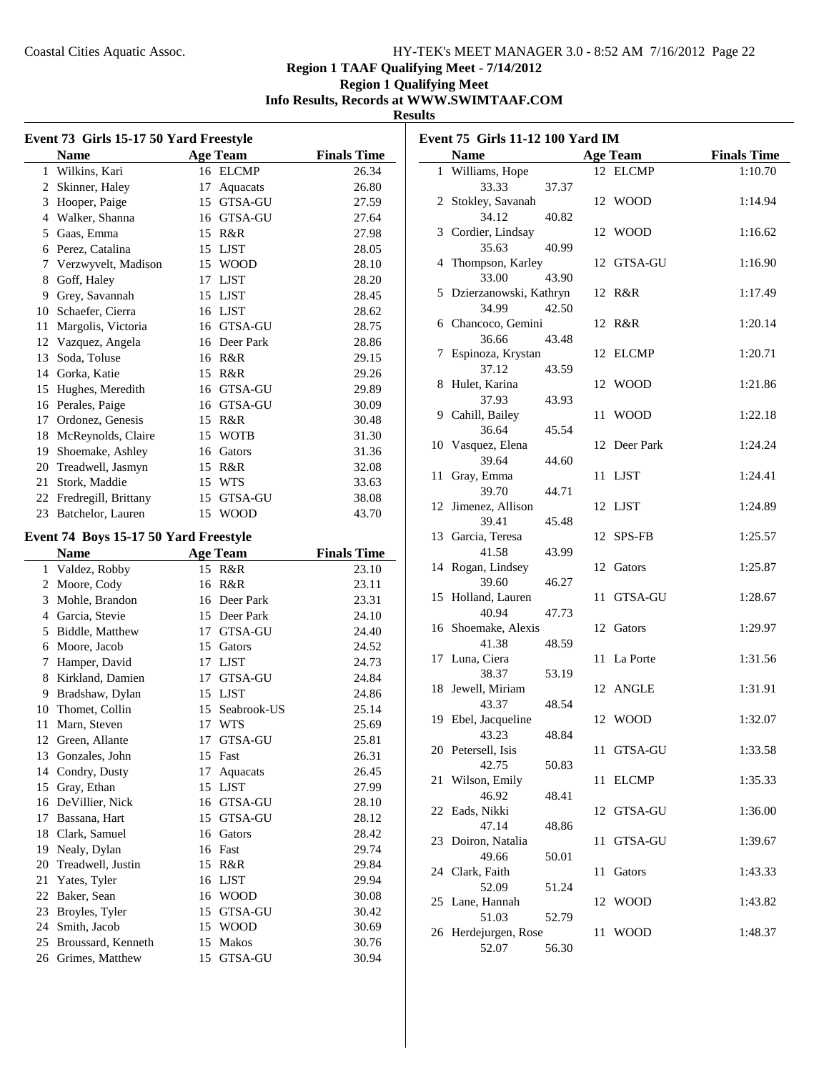# Region 1 TAAF Qualifying Meet - 7/14/2012

## Region 1 Qualifying Meet

### Info Results, Records at WWW.SWIMTAAF.COM

### Results

#### Event 73 Girls 15-17 50 Yard Freestyle

| | Name | Age | Team | Finals Time |
|---|---|---|---|---|
| 1 | Wilkins, Kari | 16 | ELCMP | 26.34 |
| 2 | Skinner, Haley | 17 | Aquacats | 26.80 |
| 3 | Hooper, Paige | 15 | GTSA-GU | 27.59 |
| 4 | Walker, Shanna | 16 | GTSA-GU | 27.64 |
| 5 | Gaas, Emma | 15 | R&R | 27.98 |
| 6 | Perez, Catalina | 15 | LJST | 28.05 |
| 7 | Verzwyvelt, Madison | 15 | WOOD | 28.10 |
| 8 | Goff, Haley | 17 | LJST | 28.20 |
| 9 | Grey, Savannah | 15 | LJST | 28.45 |
| 10 | Schaefer, Cierra | 16 | LJST | 28.62 |
| 11 | Margolis, Victoria | 16 | GTSA-GU | 28.75 |
| 12 | Vazquez, Angela | 16 | Deer Park | 28.86 |
| 13 | Soda, Toluse | 16 | R&R | 29.15 |
| 14 | Gorka, Katie | 15 | R&R | 29.26 |
| 15 | Hughes, Meredith | 16 | GTSA-GU | 29.89 |
| 16 | Perales, Paige | 16 | GTSA-GU | 30.09 |
| 17 | Ordonez, Genesis | 15 | R&R | 30.48 |
| 18 | McReynolds, Claire | 15 | WOTB | 31.30 |
| 19 | Shoemake, Ashley | 16 | Gators | 31.36 |
| 20 | Treadwell, Jasmyn | 15 | R&R | 32.08 |
| 21 | Stork, Maddie | 15 | WTS | 33.63 |
| 22 | Fredregill, Brittany | 15 | GTSA-GU | 38.08 |
| 23 | Batchelor, Lauren | 15 | WOOD | 43.70 |

#### Event 74 Boys 15-17 50 Yard Freestyle

| | Name | Age | Team | Finals Time |
|---|---|---|---|---|
| 1 | Valdez, Robby | 15 | R&R | 23.10 |
| 2 | Moore, Cody | 16 | R&R | 23.11 |
| 3 | Mohle, Brandon | 16 | Deer Park | 23.31 |
| 4 | Garcia, Stevie | 15 | Deer Park | 24.10 |
| 5 | Biddle, Matthew | 17 | GTSA-GU | 24.40 |
| 6 | Moore, Jacob | 15 | Gators | 24.52 |
| 7 | Hamper, David | 17 | LJST | 24.73 |
| 8 | Kirkland, Damien | 17 | GTSA-GU | 24.84 |
| 9 | Bradshaw, Dylan | 15 | LJST | 24.86 |
| 10 | Thomet, Collin | 15 | Seabrook-US | 25.14 |
| 11 | Marn, Steven | 17 | WTS | 25.69 |
| 12 | Green, Allante | 17 | GTSA-GU | 25.81 |
| 13 | Gonzales, John | 15 | Fast | 26.31 |
| 14 | Condry, Dusty | 17 | Aquacats | 26.45 |
| 15 | Gray, Ethan | 15 | LJST | 27.99 |
| 16 | DeVillier, Nick | 16 | GTSA-GU | 28.10 |
| 17 | Bassana, Hart | 15 | GTSA-GU | 28.12 |
| 18 | Clark, Samuel | 16 | Gators | 28.42 |
| 19 | Nealy, Dylan | 16 | Fast | 29.74 |
| 20 | Treadwell, Justin | 15 | R&R | 29.84 |
| 21 | Yates, Tyler | 16 | LJST | 29.94 |
| 22 | Baker, Sean | 16 | WOOD | 30.08 |
| 23 | Broyles, Tyler | 15 | GTSA-GU | 30.42 |
| 24 | Smith, Jacob | 15 | WOOD | 30.69 |
| 25 | Broussard, Kenneth | 15 | Makos | 30.76 |
| 26 | Grimes, Matthew | 15 | GTSA-GU | 30.94 |

#### Event 75 Girls 11-12 100 Yard IM

| | Name | Age | Team | Finals Time |
|---|---|---|---|---|
| 1 | Williams, Hope | 12 | ELCMP | 1:10.70 |
| | 33.33 37.37 | | | |
| 2 | Stokley, Savanah | 12 | WOOD | 1:14.94 |
| | 34.12 40.82 | | | |
| 3 | Cordier, Lindsay | 12 | WOOD | 1:16.62 |
| | 35.63 40.99 | | | |
| 4 | Thompson, Karley | 12 | GTSA-GU | 1:16.90 |
| | 33.00 43.90 | | | |
| 5 | Dzierzanowski, Kathryn | 12 | R&R | 1:17.49 |
| | 34.99 42.50 | | | |
| 6 | Chancoco, Gemini | 12 | R&R | 1:20.14 |
| | 36.66 43.48 | | | |
| 7 | Espinoza, Krystan | 12 | ELCMP | 1:20.71 |
| | 37.12 43.59 | | | |
| 8 | Hulet, Karina | 12 | WOOD | 1:21.86 |
| | 37.93 43.93 | | | |
| 9 | Cahill, Bailey | 11 | WOOD | 1:22.18 |
| | 36.64 45.54 | | | |
| 10 | Vasquez, Elena | 12 | Deer Park | 1:24.24 |
| | 39.64 44.60 | | | |
| 11 | Gray, Emma | 11 | LJST | 1:24.41 |
| | 39.70 44.71 | | | |
| 12 | Jimenez, Allison | 12 | LJST | 1:24.89 |
| | 39.41 45.48 | | | |
| 13 | Garcia, Teresa | 12 | SPS-FB | 1:25.57 |
| | 41.58 43.99 | | | |
| 14 | Rogan, Lindsey | 12 | Gators | 1:25.87 |
| | 39.60 46.27 | | | |
| 15 | Holland, Lauren | 11 | GTSA-GU | 1:28.67 |
| | 40.94 47.73 | | | |
| 16 | Shoemake, Alexis | 12 | Gators | 1:29.97 |
| | 41.38 48.59 | | | |
| 17 | Luna, Ciera | 11 | La Porte | 1:31.56 |
| | 38.37 53.19 | | | |
| 18 | Jewell, Miriam | 12 | ANGLE | 1:31.91 |
| | 43.37 48.54 | | | |
| 19 | Ebel, Jacqueline | 12 | WOOD | 1:32.07 |
| | 43.23 48.84 | | | |
| 20 | Petersell, Isis | 11 | GTSA-GU | 1:33.58 |
| | 42.75 50.83 | | | |
| 21 | Wilson, Emily | 11 | ELCMP | 1:35.33 |
| | 46.92 48.41 | | | |
| 22 | Eads, Nikki | 12 | GTSA-GU | 1:36.00 |
| | 47.14 48.86 | | | |
| 23 | Doiron, Natalia | 11 | GTSA-GU | 1:39.67 |
| | 49.66 50.01 | | | |
| 24 | Clark, Faith | 11 | Gators | 1:43.33 |
| | 52.09 51.24 | | | |
| 25 | Lane, Hannah | 12 | WOOD | 1:43.82 |
| | 51.03 52.79 | | | |
| 26 | Herdejurgen, Rose | 11 | WOOD | 1:48.37 |
| | 52.07 56.30 | | | |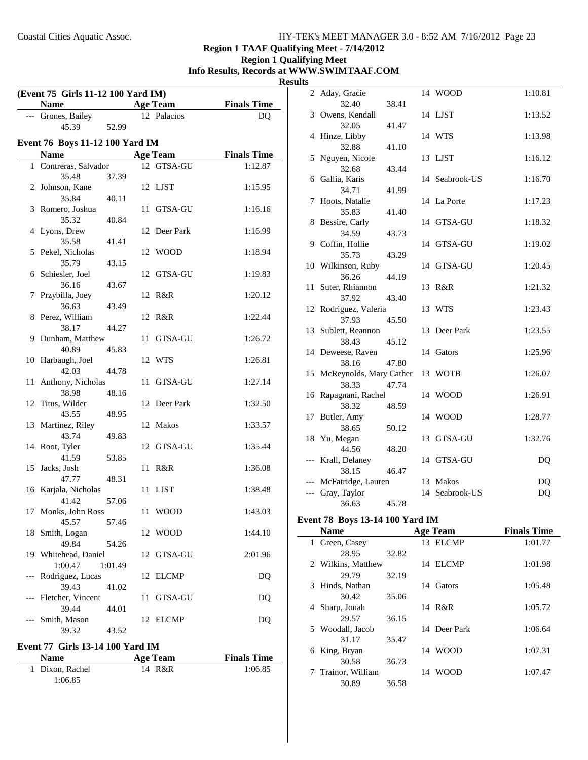## Region 1 TAAF Qualifying Meet - 7/14/2012

### Region 1 Qualifying Meet

**Info Results, Records at WWW.SWIMTAAF.COM**

**Results**

### (Event 75 Girls 11-12 100 Yard IM)

| | Name | Age | Team | Finals Time |
|---|---|---|---|---|
| --- | Grones, Bailey | 12 | Palacios | DQ |
| | 45.39 52.99 | | | |

### Event 76 Boys 11-12 100 Yard IM

| | Name | Age | Team | Finals Time |
|---|---|---|---|---|
| 1 | Contreras, Salvador | 12 | GTSA-GU | 1:12.87 |
| | 35.48 37.39 | | | |
| 2 | Johnson, Kane | 12 | LJST | 1:15.95 |
| | 35.84 40.11 | | | |
| 3 | Romero, Joshua | 11 | GTSA-GU | 1:16.16 |
| | 35.32 40.84 | | | |
| 4 | Lyons, Drew | 12 | Deer Park | 1:16.99 |
| | 35.58 41.41 | | | |
| 5 | Pekel, Nicholas | 12 | WOOD | 1:18.94 |
| | 35.79 43.15 | | | |
| 6 | Schiesler, Joel | 12 | GTSA-GU | 1:19.83 |
| | 36.16 43.67 | | | |
| 7 | Przybilla, Joey | 12 | R&R | 1:20.12 |
| | 36.63 43.49 | | | |
| 8 | Perez, William | 12 | R&R | 1:22.44 |
| | 38.17 44.27 | | | |
| 9 | Dunham, Matthew | 11 | GTSA-GU | 1:26.72 |
| | 40.89 45.83 | | | |
| 10 | Harbaugh, Joel | 12 | WTS | 1:26.81 |
| | 42.03 44.78 | | | |
| 11 | Anthony, Nicholas | 11 | GTSA-GU | 1:27.14 |
| | 38.98 48.16 | | | |
| 12 | Titus, Wilder | 12 | Deer Park | 1:32.50 |
| | 43.55 48.95 | | | |
| 13 | Martinez, Riley | 12 | Makos | 1:33.57 |
| | 43.74 49.83 | | | |
| 14 | Root, Tyler | 12 | GTSA-GU | 1:35.44 |
| | 41.59 53.85 | | | |
| 15 | Jacks, Josh | 11 | R&R | 1:36.08 |
| | 47.77 48.31 | | | |
| 16 | Karjala, Nicholas | 11 | LJST | 1:38.48 |
| | 41.42 57.06 | | | |
| 17 | Monks, John Ross | 11 | WOOD | 1:43.03 |
| | 45.57 57.46 | | | |
| 18 | Smith, Logan | 12 | WOOD | 1:44.10 |
| | 49.84 54.26 | | | |
| 19 | Whitehead, Daniel | 12 | GTSA-GU | 2:01.96 |
| | 1:00.47 1:01.49 | | | |
| --- | Rodriguez, Lucas | 12 | ELCMP | DQ |
| | 39.43 41.02 | | | |
| --- | Fletcher, Vincent | 11 | GTSA-GU | DQ |
| | 39.44 44.01 | | | |
| --- | Smith, Mason | 12 | ELCMP | DQ |
| | 39.32 43.52 | | | |

### Event 77 Girls 13-14 100 Yard IM

| | Name | Age | Team | Finals Time |
|---|---|---|---|---|
| 1 | Dixon, Rachel | 14 | R&R | 1:06.85 |
| | 1:06.85 | | | |
| 2 | Aday, Gracie | 14 | WOOD | 1:10.81 |
| | 32.40 38.41 | | | |
| 3 | Owens, Kendall | 14 | LJST | 1:13.52 |
| | 32.05 41.47 | | | |
| 4 | Hinze, Libby | 14 | WTS | 1:13.98 |
| | 32.88 41.10 | | | |
| 5 | Nguyen, Nicole | 13 | LJST | 1:16.12 |
| | 32.68 43.44 | | | |
| 6 | Gallia, Karis | 14 | Seabrook-US | 1:16.70 |
| | 34.71 41.99 | | | |
| 7 | Hoots, Natalie | 14 | La Porte | 1:17.23 |
| | 35.83 41.40 | | | |
| 8 | Bessire, Carly | 14 | GTSA-GU | 1:18.32 |
| | 34.59 43.73 | | | |
| 9 | Coffin, Hollie | 14 | GTSA-GU | 1:19.02 |
| | 35.73 43.29 | | | |
| 10 | Wilkinson, Ruby | 14 | GTSA-GU | 1:20.45 |
| | 36.26 44.19 | | | |
| 11 | Suter, Rhiannon | 13 | R&R | 1:21.32 |
| | 37.92 43.40 | | | |
| 12 | Rodriguez, Valeria | 13 | WTS | 1:23.43 |
| | 37.93 45.50 | | | |
| 13 | Sublett, Reannon | 13 | Deer Park | 1:23.55 |
| | 38.43 45.12 | | | |
| 14 | Deweese, Raven | 14 | Gators | 1:25.96 |
| | 38.16 47.80 | | | |
| 15 | McReynolds, Mary Cather | 13 | WOTB | 1:26.07 |
| | 38.33 47.74 | | | |
| 16 | Rapagnani, Rachel | 14 | WOOD | 1:26.91 |
| | 38.32 48.59 | | | |
| 17 | Butler, Amy | 14 | WOOD | 1:28.77 |
| | 38.65 50.12 | | | |
| 18 | Yu, Megan | 13 | GTSA-GU | 1:32.76 |
| | 44.56 48.20 | | | |
| --- | Krall, Delaney | 14 | GTSA-GU | DQ |
| | 38.15 46.47 | | | |
| --- | McFatridge, Lauren | 13 | Makos | DQ |
| --- | Gray, Taylor | 14 | Seabrook-US | DQ |
| | 36.63 45.78 | | | |

### Event 78 Boys 13-14 100 Yard IM

| | Name | Age | Team | Finals Time |
|---|---|---|---|---|
| 1 | Green, Casey | 13 | ELCMP | 1:01.77 |
| | 28.95 32.82 | | | |
| 2 | Wilkins, Matthew | 14 | ELCMP | 1:01.98 |
| | 29.79 32.19 | | | |
| 3 | Hinds, Nathan | 14 | Gators | 1:05.48 |
| | 30.42 35.06 | | | |
| 4 | Sharp, Jonah | 14 | R&R | 1:05.72 |
| | 29.57 36.15 | | | |
| 5 | Woodall, Jacob | 14 | Deer Park | 1:06.64 |
| | 31.17 35.47 | | | |
| 6 | King, Bryan | 14 | WOOD | 1:07.31 |
| | 30.58 36.73 | | | |
| 7 | Trainor, William | 14 | WOOD | 1:07.47 |
| | 30.89 36.58 | | | |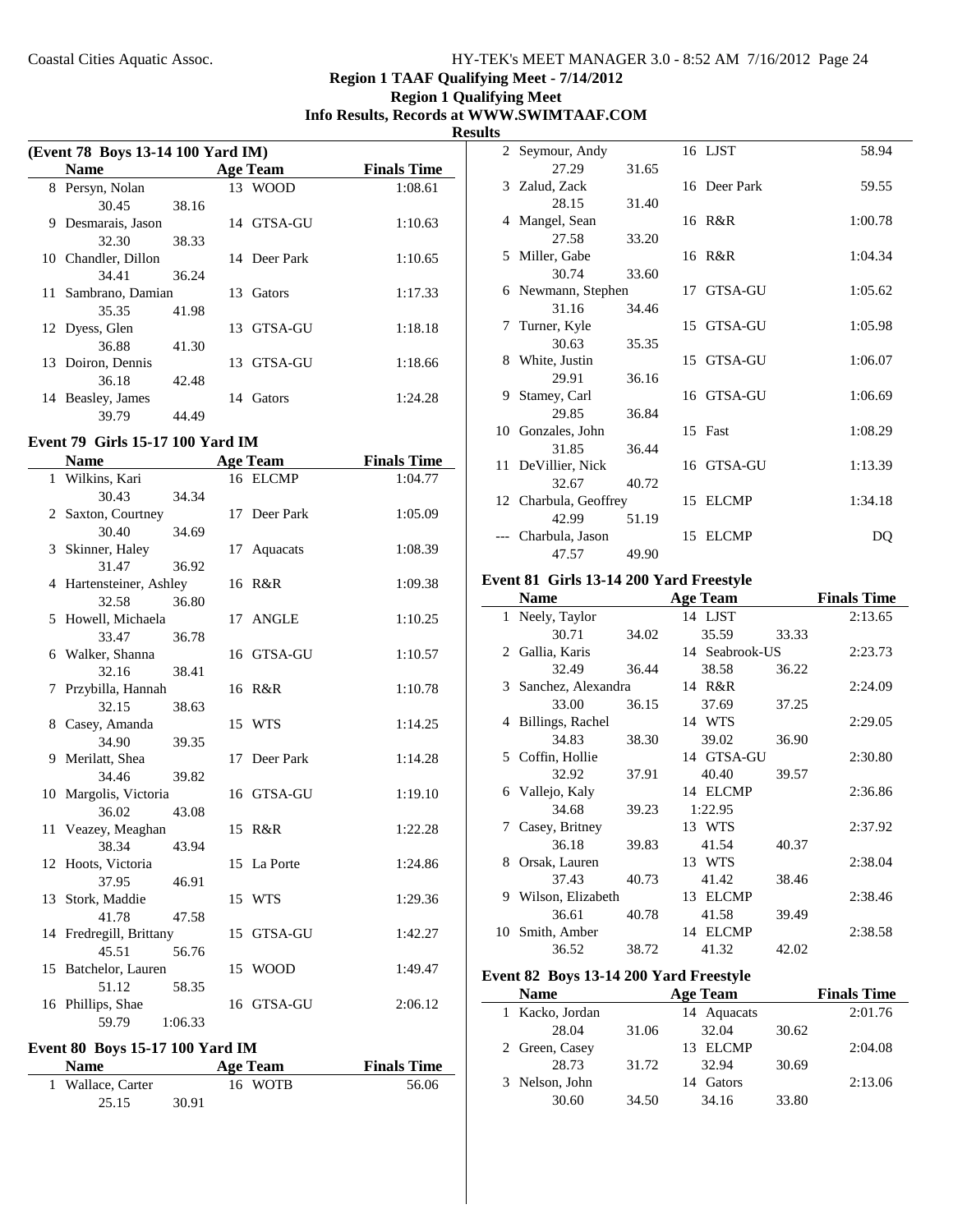**Region 1 TAAF Qualifying Meet - 7/14/2012**

**Region 1 Qualifying Meet**

**Info Results, Records at WWW.SWIMTAAF.COM**

**Results**

### (Event 78 Boys 13-14 100 Yard IM)

| | Name | Age | Team | Finals Time |
|---|---|---|---|---|
| 8 | Persyn, Nolan | 13 | WOOD | 1:08.61 |
| | 30.45 38.16 | | | |
| 9 | Desmarais, Jason | 14 | GTSA-GU | 1:10.63 |
| | 32.30 38.33 | | | |
| 10 | Chandler, Dillon | 14 | Deer Park | 1:10.65 |
| | 34.41 36.24 | | | |
| 11 | Sambrano, Damian | 13 | Gators | 1:17.33 |
| | 35.35 41.98 | | | |
| 12 | Dyess, Glen | 13 | GTSA-GU | 1:18.18 |
| | 36.88 41.30 | | | |
| 13 | Doiron, Dennis | 13 | GTSA-GU | 1:18.66 |
| | 36.18 42.48 | | | |
| 14 | Beasley, James | 14 | Gators | 1:24.28 |
| | 39.79 44.49 | | | |

### Event 79 Girls 15-17 100 Yard IM

| | Name | Age | Team | Finals Time |
|---|---|---|---|---|
| 1 | Wilkins, Kari | 16 | ELCMP | 1:04.77 |
| | 30.43 34.34 | | | |
| 2 | Saxton, Courtney | 17 | Deer Park | 1:05.09 |
| | 30.40 34.69 | | | |
| 3 | Skinner, Haley | 17 | Aquacats | 1:08.39 |
| | 31.47 36.92 | | | |
| 4 | Hartensteiner, Ashley | 16 | R&R | 1:09.38 |
| | 32.58 36.80 | | | |
| 5 | Howell, Michaela | 17 | ANGLE | 1:10.25 |
| | 33.47 36.78 | | | |
| 6 | Walker, Shanna | 16 | GTSA-GU | 1:10.57 |
| | 32.16 38.41 | | | |
| 7 | Przybilla, Hannah | 16 | R&R | 1:10.78 |
| | 32.15 38.63 | | | |
| 8 | Casey, Amanda | 15 | WTS | 1:14.25 |
| | 34.90 39.35 | | | |
| 9 | Merilatt, Shea | 17 | Deer Park | 1:14.28 |
| | 34.46 39.82 | | | |
| 10 | Margolis, Victoria | 16 | GTSA-GU | 1:19.10 |
| | 36.02 43.08 | | | |
| 11 | Veazey, Meaghan | 15 | R&R | 1:22.28 |
| | 38.34 43.94 | | | |
| 12 | Hoots, Victoria | 15 | La Porte | 1:24.86 |
| | 37.95 46.91 | | | |
| 13 | Stork, Maddie | 15 | WTS | 1:29.36 |
| | 41.78 47.58 | | | |
| 14 | Fredregill, Brittany | 15 | GTSA-GU | 1:42.27 |
| | 45.51 56.76 | | | |
| 15 | Batchelor, Lauren | 15 | WOOD | 1:49.47 |
| | 51.12 58.35 | | | |
| 16 | Phillips, Shae | 16 | GTSA-GU | 2:06.12 |
| | 59.79 1:06.33 | | | |

### Event 80 Boys 15-17 100 Yard IM

| | Name | Age | Team | Finals Time |
|---|---|---|---|---|
| 1 | Wallace, Carter | 16 | WOTB | 56.06 |
| | 25.15 30.91 | | | |
| 2 | Seymour, Andy | 16 | LJST | 58.94 |
| | 27.29 31.65 | | | |
| 3 | Zalud, Zack | 16 | Deer Park | 59.55 |
| | 28.15 31.40 | | | |
| 4 | Mangel, Sean | 16 | R&R | 1:00.78 |
| | 27.58 33.20 | | | |
| 5 | Miller, Gabe | 16 | R&R | 1:04.34 |
| | 30.74 33.60 | | | |
| 6 | Newmann, Stephen | 17 | GTSA-GU | 1:05.62 |
| | 31.16 34.46 | | | |
| 7 | Turner, Kyle | 15 | GTSA-GU | 1:05.98 |
| | 30.63 35.35 | | | |
| 8 | White, Justin | 15 | GTSA-GU | 1:06.07 |
| | 29.91 36.16 | | | |
| 9 | Stamey, Carl | 16 | GTSA-GU | 1:06.69 |
| | 29.85 36.84 | | | |
| 10 | Gonzales, John | 15 | Fast | 1:08.29 |
| | 31.85 36.44 | | | |
| 11 | DeVillier, Nick | 16 | GTSA-GU | 1:13.39 |
| | 32.67 40.72 | | | |
| 12 | Charbula, Geoffrey | 15 | ELCMP | 1:34.18 |
| | 42.99 51.19 | | | |
| --- | Charbula, Jason | 15 | ELCMP | DQ |
| | 47.57 49.90 | | | |

### Event 81 Girls 13-14 200 Yard Freestyle

| | Name | Age | Team | Finals Time |
|---|---|---|---|---|
| 1 | Neely, Taylor | 14 | LJST | 2:13.65 |
| | 30.71 34.02 35.59 33.33 | | | |
| 2 | Gallia, Karis | 14 | Seabrook-US | 2:23.73 |
| | 32.49 36.44 38.58 36.22 | | | |
| 3 | Sanchez, Alexandra | 14 | R&R | 2:24.09 |
| | 33.00 36.15 37.69 37.25 | | | |
| 4 | Billings, Rachel | 14 | WTS | 2:29.05 |
| | 34.83 38.30 39.02 36.90 | | | |
| 5 | Coffin, Hollie | 14 | GTSA-GU | 2:30.80 |
| | 32.92 37.91 40.40 39.57 | | | |
| 6 | Vallejo, Kaly | 14 | ELCMP | 2:36.86 |
| | 34.68 39.23 1:22.95 | | | |
| 7 | Casey, Britney | 13 | WTS | 2:37.92 |
| | 36.18 39.83 41.54 40.37 | | | |
| 8 | Orsak, Lauren | 13 | WTS | 2:38.04 |
| | 37.43 40.73 41.42 38.46 | | | |
| 9 | Wilson, Elizabeth | 13 | ELCMP | 2:38.46 |
| | 36.61 40.78 41.58 39.49 | | | |
| 10 | Smith, Amber | 14 | ELCMP | 2:38.58 |
| | 36.52 38.72 41.32 42.02 | | | |

### Event 82 Boys 13-14 200 Yard Freestyle

| | Name | Age | Team | Finals Time |
|---|---|---|---|---|
| 1 | Kacko, Jordan | 14 | Aquacats | 2:01.76 |
| | 28.04 31.06 32.04 30.62 | | | |
| 2 | Green, Casey | 13 | ELCMP | 2:04.08 |
| | 28.73 31.72 32.94 30.69 | | | |
| 3 | Nelson, John | 14 | Gators | 2:13.06 |
| | 30.60 34.50 34.16 33.80 | | | |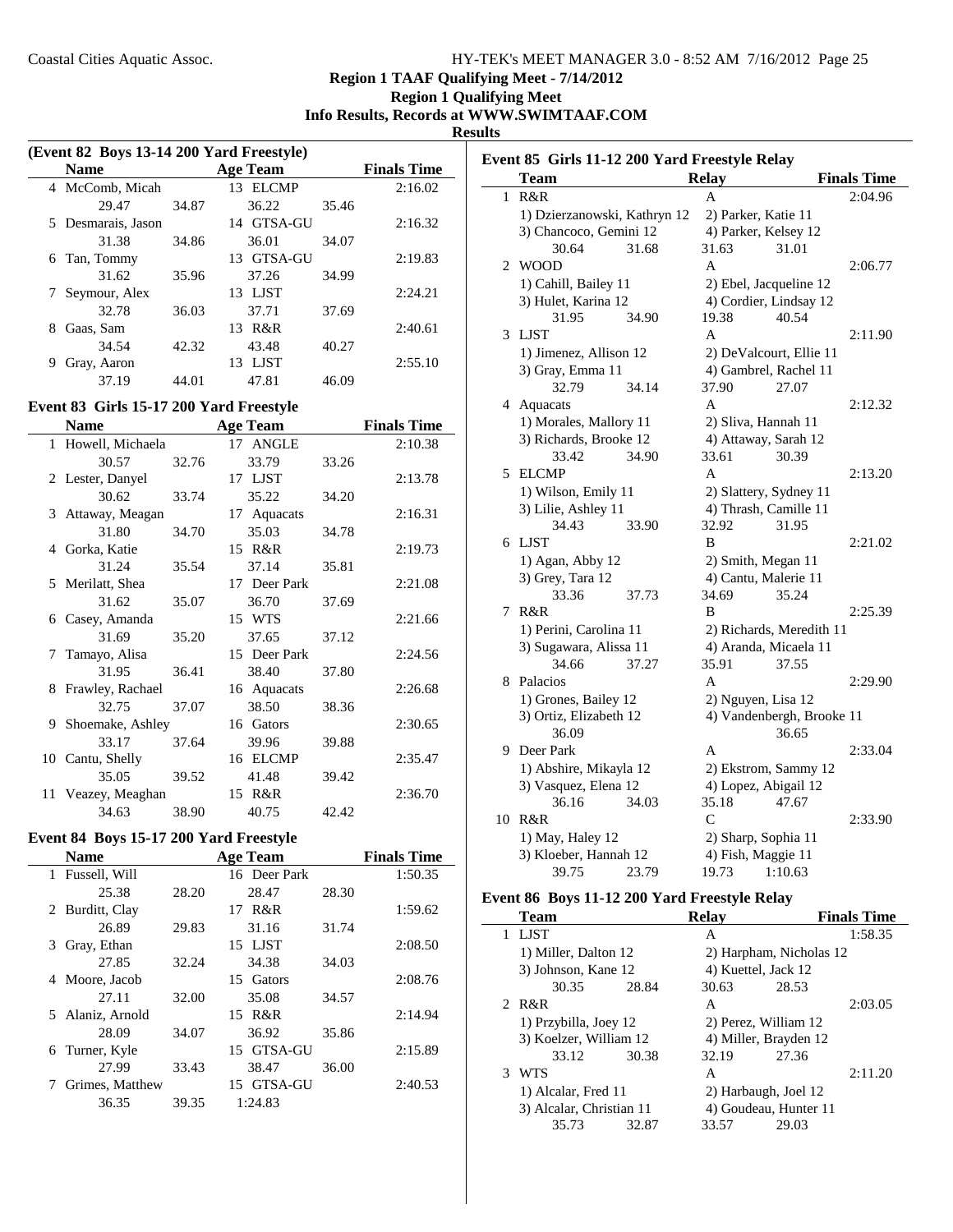## Region 1 TAAF Qualifying Meet - 7/14/2012

### Region 1 Qualifying Meet

### Info Results, Records at WWW.SWIMTAAF.COM

### Results

#### (Event 82 Boys 13-14 200 Yard Freestyle)

| | Name | Age | Team | Finals Time |
|---|---|---|---|---|
| 4 | McComb, Micah | 13 | ELCMP | 2:16.02 |
| | 29.47 34.87 36.22 35.46 | | | |
| 5 | Desmarais, Jason | 14 | GTSA-GU | 2:16.32 |
| | 31.38 34.86 36.01 34.07 | | | |
| 6 | Tan, Tommy | 13 | GTSA-GU | 2:19.83 |
| | 31.62 35.96 37.26 34.99 | | | |
| 7 | Seymour, Alex | 13 | LJST | 2:24.21 |
| | 32.78 36.03 37.71 37.69 | | | |
| 8 | Gaas, Sam | 13 | R&R | 2:40.61 |
| | 34.54 42.32 43.48 40.27 | | | |
| 9 | Gray, Aaron | 13 | LJST | 2:55.10 |
| | 37.19 44.01 47.81 46.09 | | | |

#### Event 83 Girls 15-17 200 Yard Freestyle

| | Name | Age | Team | Finals Time |
|---|---|---|---|---|
| 1 | Howell, Michaela | 17 | ANGLE | 2:10.38 |
| | 30.57 32.76 33.79 33.26 | | | |
| 2 | Lester, Danyel | 17 | LJST | 2:13.78 |
| | 30.62 33.74 35.22 34.20 | | | |
| 3 | Attaway, Meagan | 17 | Aquacats | 2:16.31 |
| | 31.80 34.70 35.03 34.78 | | | |
| 4 | Gorka, Katie | 15 | R&R | 2:19.73 |
| | 31.24 35.54 37.14 35.81 | | | |
| 5 | Merilatt, Shea | 17 | Deer Park | 2:21.08 |
| | 31.62 35.07 36.70 37.69 | | | |
| 6 | Casey, Amanda | 15 | WTS | 2:21.66 |
| | 31.69 35.20 37.65 37.12 | | | |
| 7 | Tamayo, Alisa | 15 | Deer Park | 2:24.56 |
| | 31.95 36.41 38.40 37.80 | | | |
| 8 | Frawley, Rachael | 16 | Aquacats | 2:26.68 |
| | 32.75 37.07 38.50 38.36 | | | |
| 9 | Shoemake, Ashley | 16 | Gators | 2:30.65 |
| | 33.17 37.64 39.96 39.88 | | | |
| 10 | Cantu, Shelly | 16 | ELCMP | 2:35.47 |
| | 35.05 39.52 41.48 39.42 | | | |
| 11 | Veazey, Meaghan | 15 | R&R | 2:36.70 |
| | 34.63 38.90 40.75 42.42 | | | |

#### Event 84 Boys 15-17 200 Yard Freestyle

| | Name | Age | Team | Finals Time |
|---|---|---|---|---|
| 1 | Fussell, Will | 16 | Deer Park | 1:50.35 |
| | 25.38 28.20 28.47 28.30 | | | |
| 2 | Burditt, Clay | 17 | R&R | 1:59.62 |
| | 26.89 29.83 31.16 31.74 | | | |
| 3 | Gray, Ethan | 15 | LJST | 2:08.50 |
| | 27.85 32.24 34.38 34.03 | | | |
| 4 | Moore, Jacob | 15 | Gators | 2:08.76 |
| | 27.11 32.00 35.08 34.57 | | | |
| 5 | Alaniz, Arnold | 15 | R&R | 2:14.94 |
| | 28.09 34.07 36.92 35.86 | | | |
| 6 | Turner, Kyle | 15 | GTSA-GU | 2:15.89 |
| | 27.99 33.43 38.47 36.00 | | | |
| 7 | Grimes, Matthew | 15 | GTSA-GU | 2:40.53 |
| | 36.35 39.35 1:24.83 | | | |

#### Event 85 Girls 11-12 200 Yard Freestyle Relay

| | Team | Relay | Finals Time |
|---|---|---|---|
| 1 | R&R | A | 2:04.96 |
| | 1) Dzierzanowski, Kathryn 12; 2) Parker, Katie 11; 3) Chancoco, Gemini 12; 4) Parker, Kelsey 12 | | |
| | 30.64 31.68 31.63 31.01 | | |
| 2 | WOOD | A | 2:06.77 |
| | 1) Cahill, Bailey 11; 2) Ebel, Jacqueline 12; 3) Hulet, Karina 12; 4) Cordier, Lindsay 12 | | |
| | 31.95 34.90 19.38 40.54 | | |
| 3 | LJST | A | 2:11.90 |
| | 1) Jimenez, Allison 12; 2) DeValcourt, Ellie 11; 3) Gray, Emma 11; 4) Gambrel, Rachel 11 | | |
| | 32.79 34.14 37.90 27.07 | | |
| 4 | Aquacats | A | 2:12.32 |
| | 1) Morales, Mallory 11; 2) Sliva, Hannah 11; 3) Richards, Brooke 12; 4) Attaway, Sarah 12 | | |
| | 33.42 34.90 33.61 30.39 | | |
| 5 | ELCMP | A | 2:13.20 |
| | 1) Wilson, Emily 11; 2) Slattery, Sydney 11; 3) Lilie, Ashley 11; 4) Thrash, Camille 11 | | |
| | 34.43 33.90 32.92 31.95 | | |
| 6 | LJST | B | 2:21.02 |
| | 1) Agan, Abby 12; 2) Smith, Megan 11; 3) Grey, Tara 12; 4) Cantu, Malerie 11 | | |
| | 33.36 37.73 34.69 35.24 | | |
| 7 | R&R | B | 2:25.39 |
| | 1) Perini, Carolina 11; 2) Richards, Meredith 11; 3) Sugawara, Alissa 11; 4) Aranda, Micaela 11 | | |
| | 34.66 37.27 35.91 37.55 | | |
| 8 | Palacios | A | 2:29.90 |
| | 1) Grones, Bailey 12; 2) Nguyen, Lisa 12; 3) Ortiz, Elizabeth 12; 4) Vandenbergh, Brooke 11 | | |
| | 36.09 36.65 | | |
| 9 | Deer Park | A | 2:33.04 |
| | 1) Abshire, Mikayla 12; 2) Ekstrom, Sammy 12; 3) Vasquez, Elena 12; 4) Lopez, Abigail 12 | | |
| | 36.16 34.03 35.18 47.67 | | |
| 10 | R&R | C | 2:33.90 |
| | 1) May, Haley 12; 2) Sharp, Sophia 11; 3) Kloeber, Hannah 12; 4) Fish, Maggie 11 | | |
| | 39.75 23.79 19.73 1:10.63 | | |

#### Event 86 Boys 11-12 200 Yard Freestyle Relay

| | Team | Relay | Finals Time |
|---|---|---|---|
| 1 | LJST | A | 1:58.35 |
| | 1) Miller, Dalton 12; 2) Harpham, Nicholas 12; 3) Johnson, Kane 12; 4) Kuettel, Jack 12 | | |
| | 30.35 28.84 30.63 28.53 | | |
| 2 | R&R | A | 2:03.05 |
| | 1) Przybilla, Joey 12; 2) Perez, William 12; 3) Koelzer, William 12; 4) Miller, Brayden 12 | | |
| | 33.12 30.38 32.19 27.36 | | |
| 3 | WTS | A | 2:11.20 |
| | 1) Alcalar, Fred 11; 2) Harbaugh, Joel 12; 3) Alcalar, Christian 11; 4) Goudeau, Hunter 11 | | |
| | 35.73 32.87 33.57 29.03 | | |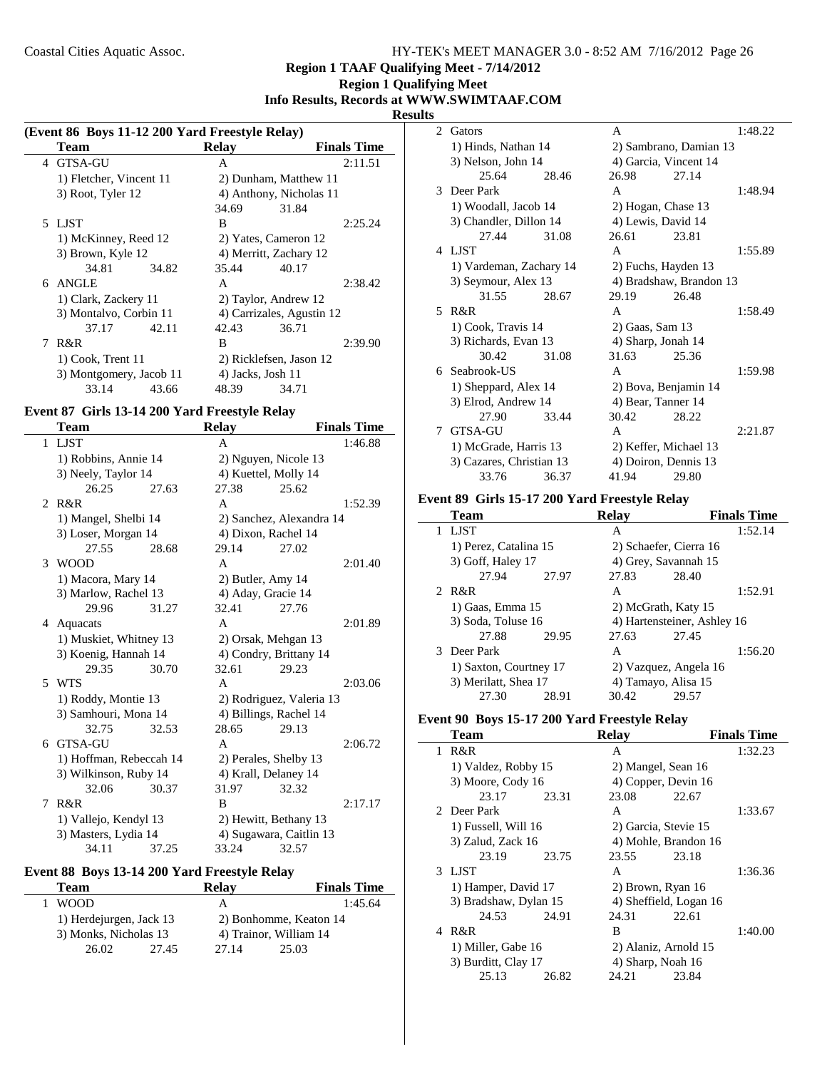## Region 1 TAAF Qualifying Meet - 7/14/2012

### Region 1 Qualifying Meet

### Info Results, Records at WWW.SWIMTAAF.COM

### Results

### (Event 86 Boys 11-12 200 Yard Freestyle Relay)

| | Team | Relay | Finals Time |
|---|---|---|---|
| 4 | GTSA-GU | A | 2:11.51 |
| | 1) Fletcher, Vincent 11 | 2) Dunham, Matthew 11 | |
| | 3) Root, Tyler 12 | 4) Anthony, Nicholas 11 | |
| | | 34.69 31.84 | |
| 5 | LJST | B | 2:25.24 |
| | 1) McKinney, Reed 12 | 2) Yates, Cameron 12 | |
| | 3) Brown, Kyle 12 | 4) Merritt, Zachary 12 | |
| | 34.81 34.82 | 35.44 40.17 | |
| 6 | ANGLE | A | 2:38.42 |
| | 1) Clark, Zackery 11 | 2) Taylor, Andrew 12 | |
| | 3) Montalvo, Corbin 11 | 4) Carrizales, Agustin 12 | |
| | 37.17 42.11 | 42.43 36.71 | |
| 7 | R&R | B | 2:39.90 |
| | 1) Cook, Trent 11 | 2) Ricklefsen, Jason 12 | |
| | 3) Montgomery, Jacob 11 | 4) Jacks, Josh 11 | |
| | 33.14 43.66 | 48.39 34.71 | |

### Event 87 Girls 13-14 200 Yard Freestyle Relay

| | Team | Relay | Finals Time |
|---|---|---|---|
| 1 | LJST | A | 1:46.88 |
| | 1) Robbins, Annie 14 | 2) Nguyen, Nicole 13 | |
| | 3) Neely, Taylor 14 | 4) Kuettel, Molly 14 | |
| | 26.25 27.63 | 27.38 25.62 | |
| 2 | R&R | A | 1:52.39 |
| | 1) Mangel, Shelbi 14 | 2) Sanchez, Alexandra 14 | |
| | 3) Loser, Morgan 14 | 4) Dixon, Rachel 14 | |
| | 27.55 28.68 | 29.14 27.02 | |
| 3 | WOOD | A | 2:01.40 |
| | 1) Macora, Mary 14 | 2) Butler, Amy 14 | |
| | 3) Marlow, Rachel 13 | 4) Aday, Gracie 14 | |
| | 29.96 31.27 | 32.41 27.76 | |
| 4 | Aquacats | A | 2:01.89 |
| | 1) Muskiet, Whitney 13 | 2) Orsak, Mehgan 13 | |
| | 3) Koenig, Hannah 14 | 4) Condry, Brittany 14 | |
| | 29.35 30.70 | 32.61 29.23 | |
| 5 | WTS | A | 2:03.06 |
| | 1) Roddy, Montie 13 | 2) Rodriguez, Valeria 13 | |
| | 3) Samhouri, Mona 14 | 4) Billings, Rachel 14 | |
| | 32.75 32.53 | 28.65 29.13 | |
| 6 | GTSA-GU | A | 2:06.72 |
| | 1) Hoffman, Rebeccah 14 | 2) Perales, Shelby 13 | |
| | 3) Wilkinson, Ruby 14 | 4) Krall, Delaney 14 | |
| | 32.06 30.37 | 31.97 32.32 | |
| 7 | R&R | B | 2:17.17 |
| | 1) Vallejo, Kendyl 13 | 2) Hewitt, Bethany 13 | |
| | 3) Masters, Lydia 14 | 4) Sugawara, Caitlin 13 | |
| | 34.11 37.25 | 33.24 32.57 | |

### Event 88 Boys 13-14 200 Yard Freestyle Relay

| | Team | Relay | Finals Time |
|---|---|---|---|
| 1 | WOOD | A | 1:45.64 |
| | 1) Herdejurgen, Jack 13 | 2) Bonhomme, Keaton 14 | |
| | 3) Monks, Nicholas 13 | 4) Trainor, William 14 | |
| | 26.02 27.45 | 27.14 25.03 | |
| 2 | Gators | A | 1:48.22 |
| | 1) Hinds, Nathan 14 | 2) Sambrano, Damian 13 | |
| | 3) Nelson, John 14 | 4) Garcia, Vincent 14 | |
| | 25.64 28.46 | 26.98 27.14 | |
| 3 | Deer Park | A | 1:48.94 |
| | 1) Woodall, Jacob 14 | 2) Hogan, Chase 13 | |
| | 3) Chandler, Dillon 14 | 4) Lewis, David 14 | |
| | 27.44 31.08 | 26.61 23.81 | |
| 4 | LJST | A | 1:55.89 |
| | 1) Vardeman, Zachary 14 | 2) Fuchs, Hayden 13 | |
| | 3) Seymour, Alex 13 | 4) Bradshaw, Brandon 13 | |
| | 31.55 28.67 | 29.19 26.48 | |
| 5 | R&R | A | 1:58.49 |
| | 1) Cook, Travis 14 | 2) Gaas, Sam 13 | |
| | 3) Richards, Evan 13 | 4) Sharp, Jonah 14 | |
| | 30.42 31.08 | 31.63 25.36 | |
| 6 | Seabrook-US | A | 1:59.98 |
| | 1) Sheppard, Alex 14 | 2) Bova, Benjamin 14 | |
| | 3) Elrod, Andrew 14 | 4) Bear, Tanner 14 | |
| | 27.90 33.44 | 30.42 28.22 | |
| 7 | GTSA-GU | A | 2:21.87 |
| | 1) McGrade, Harris 13 | 2) Keffer, Michael 13 | |
| | 3) Cazares, Christian 13 | 4) Doiron, Dennis 13 | |
| | 33.76 36.37 | 41.94 29.80 | |

### Event 89 Girls 15-17 200 Yard Freestyle Relay

| | Team | Relay | Finals Time |
|---|---|---|---|
| 1 | LJST | A | 1:52.14 |
| | 1) Perez, Catalina 15 | 2) Schaefer, Cierra 16 | |
| | 3) Goff, Haley 17 | 4) Grey, Savannah 15 | |
| | 27.94 27.97 | 27.83 28.40 | |
| 2 | R&R | A | 1:52.91 |
| | 1) Gaas, Emma 15 | 2) McGrath, Katy 15 | |
| | 3) Soda, Toluse 16 | 4) Hartensteiner, Ashley 16 | |
| | 27.88 29.95 | 27.63 27.45 | |
| 3 | Deer Park | A | 1:56.20 |
| | 1) Saxton, Courtney 17 | 2) Vazquez, Angela 16 | |
| | 3) Merilatt, Shea 17 | 4) Tamayo, Alisa 15 | |
| | 27.30 28.91 | 30.42 29.57 | |

### Event 90 Boys 15-17 200 Yard Freestyle Relay

| | Team | Relay | Finals Time |
|---|---|---|---|
| 1 | R&R | A | 1:32.23 |
| | 1) Valdez, Robby 15 | 2) Mangel, Sean 16 | |
| | 3) Moore, Cody 16 | 4) Copper, Devin 16 | |
| | 23.17 23.31 | 23.08 22.67 | |
| 2 | Deer Park | A | 1:33.67 |
| | 1) Fussell, Will 16 | 2) Garcia, Stevie 15 | |
| | 3) Zalud, Zack 16 | 4) Mohle, Brandon 16 | |
| | 23.19 23.75 | 23.55 23.18 | |
| 3 | LJST | A | 1:36.36 |
| | 1) Hamper, David 17 | 2) Brown, Ryan 16 | |
| | 3) Bradshaw, Dylan 15 | 4) Sheffield, Logan 16 | |
| | 24.53 24.91 | 24.31 22.61 | |
| 4 | R&R | B | 1:40.00 |
| | 1) Miller, Gabe 16 | 2) Alaniz, Arnold 15 | |
| | 3) Burditt, Clay 17 | 4) Sharp, Noah 16 | |
| | 25.13 26.82 | 24.21 23.84 | |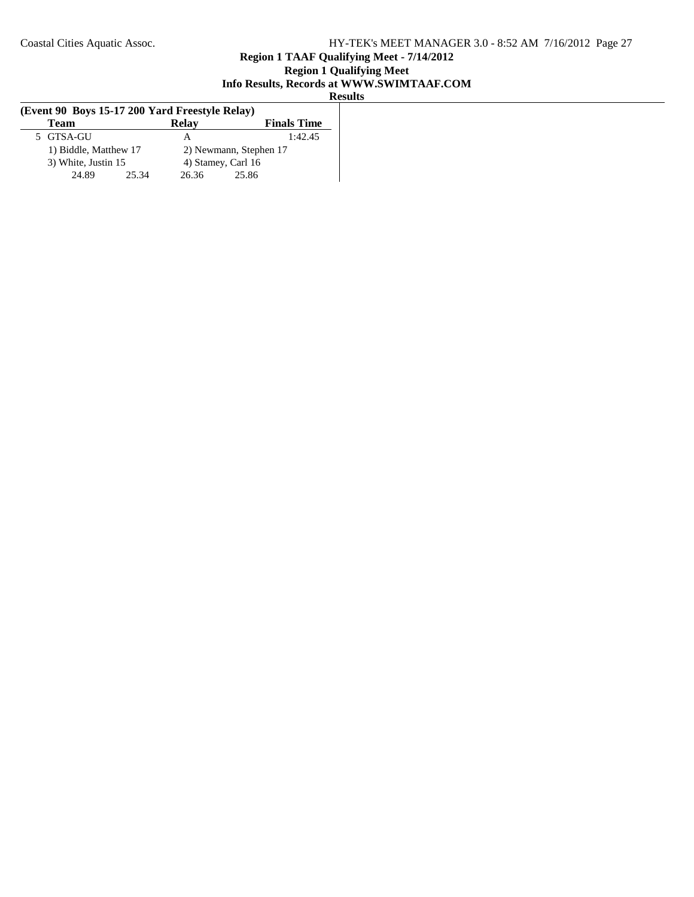(Event 90 Boys 15-17 200 Yard Freestyle Relay)

| Team | Relay | Finals Time |
|---|---|---|
| 5 GTSA-GU | A | 1:42.45 |

1) Biddle, Matthew 17    2) Newmann, Stephen 17
3) White, Justin 15    4) Stamey, Carl 16
24.89    25.34    26.36    25.86